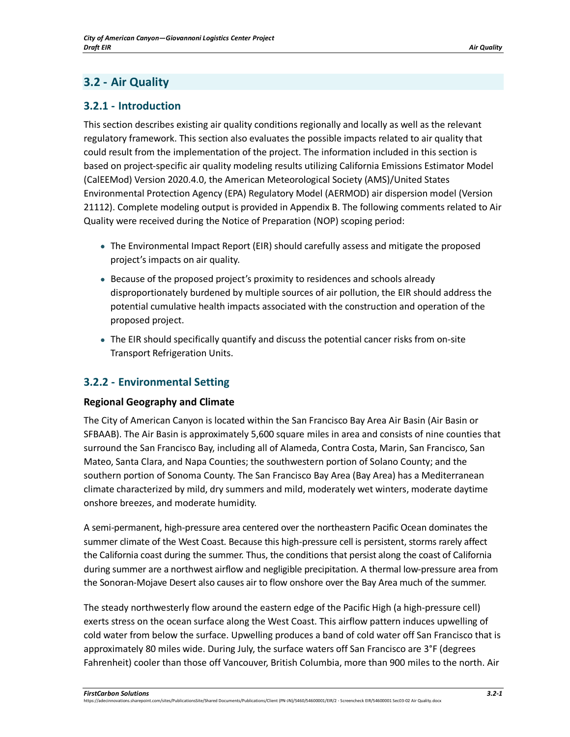## 3.2 - Air Quality

### 3.2.1 - Introduction

This section describes existing air quality conditions regionally and locally as well as the relevant regulatory framework. This section also evaluates the possible impacts related to air quality that could result from the implementation of the project. The information included in this section is based on project-specific air quality modeling results utilizing California Emissions Estimator Model (CalEEMod) Version 2020.4.0, the American Meteorological Society (AMS)/United States Environmental Protection Agency (EPA) Regulatory Model (AERMOD) air dispersion model (Version 21112). Complete modeling output is provided in Appendix B. The following comments related to Air Quality were received during the Notice of Preparation (NOP) scoping period:

- The Environmental Impact Report (EIR) should carefully assess and mitigate the proposed project's impacts on air quality.
- Because of the proposed project's proximity to residences and schools already disproportionately burdened by multiple sources of air pollution, the EIR should address the potential cumulative health impacts associated with the construction and operation of the proposed project.
- The EIR should specifically quantify and discuss the potential cancer risks from on-site Transport Refrigeration Units.

### 3.2.2 - Environmental Setting

#### Regional Geography and Climate

The City of American Canyon is located within the San Francisco Bay Area Air Basin (Air Basin or SFBAAB). The Air Basin is approximately 5,600 square miles in area and consists of nine counties that surround the San Francisco Bay, including all of Alameda, Contra Costa, Marin, San Francisco, San Mateo, Santa Clara, and Napa Counties; the southwestern portion of Solano County; and the southern portion of Sonoma County. The San Francisco Bay Area (Bay Area) has a Mediterranean climate characterized by mild, dry summers and mild, moderately wet winters, moderate daytime onshore breezes, and moderate humidity.

A semi-permanent, high-pressure area centered over the northeastern Pacific Ocean dominates the summer climate of the West Coast. Because this high-pressure cell is persistent, storms rarely affect the California coast during the summer. Thus, the conditions that persist along the coast of California during summer are a northwest airflow and negligible precipitation. A thermal low-pressure area from the Sonoran-Mojave Desert also causes air to flow onshore over the Bay Area much of the summer.

The steady northwesterly flow around the eastern edge of the Pacific High (a high-pressure cell) exerts stress on the ocean surface along the West Coast. This airflow pattern induces upwelling of cold water from below the surface. Upwelling produces a band of cold water off San Francisco that is approximately 80 miles wide. During July, the surface waters off San Francisco are 3°F (degrees Fahrenheit) cooler than those off Vancouver, British Columbia, more than 900 miles to the north. Air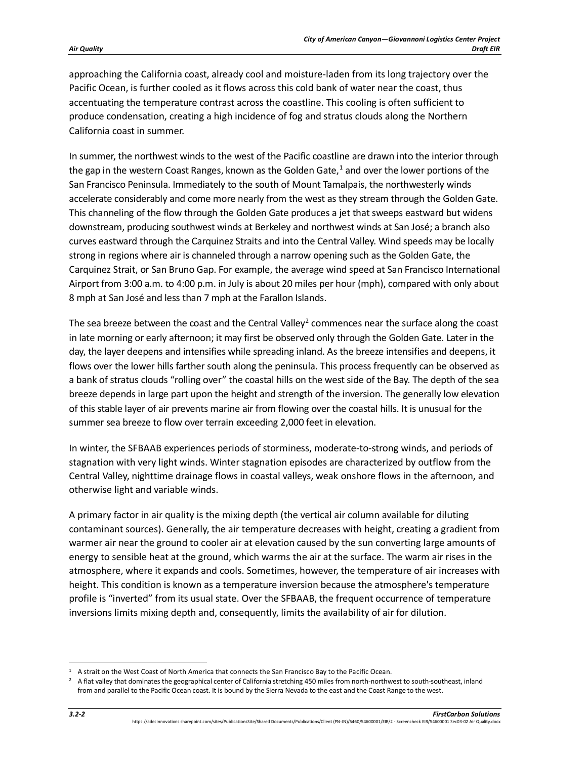approaching the California coast, already cool and moisture-laden from its long trajectory over the Pacific Ocean, is further cooled as it flows across this cold bank of water near the coast, thus accentuating the temperature contrast across the coastline. This cooling is often sufficient to produce condensation, creating a high incidence of fog and stratus clouds along the Northern California coast in summer.

In summer, the northwest winds to the west of the Pacific coastline are drawn into the interior through the gap in the western Coast Ranges, known as the Golden Gate,[1] and over the lower portions of the San Francisco Peninsula. Immediately to the south of Mount Tamalpais, the northwesterly winds accelerate considerably and come more nearly from the west as they stream through the Golden Gate. This channeling of the flow through the Golden Gate produces a jet that sweeps eastward but widens downstream, producing southwest winds at Berkeley and northwest winds at San José; a branch also curves eastward through the Carquinez Straits and into the Central Valley. Wind speeds may be locally strong in regions where air is channeled through a narrow opening such as the Golden Gate, the Carquinez Strait, or San Bruno Gap. For example, the average wind speed at San Francisco International Airport from 3:00 a.m. to 4:00 p.m. in July is about 20 miles per hour (mph), compared with only about 8 mph at San José and less than 7 mph at the Farallon Islands.

The sea breeze between the coast and the Central Valley[2] commences near the surface along the coast in late morning or early afternoon; it may first be observed only through the Golden Gate. Later in the day, the layer deepens and intensifies while spreading inland. As the breeze intensifies and deepens, it flows over the lower hills farther south along the peninsula. This process frequently can be observed as a bank of stratus clouds "rolling over" the coastal hills on the west side of the Bay. The depth of the sea breeze depends in large part upon the height and strength of the inversion. The generally low elevation of this stable layer of air prevents marine air from flowing over the coastal hills. It is unusual for the summer sea breeze to flow over terrain exceeding 2,000 feet in elevation.

In winter, the SFBAAB experiences periods of storminess, moderate-to-strong winds, and periods of stagnation with very light winds. Winter stagnation episodes are characterized by outflow from the Central Valley, nighttime drainage flows in coastal valleys, weak onshore flows in the afternoon, and otherwise light and variable winds.

A primary factor in air quality is the mixing depth (the vertical air column available for diluting contaminant sources). Generally, the air temperature decreases with height, creating a gradient from warmer air near the ground to cooler air at elevation caused by the sun converting large amounts of energy to sensible heat at the ground, which warms the air at the surface. The warm air rises in the atmosphere, where it expands and cools. Sometimes, however, the temperature of air increases with height. This condition is known as a temperature inversion because the atmosphere's temperature profile is "inverted" from its usual state. Over the SFBAAB, the frequent occurrence of temperature inversions limits mixing depth and, consequently, limits the availability of air for dilution.

---

[1] A strait on the West Coast of North America that connects the San Francisco Bay to the Pacific Ocean.

[2] A flat valley that dominates the geographical center of California stretching 450 miles from north-northwest to south-southeast, inland from and parallel to the Pacific Ocean coast. It is bound by the Sierra Nevada to the east and the Coast Range to the west.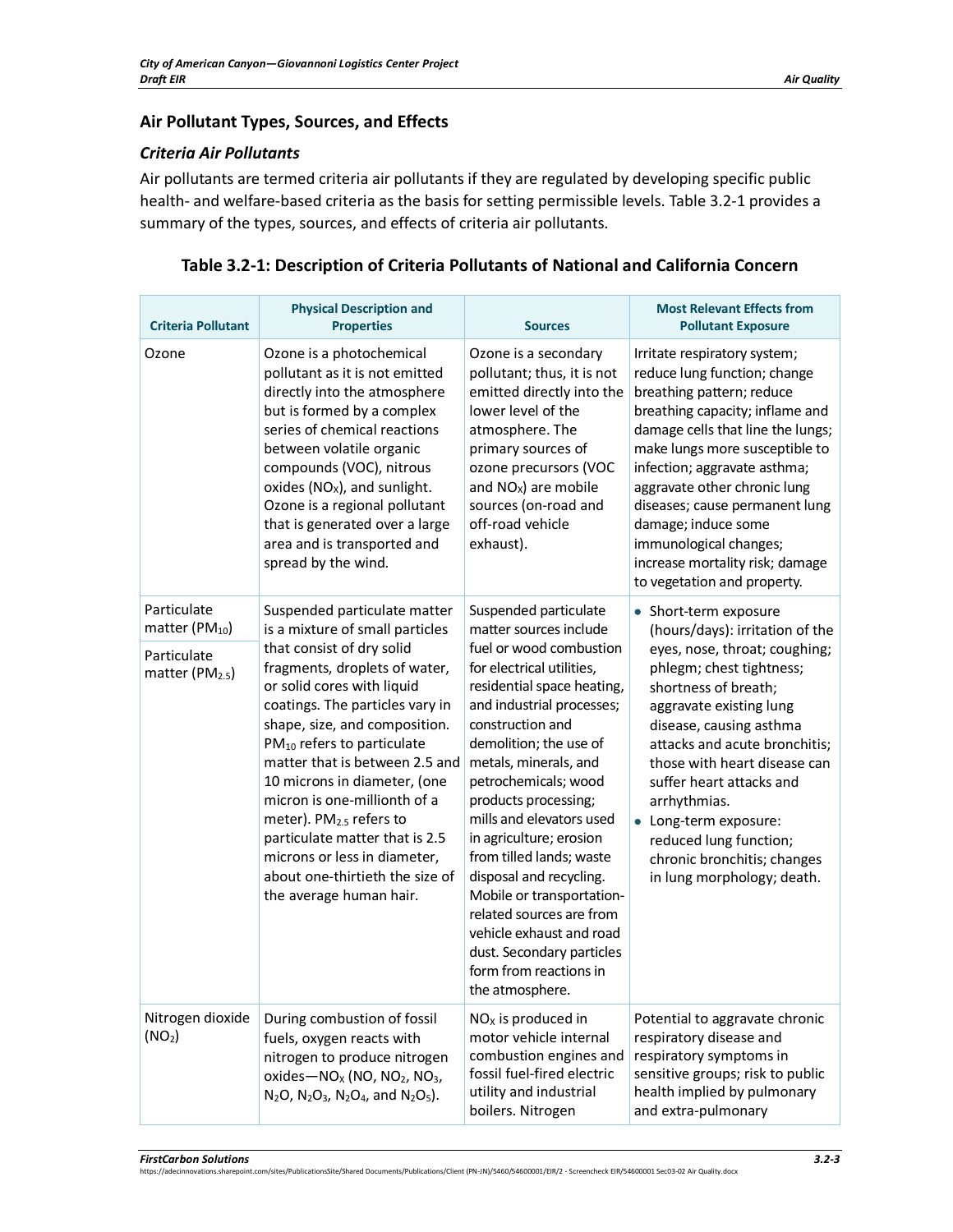## Air Pollutant Types, Sources, and Effects

### *Criteria Air Pollutants*

Air pollutants are termed criteria air pollutants if they are regulated by developing specific public health- and welfare-based criteria as the basis for setting permissible levels. Table 3.2-1 provides a summary of the types, sources, and effects of criteria air pollutants.

**Table 3.2-1: Description of Criteria Pollutants of National and California Concern**

| Criteria Pollutant | Physical Description and Properties | Sources | Most Relevant Effects from Pollutant Exposure |
|---|---|---|---|
| Ozone | Ozone is a photochemical pollutant as it is not emitted directly into the atmosphere but is formed by a complex series of chemical reactions between volatile organic compounds (VOC), nitrous oxides ($NO_X$), and sunlight. Ozone is a regional pollutant that is generated over a large area and is transported and spread by the wind. | Ozone is a secondary pollutant; thus, it is not emitted directly into the lower level of the atmosphere. The primary sources of ozone precursors (VOC and $NO_X$) are mobile sources (on-road and off-road vehicle exhaust). | Irritate respiratory system; reduce lung function; change breathing pattern; reduce breathing capacity; inflame and damage cells that line the lungs; make lungs more susceptible to infection; aggravate asthma; aggravate other chronic lung diseases; cause permanent lung damage; induce some immunological changes; increase mortality risk; damage to vegetation and property. |
| Particulate matter ($PM_{10}$)<br>Particulate matter ($PM_{2.5}$) | Suspended particulate matter is a mixture of small particles that consist of dry solid fragments, droplets of water, or solid cores with liquid coatings. The particles vary in shape, size, and composition. $PM_{10}$ refers to particulate matter that is between 2.5 and 10 microns in diameter, (one micron is one-millionth of a meter). $PM_{2.5}$ refers to particulate matter that is 2.5 microns or less in diameter, about one-thirtieth the size of the average human hair. | Suspended particulate matter sources include fuel or wood combustion for electrical utilities, residential space heating, and industrial processes; construction and demolition; the use of metals, minerals, and petrochemicals; wood products processing; mills and elevators used in agriculture; erosion from tilled lands; waste disposal and recycling. Mobile or transportation-related sources are from vehicle exhaust and road dust. Secondary particles form from reactions in the atmosphere. | • Short-term exposure (hours/days): irritation of the eyes, nose, throat; coughing; phlegm; chest tightness; shortness of breath; aggravate existing lung disease, causing asthma attacks and acute bronchitis; those with heart disease can suffer heart attacks and arrhythmias.<br>• Long-term exposure: reduced lung function; chronic bronchitis; changes in lung morphology; death. |
| Nitrogen dioxide ($NO_2$) | During combustion of fossil fuels, oxygen reacts with nitrogen to produce nitrogen oxides—$NO_X$ (NO, $NO_2$, $NO_3$, $N_2O$, $N_2O_3$, $N_2O_4$, and $N_2O_5$). | $NO_X$ is produced in motor vehicle internal combustion engines and fossil fuel-fired electric utility and industrial boilers. Nitrogen | Potential to aggravate chronic respiratory disease and respiratory symptoms in sensitive groups; risk to public health implied by pulmonary and extra-pulmonary |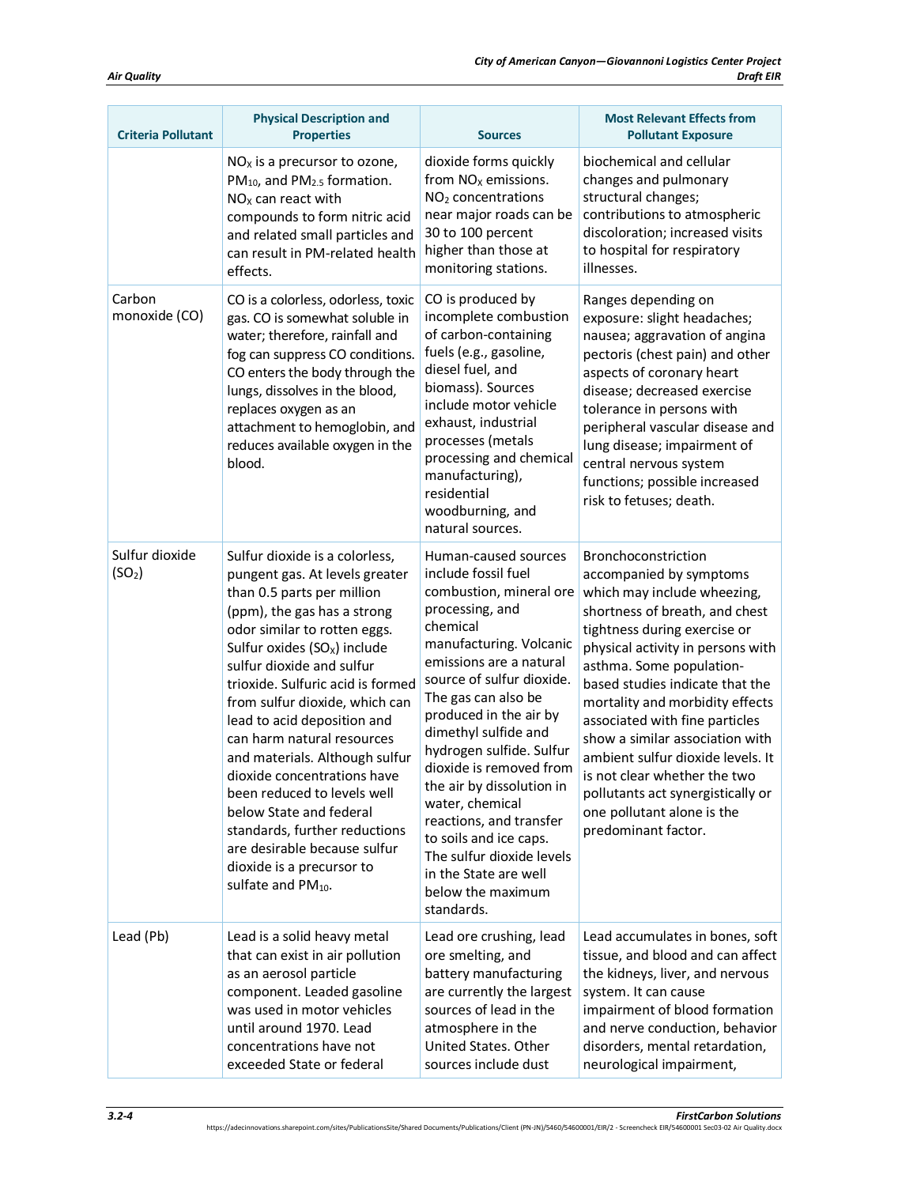| Criteria Pollutant | Physical Description and Properties | Sources | Most Relevant Effects from Pollutant Exposure |
|---|---|---|---|
| | $NO_X$ is a precursor to ozone, $PM_{10}$, and $PM_{2.5}$ formation. $NO_X$ can react with compounds to form nitric acid and related small particles and can result in PM-related health effects. | dioxide forms quickly from $NO_X$ emissions. $NO_2$ concentrations near major roads can be 30 to 100 percent higher than those at monitoring stations. | biochemical and cellular changes and pulmonary structural changes; contributions to atmospheric discoloration; increased visits to hospital for respiratory illnesses. |
| Carbon monoxide (CO) | CO is a colorless, odorless, toxic gas. CO is somewhat soluble in water; therefore, rainfall and fog can suppress CO conditions. CO enters the body through the lungs, dissolves in the blood, replaces oxygen as an attachment to hemoglobin, and reduces available oxygen in the blood. | CO is produced by incomplete combustion of carbon-containing fuels (e.g., gasoline, diesel fuel, and biomass). Sources include motor vehicle exhaust, industrial processes (metals processing and chemical manufacturing), residential woodburning, and natural sources. | Ranges depending on exposure: slight headaches; nausea; aggravation of angina pectoris (chest pain) and other aspects of coronary heart disease; decreased exercise tolerance in persons with peripheral vascular disease and lung disease; impairment of central nervous system functions; possible increased risk to fetuses; death. |
| Sulfur dioxide ($SO_2$) | Sulfur dioxide is a colorless, pungent gas. At levels greater than 0.5 parts per million (ppm), the gas has a strong odor similar to rotten eggs. Sulfur oxides ($SO_X$) include sulfur dioxide and sulfur trioxide. Sulfuric acid is formed from sulfur dioxide, which can lead to acid deposition and can harm natural resources and materials. Although sulfur dioxide concentrations have been reduced to levels well below State and federal standards, further reductions are desirable because sulfur dioxide is a precursor to sulfate and $PM_{10}$. | Human-caused sources include fossil fuel combustion, mineral ore processing, and chemical manufacturing. Volcanic emissions are a natural source of sulfur dioxide. The gas can also be produced in the air by dimethyl sulfide and hydrogen sulfide. Sulfur dioxide is removed from the air by dissolution in water, chemical reactions, and transfer to soils and ice caps. The sulfur dioxide levels in the State are well below the maximum standards. | Bronchoconstriction accompanied by symptoms which may include wheezing, shortness of breath, and chest tightness during exercise or physical activity in persons with asthma. Some population-based studies indicate that the mortality and morbidity effects associated with fine particles show a similar association with ambient sulfur dioxide levels. It is not clear whether the two pollutants act synergistically or one pollutant alone is the predominant factor. |
| Lead (Pb) | Lead is a solid heavy metal that can exist in air pollution as an aerosol particle component. Leaded gasoline was used in motor vehicles until around 1970. Lead concentrations have not exceeded State or federal | Lead ore crushing, lead ore smelting, and battery manufacturing are currently the largest sources of lead in the atmosphere in the United States. Other sources include dust | Lead accumulates in bones, soft tissue, and blood and can affect the kidneys, liver, and nervous system. It can cause impairment of blood formation and nerve conduction, behavior disorders, mental retardation, neurological impairment, |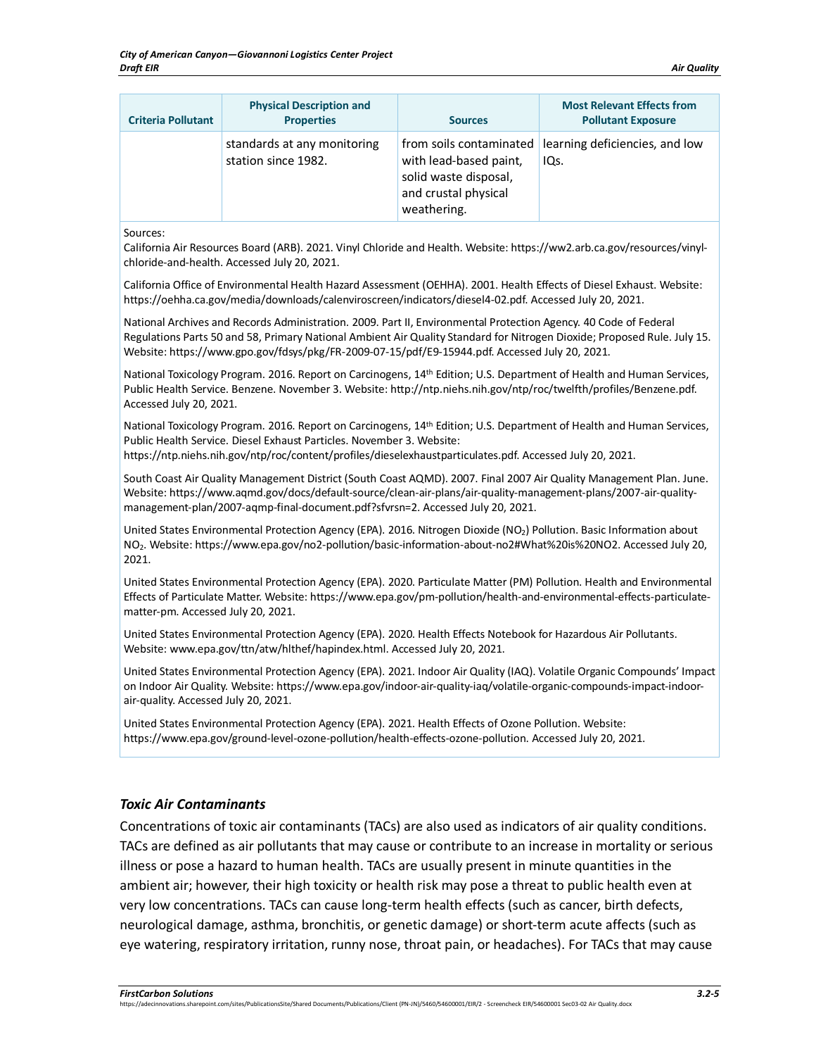| Criteria Pollutant | Physical Description and Properties | Sources | Most Relevant Effects from Pollutant Exposure |
|---|---|---|---|
| | standards at any monitoring station since 1982. | from soils contaminated with lead-based paint, solid waste disposal, and crustal physical weathering. | learning deficiencies, and low IQs. |

Sources:

California Air Resources Board (ARB). 2021. Vinyl Chloride and Health. Website: https://ww2.arb.ca.gov/resources/vinyl-chloride-and-health. Accessed July 20, 2021.

California Office of Environmental Health Hazard Assessment (OEHHA). 2001. Health Effects of Diesel Exhaust. Website: https://oehha.ca.gov/media/downloads/calenviroscreen/indicators/diesel4-02.pdf. Accessed July 20, 2021.

National Archives and Records Administration. 2009. Part II, Environmental Protection Agency. 40 Code of Federal Regulations Parts 50 and 58, Primary National Ambient Air Quality Standard for Nitrogen Dioxide; Proposed Rule. July 15. Website: https://www.gpo.gov/fdsys/pkg/FR-2009-07-15/pdf/E9-15944.pdf. Accessed July 20, 2021.

National Toxicology Program. 2016. Report on Carcinogens, 14th Edition; U.S. Department of Health and Human Services, Public Health Service. Benzene. November 3. Website: http://ntp.niehs.nih.gov/ntp/roc/twelfth/profiles/Benzene.pdf. Accessed July 20, 2021.

National Toxicology Program. 2016. Report on Carcinogens, 14th Edition; U.S. Department of Health and Human Services, Public Health Service. Diesel Exhaust Particles. November 3. Website: https://ntp.niehs.nih.gov/ntp/roc/content/profiles/dieselexhaustparticulates.pdf. Accessed July 20, 2021.

South Coast Air Quality Management District (South Coast AQMD). 2007. Final 2007 Air Quality Management Plan. June. Website: https://www.aqmd.gov/docs/default-source/clean-air-plans/air-quality-management-plans/2007-air-quality-management-plan/2007-aqmp-final-document.pdf?sfvrsn=2. Accessed July 20, 2021.

United States Environmental Protection Agency (EPA). 2016. Nitrogen Dioxide ($NO_2$) Pollution. Basic Information about $NO_2$. Website: https://www.epa.gov/no2-pollution/basic-information-about-no2#What%20is%20NO2. Accessed July 20, 2021.

United States Environmental Protection Agency (EPA). 2020. Particulate Matter (PM) Pollution. Health and Environmental Effects of Particulate Matter. Website: https://www.epa.gov/pm-pollution/health-and-environmental-effects-particulate-matter-pm. Accessed July 20, 2021.

United States Environmental Protection Agency (EPA). 2020. Health Effects Notebook for Hazardous Air Pollutants. Website: www.epa.gov/ttn/atw/hlthef/hapindex.html. Accessed July 20, 2021.

United States Environmental Protection Agency (EPA). 2021. Indoor Air Quality (IAQ). Volatile Organic Compounds' Impact on Indoor Air Quality. Website: https://www.epa.gov/indoor-air-quality-iaq/volatile-organic-compounds-impact-indoor-air-quality. Accessed July 20, 2021.

United States Environmental Protection Agency (EPA). 2021. Health Effects of Ozone Pollution. Website: https://www.epa.gov/ground-level-ozone-pollution/health-effects-ozone-pollution. Accessed July 20, 2021.

### *Toxic Air Contaminants*

Concentrations of toxic air contaminants (TACs) are also used as indicators of air quality conditions. TACs are defined as air pollutants that may cause or contribute to an increase in mortality or serious illness or pose a hazard to human health. TACs are usually present in minute quantities in the ambient air; however, their high toxicity or health risk may pose a threat to public health even at very low concentrations. TACs can cause long-term health effects (such as cancer, birth defects, neurological damage, asthma, bronchitis, or genetic damage) or short-term acute affects (such as eye watering, respiratory irritation, runny nose, throat pain, or headaches). For TACs that may cause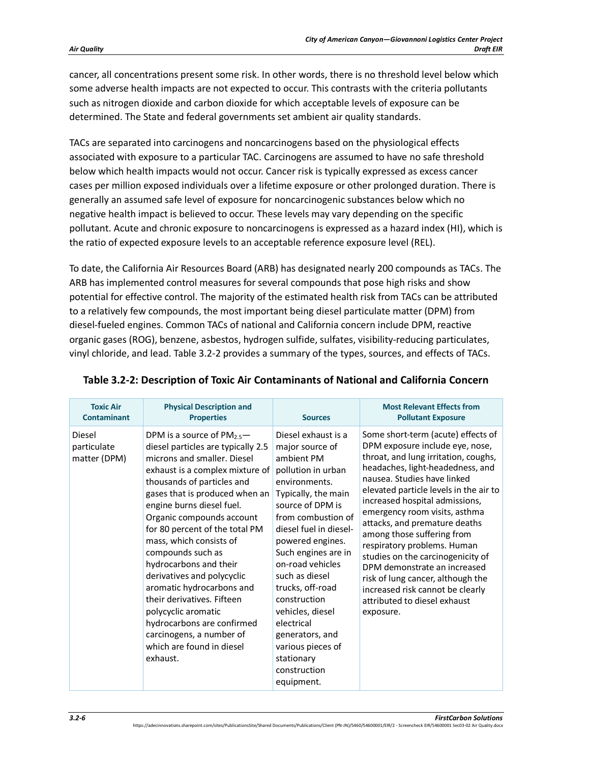cancer, all concentrations present some risk. In other words, there is no threshold level below which some adverse health impacts are not expected to occur. This contrasts with the criteria pollutants such as nitrogen dioxide and carbon dioxide for which acceptable levels of exposure can be determined. The State and federal governments set ambient air quality standards.

TACs are separated into carcinogens and noncarcinogens based on the physiological effects associated with exposure to a particular TAC. Carcinogens are assumed to have no safe threshold below which health impacts would not occur. Cancer risk is typically expressed as excess cancer cases per million exposed individuals over a lifetime exposure or other prolonged duration. There is generally an assumed safe level of exposure for noncarcinogenic substances below which no negative health impact is believed to occur. These levels may vary depending on the specific pollutant. Acute and chronic exposure to noncarcinogens is expressed as a hazard index (HI), which is the ratio of expected exposure levels to an acceptable reference exposure level (REL).

To date, the California Air Resources Board (ARB) has designated nearly 200 compounds as TACs. The ARB has implemented control measures for several compounds that pose high risks and show potential for effective control. The majority of the estimated health risk from TACs can be attributed to a relatively few compounds, the most important being diesel particulate matter (DPM) from diesel-fueled engines. Common TACs of national and California concern include DPM, reactive organic gases (ROG), benzene, asbestos, hydrogen sulfide, sulfates, visibility-reducing particulates, vinyl chloride, and lead. Table 3.2-2 provides a summary of the types, sources, and effects of TACs.

**Table 3.2-2: Description of Toxic Air Contaminants of National and California Concern**

| Toxic Air Contaminant | Physical Description and Properties | Sources | Most Relevant Effects from Pollutant Exposure |
|---|---|---|---|
| Diesel particulate matter (DPM) | DPM is a source of $PM_{2.5}$—diesel particles are typically 2.5 microns and smaller. Diesel exhaust is a complex mixture of thousands of particles and gases that is produced when an engine burns diesel fuel. Organic compounds account for 80 percent of the total PM mass, which consists of compounds such as hydrocarbons and their derivatives and polycyclic aromatic hydrocarbons and their derivatives. Fifteen polycyclic aromatic hydrocarbons are confirmed carcinogens, a number of which are found in diesel exhaust. | Diesel exhaust is a major source of ambient PM pollution in urban environments. Typically, the main source of DPM is from combustion of diesel fuel in diesel-powered engines. Such engines are in on-road vehicles such as diesel trucks, off-road construction vehicles, diesel electrical generators, and various pieces of stationary construction equipment. | Some short-term (acute) effects of DPM exposure include eye, nose, throat, and lung irritation, coughs, headaches, light-headedness, and nausea. Studies have linked elevated particle levels in the air to increased hospital admissions, emergency room visits, asthma attacks, and premature deaths among those suffering from respiratory problems. Human studies on the carcinogenicity of DPM demonstrate an increased risk of lung cancer, although the increased risk cannot be clearly attributed to diesel exhaust exposure. |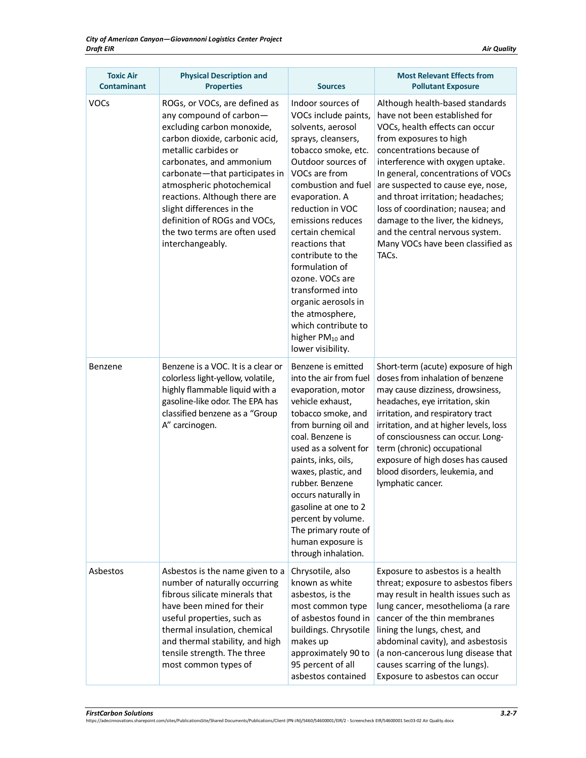| Toxic Air Contaminant | Physical Description and Properties | Sources | Most Relevant Effects from Pollutant Exposure |
|---|---|---|---|
| VOCs | ROGs, or VOCs, are defined as any compound of carbon—excluding carbon monoxide, carbon dioxide, carbonic acid, metallic carbides or carbonates, and ammonium carbonate—that participates in atmospheric photochemical reactions. Although there are slight differences in the definition of ROGs and VOCs, the two terms are often used interchangeably. | Indoor sources of VOCs include paints, solvents, aerosol sprays, cleansers, tobacco smoke, etc. Outdoor sources of VOCs are from combustion and fuel evaporation. A reduction in VOC emissions reduces certain chemical reactions that contribute to the formulation of ozone. VOCs are transformed into organic aerosols in the atmosphere, which contribute to higher $PM_{10}$ and lower visibility. | Although health-based standards have not been established for VOCs, health effects can occur from exposures to high concentrations because of interference with oxygen uptake. In general, concentrations of VOCs are suspected to cause eye, nose, and throat irritation; headaches; loss of coordination; nausea; and damage to the liver, the kidneys, and the central nervous system. Many VOCs have been classified as TACs. |
| Benzene | Benzene is a VOC. It is a clear or colorless light-yellow, volatile, highly flammable liquid with a gasoline-like odor. The EPA has classified benzene as a "Group A" carcinogen. | Benzene is emitted into the air from fuel evaporation, motor vehicle exhaust, tobacco smoke, and from burning oil and coal. Benzene is used as a solvent for paints, inks, oils, waxes, plastic, and rubber. Benzene occurs naturally in gasoline at one to 2 percent by volume. The primary route of human exposure is through inhalation. | Short-term (acute) exposure of high doses from inhalation of benzene may cause dizziness, drowsiness, headaches, eye irritation, skin irritation, and respiratory tract irritation, and at higher levels, loss of consciousness can occur. Long-term (chronic) occupational exposure of high doses has caused blood disorders, leukemia, and lymphatic cancer. |
| Asbestos | Asbestos is the name given to a number of naturally occurring fibrous silicate minerals that have been mined for their useful properties, such as thermal insulation, chemical and thermal stability, and high tensile strength. The three most common types of | Chrysotile, also known as white asbestos, is the most common type of asbestos found in buildings. Chrysotile makes up approximately 90 to 95 percent of all asbestos contained | Exposure to asbestos is a health threat; exposure to asbestos fibers may result in health issues such as lung cancer, mesothelioma (a rare cancer of the thin membranes lining the lungs, chest, and abdominal cavity), and asbestosis (a non-cancerous lung disease that causes scarring of the lungs). Exposure to asbestos can occur |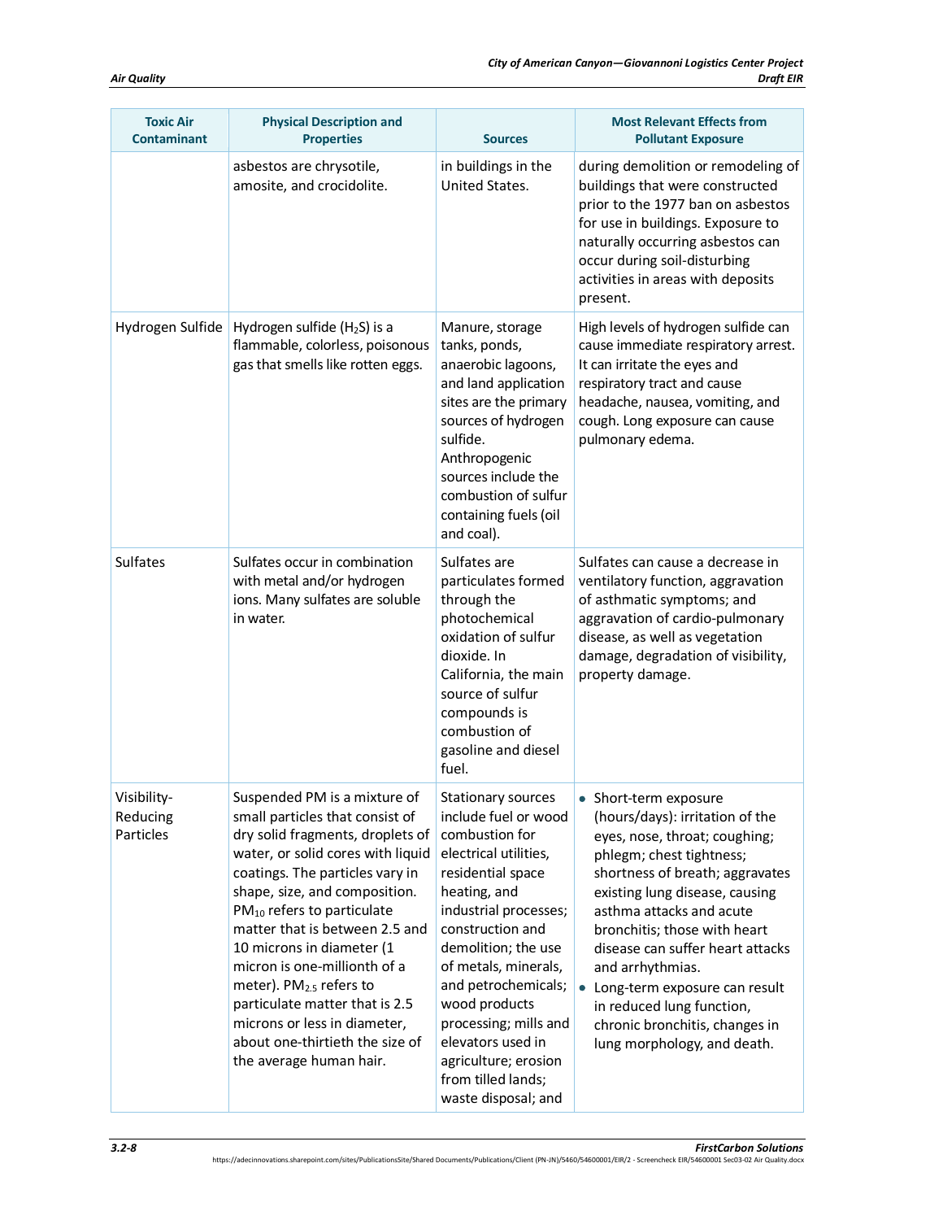| Toxic Air Contaminant | Physical Description and Properties | Sources | Most Relevant Effects from Pollutant Exposure |
|---|---|---|---|
| | asbestos are chrysotile, amosite, and crocidolite. | in buildings in the United States. | during demolition or remodeling of buildings that were constructed prior to the 1977 ban on asbestos for use in buildings. Exposure to naturally occurring asbestos can occur during soil-disturbing activities in areas with deposits present. |
| Hydrogen Sulfide | Hydrogen sulfide ($H_2S$) is a flammable, colorless, poisonous gas that smells like rotten eggs. | Manure, storage tanks, ponds, anaerobic lagoons, and land application sites are the primary sources of hydrogen sulfide. Anthropogenic sources include the combustion of sulfur containing fuels (oil and coal). | High levels of hydrogen sulfide can cause immediate respiratory arrest. It can irritate the eyes and respiratory tract and cause headache, nausea, vomiting, and cough. Long exposure can cause pulmonary edema. |
| Sulfates | Sulfates occur in combination with metal and/or hydrogen ions. Many sulfates are soluble in water. | Sulfates are particulates formed through the photochemical oxidation of sulfur dioxide. In California, the main source of sulfur compounds is combustion of gasoline and diesel fuel. | Sulfates can cause a decrease in ventilatory function, aggravation of asthmatic symptoms; and aggravation of cardio-pulmonary disease, as well as vegetation damage, degradation of visibility, property damage. |
| Visibility-Reducing Particles | Suspended PM is a mixture of small particles that consist of dry solid fragments, droplets of water, or solid cores with liquid coatings. The particles vary in shape, size, and composition. $PM_{10}$ refers to particulate matter that is between 2.5 and 10 microns in diameter (1 micron is one-millionth of a meter). $PM_{2.5}$ refers to particulate matter that is 2.5 microns or less in diameter, about one-thirtieth the size of the average human hair. | Stationary sources include fuel or wood combustion for electrical utilities, residential space heating, and industrial processes; construction and demolition; the use of metals, minerals, and petrochemicals; wood products processing; mills and elevators used in agriculture; erosion from tilled lands; waste disposal; and | • Short-term exposure (hours/days): irritation of the eyes, nose, throat; coughing; phlegm; chest tightness; shortness of breath; aggravates existing lung disease, causing asthma attacks and acute bronchitis; those with heart disease can suffer heart attacks and arrhythmias.<br>• Long-term exposure can result in reduced lung function, chronic bronchitis, changes in lung morphology, and death. |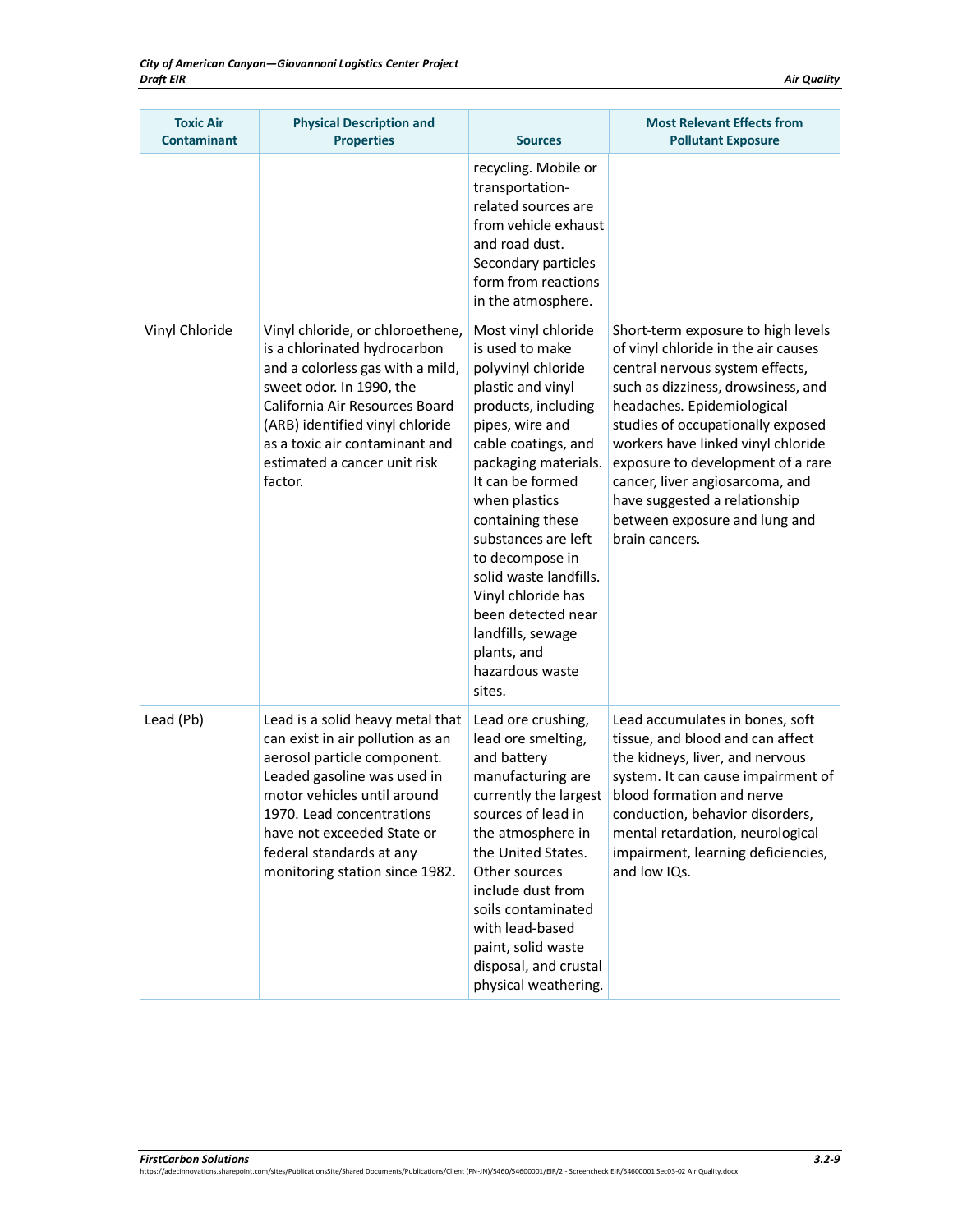| Toxic Air Contaminant | Physical Description and Properties | Sources | Most Relevant Effects from Pollutant Exposure |
|---|---|---|---|
| | | recycling. Mobile or transportation-related sources are from vehicle exhaust and road dust. Secondary particles form from reactions in the atmosphere. | |
| Vinyl Chloride | Vinyl chloride, or chloroethene, is a chlorinated hydrocarbon and a colorless gas with a mild, sweet odor. In 1990, the California Air Resources Board (ARB) identified vinyl chloride as a toxic air contaminant and estimated a cancer unit risk factor. | Most vinyl chloride is used to make polyvinyl chloride plastic and vinyl products, including pipes, wire and cable coatings, and packaging materials. It can be formed when plastics containing these substances are left to decompose in solid waste landfills. Vinyl chloride has been detected near landfills, sewage plants, and hazardous waste sites. | Short-term exposure to high levels of vinyl chloride in the air causes central nervous system effects, such as dizziness, drowsiness, and headaches. Epidemiological studies of occupationally exposed workers have linked vinyl chloride exposure to development of a rare cancer, liver angiosarcoma, and have suggested a relationship between exposure and lung and brain cancers. |
| Lead (Pb) | Lead is a solid heavy metal that can exist in air pollution as an aerosol particle component. Leaded gasoline was used in motor vehicles until around 1970. Lead concentrations have not exceeded State or federal standards at any monitoring station since 1982. | Lead ore crushing, lead ore smelting, and battery manufacturing are currently the largest sources of lead in the atmosphere in the United States. Other sources include dust from soils contaminated with lead-based paint, solid waste disposal, and crustal physical weathering. | Lead accumulates in bones, soft tissue, and blood and can affect the kidneys, liver, and nervous system. It can cause impairment of blood formation and nerve conduction, behavior disorders, mental retardation, neurological impairment, learning deficiencies, and low IQs. |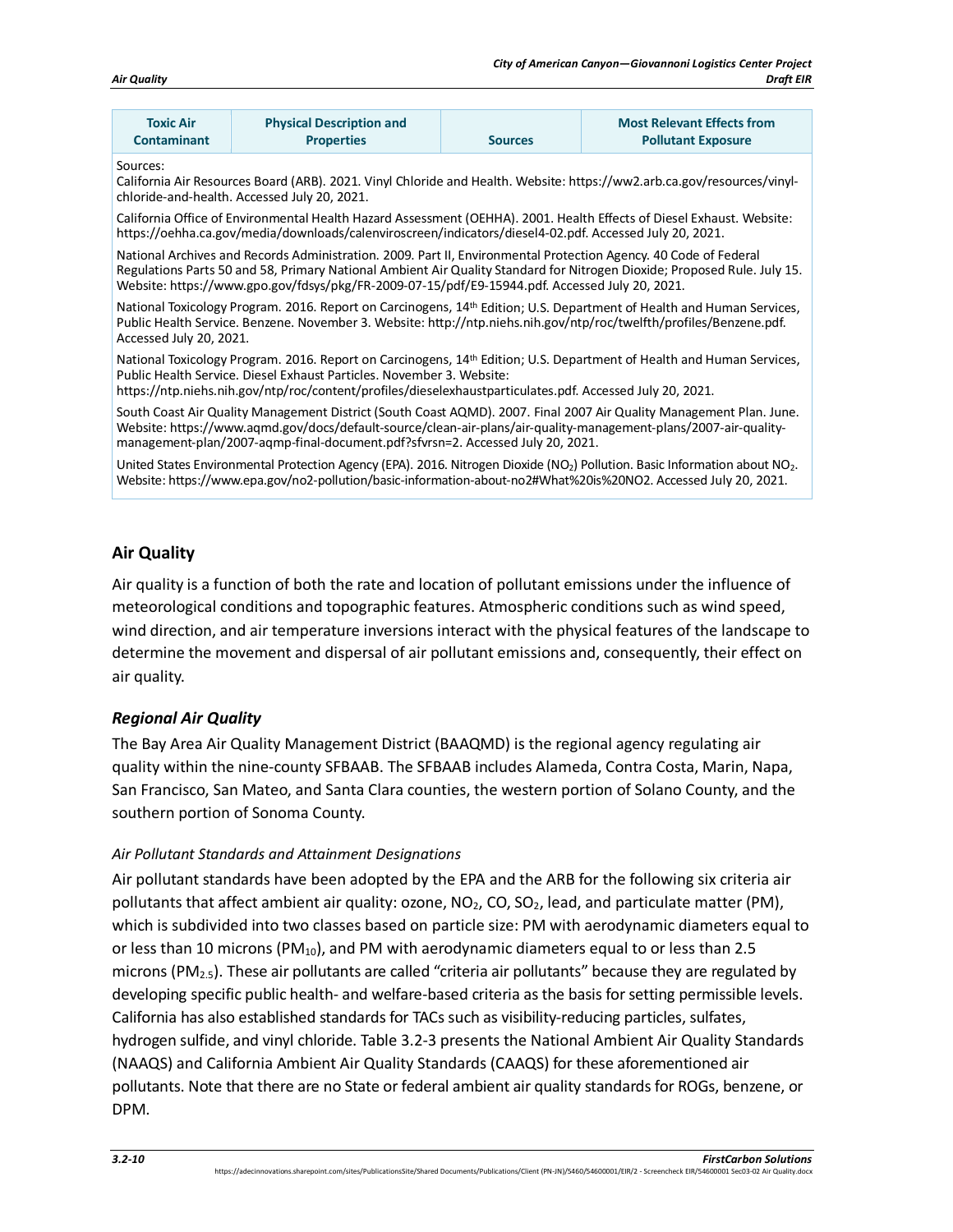| Toxic Air Contaminant | Physical Description and Properties | Sources | Most Relevant Effects from Pollutant Exposure |
|---|---|---|---|

Sources:

California Air Resources Board (ARB). 2021. Vinyl Chloride and Health. Website: https://ww2.arb.ca.gov/resources/vinyl-chloride-and-health. Accessed July 20, 2021.

California Office of Environmental Health Hazard Assessment (OEHHA). 2001. Health Effects of Diesel Exhaust. Website: https://oehha.ca.gov/media/downloads/calenviroscreen/indicators/diesel4-02.pdf. Accessed July 20, 2021.

National Archives and Records Administration. 2009. Part II, Environmental Protection Agency. 40 Code of Federal Regulations Parts 50 and 58, Primary National Ambient Air Quality Standard for Nitrogen Dioxide; Proposed Rule. July 15. Website: https://www.gpo.gov/fdsys/pkg/FR-2009-07-15/pdf/E9-15944.pdf. Accessed July 20, 2021.

National Toxicology Program. 2016. Report on Carcinogens, 14th Edition; U.S. Department of Health and Human Services, Public Health Service. Benzene. November 3. Website: http://ntp.niehs.nih.gov/ntp/roc/twelfth/profiles/Benzene.pdf. Accessed July 20, 2021.

National Toxicology Program. 2016. Report on Carcinogens, 14th Edition; U.S. Department of Health and Human Services, Public Health Service. Diesel Exhaust Particles. November 3. Website: https://ntp.niehs.nih.gov/ntp/roc/content/profiles/dieselexhaustparticulates.pdf. Accessed July 20, 2021.

South Coast Air Quality Management District (South Coast AQMD). 2007. Final 2007 Air Quality Management Plan. June. Website: https://www.aqmd.gov/docs/default-source/clean-air-plans/air-quality-management-plans/2007-air-quality-management-plan/2007-aqmp-final-document.pdf?sfvrsn=2. Accessed July 20, 2021.

United States Environmental Protection Agency (EPA). 2016. Nitrogen Dioxide ($NO_2$) Pollution. Basic Information about $NO_2$. Website: https://www.epa.gov/no2-pollution/basic-information-about-no2#What%20is%20NO2. Accessed July 20, 2021.

## Air Quality

Air quality is a function of both the rate and location of pollutant emissions under the influence of meteorological conditions and topographic features. Atmospheric conditions such as wind speed, wind direction, and air temperature inversions interact with the physical features of the landscape to determine the movement and dispersal of air pollutant emissions and, consequently, their effect on air quality.

### *Regional Air Quality*

The Bay Area Air Quality Management District (BAAQMD) is the regional agency regulating air quality within the nine-county SFBAAB. The SFBAAB includes Alameda, Contra Costa, Marin, Napa, San Francisco, San Mateo, and Santa Clara counties, the western portion of Solano County, and the southern portion of Sonoma County.

#### *Air Pollutant Standards and Attainment Designations*

Air pollutant standards have been adopted by the EPA and the ARB for the following six criteria air pollutants that affect ambient air quality: ozone, $NO_2$, CO, $SO_2$, lead, and particulate matter (PM), which is subdivided into two classes based on particle size: PM with aerodynamic diameters equal to or less than 10 microns ($PM_{10}$), and PM with aerodynamic diameters equal to or less than 2.5 microns ($PM_{2.5}$). These air pollutants are called "criteria air pollutants" because they are regulated by developing specific public health- and welfare-based criteria as the basis for setting permissible levels. California has also established standards for TACs such as visibility-reducing particles, sulfates, hydrogen sulfide, and vinyl chloride. Table 3.2-3 presents the National Ambient Air Quality Standards (NAAQS) and California Ambient Air Quality Standards (CAAQS) for these aforementioned air pollutants. Note that there are no State or federal ambient air quality standards for ROGs, benzene, or DPM.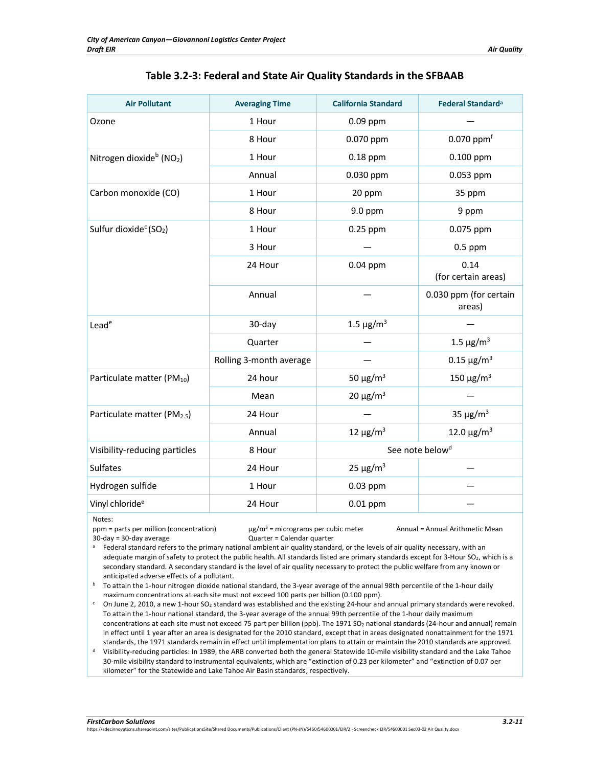## Table 3.2-3: Federal and State Air Quality Standards in the SFBAAB

| Air Pollutant | Averaging Time | California Standard | Federal Standard[a] |
|---|---|---|---|
| Ozone | 1 Hour | 0.09 ppm | — |
| | 8 Hour | 0.070 ppm | 0.070 ppm[f] |
| Nitrogen dioxide[b] ($NO_2$) | 1 Hour | 0.18 ppm | 0.100 ppm |
| | Annual | 0.030 ppm | 0.053 ppm |
| Carbon monoxide (CO) | 1 Hour | 20 ppm | 35 ppm |
| | 8 Hour | 9.0 ppm | 9 ppm |
| Sulfur dioxide[c] ($SO_2$) | 1 Hour | 0.25 ppm | 0.075 ppm |
| | 3 Hour | — | 0.5 ppm |
| | 24 Hour | 0.04 ppm | 0.14 (for certain areas) |
| | Annual | — | 0.030 ppm (for certain areas) |
| Lead[e] | 30-day | 1.5 µg/m$^3$ | — |
| | Quarter | — | 1.5 µg/m$^3$ |
| | Rolling 3-month average | — | 0.15 µg/m$^3$ |
| Particulate matter ($PM_{10}$) | 24 hour | 50 µg/m$^3$ | 150 µg/m$^3$ |
| | Mean | 20 µg/m$^3$ | — |
| Particulate matter ($PM_{2.5}$) | 24 Hour | — | 35 µg/m$^3$ |
| | Annual | 12 µg/m$^3$ | 12.0 µg/m$^3$ |
| Visibility-reducing particles | 8 Hour | See note below[d] | |
| Sulfates | 24 Hour | 25 µg/m$^3$ | — |
| Hydrogen sulfide | 1 Hour | 0.03 ppm | — |
| Vinyl chloride[e] | 24 Hour | 0.01 ppm | — |

Notes:

ppm = parts per million (concentration)  µg/m$^3$ = micrograms per cubic meter  Annual = Annual Arithmetic Mean
30-day = 30-day average  Quarter = Calendar quarter

[a] Federal standard refers to the primary national ambient air quality standard, or the levels of air quality necessary, with an adequate margin of safety to protect the public health. All standards listed are primary standards except for 3-Hour $SO_2$, which is a secondary standard. A secondary standard is the level of air quality necessary to protect the public welfare from any known or anticipated adverse effects of a pollutant.

[b] To attain the 1-hour nitrogen dioxide national standard, the 3-year average of the annual 98th percentile of the 1-hour daily maximum concentrations at each site must not exceed 100 parts per billion (0.100 ppm).

[c] On June 2, 2010, a new 1-hour $SO_2$ standard was established and the existing 24-hour and annual primary standards were revoked. To attain the 1-hour national standard, the 3-year average of the annual 99th percentile of the 1-hour daily maximum concentrations at each site must not exceed 75 part per billion (ppb). The 1971 $SO_2$ national standards (24-hour and annual) remain in effect until 1 year after an area is designated for the 2010 standard, except that in areas designated nonattainment for the 1971 standards, the 1971 standards remain in effect until implementation plans to attain or maintain the 2010 standards are approved.

[d] Visibility-reducing particles: In 1989, the ARB converted both the general Statewide 10-mile visibility standard and the Lake Tahoe 30-mile visibility standard to instrumental equivalents, which are "extinction of 0.23 per kilometer" and "extinction of 0.07 per kilometer" for the Statewide and Lake Tahoe Air Basin standards, respectively.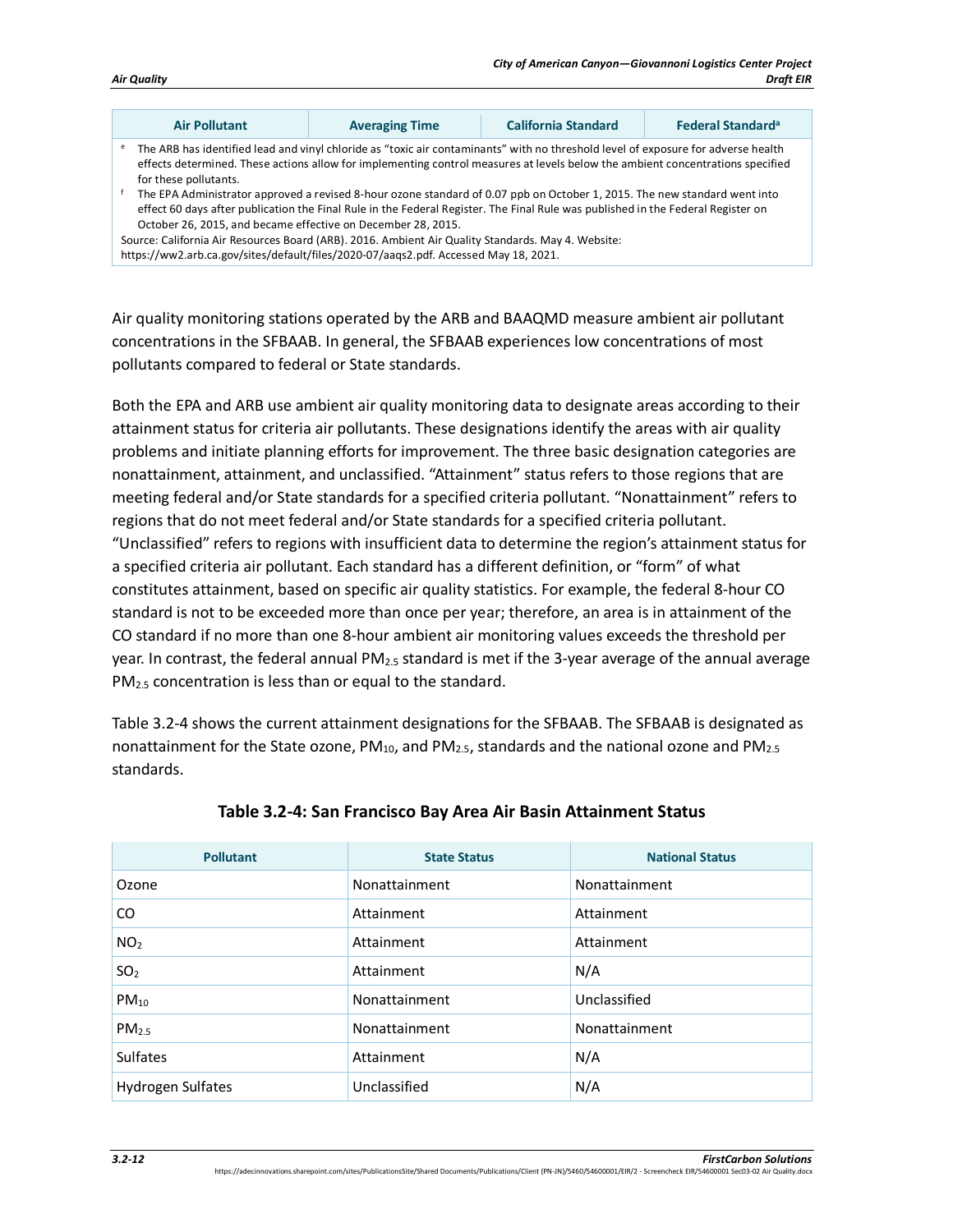| Air Pollutant | Averaging Time | California Standard | Federal Standard[a] |
|---|---|---|---|

[e] The ARB has identified lead and vinyl chloride as "toxic air contaminants" with no threshold level of exposure for adverse health effects determined. These actions allow for implementing control measures at levels below the ambient concentrations specified for these pollutants.

[f] The EPA Administrator approved a revised 8-hour ozone standard of 0.07 ppb on October 1, 2015. The new standard went into effect 60 days after publication the Final Rule in the Federal Register. The Final Rule was published in the Federal Register on October 26, 2015, and became effective on December 28, 2015.

Source: California Air Resources Board (ARB). 2016. Ambient Air Quality Standards. May 4. Website: https://ww2.arb.ca.gov/sites/default/files/2020-07/aaqs2.pdf. Accessed May 18, 2021.

Air quality monitoring stations operated by the ARB and BAAQMD measure ambient air pollutant concentrations in the SFBAAB. In general, the SFBAAB experiences low concentrations of most pollutants compared to federal or State standards.

Both the EPA and ARB use ambient air quality monitoring data to designate areas according to their attainment status for criteria air pollutants. These designations identify the areas with air quality problems and initiate planning efforts for improvement. The three basic designation categories are nonattainment, attainment, and unclassified. "Attainment" status refers to those regions that are meeting federal and/or State standards for a specified criteria pollutant. "Nonattainment" refers to regions that do not meet federal and/or State standards for a specified criteria pollutant. "Unclassified" refers to regions with insufficient data to determine the region's attainment status for a specified criteria air pollutant. Each standard has a different definition, or "form" of what constitutes attainment, based on specific air quality statistics. For example, the federal 8-hour CO standard is not to be exceeded more than once per year; therefore, an area is in attainment of the CO standard if no more than one 8-hour ambient air monitoring values exceeds the threshold per year. In contrast, the federal annual $PM_{2.5}$ standard is met if the 3-year average of the annual average $PM_{2.5}$ concentration is less than or equal to the standard.

Table 3.2-4 shows the current attainment designations for the SFBAAB. The SFBAAB is designated as nonattainment for the State ozone, $PM_{10}$, and $PM_{2.5}$, standards and the national ozone and $PM_{2.5}$ standards.

**Table 3.2-4: San Francisco Bay Area Air Basin Attainment Status**

| Pollutant | State Status | National Status |
|---|---|---|
| Ozone | Nonattainment | Nonattainment |
| CO | Attainment | Attainment |
| $NO_2$ | Attainment | Attainment |
| $SO_2$ | Attainment | N/A |
| $PM_{10}$ | Nonattainment | Unclassified |
| $PM_{2.5}$ | Nonattainment | Nonattainment |
| Sulfates | Attainment | N/A |
| Hydrogen Sulfates | Unclassified | N/A |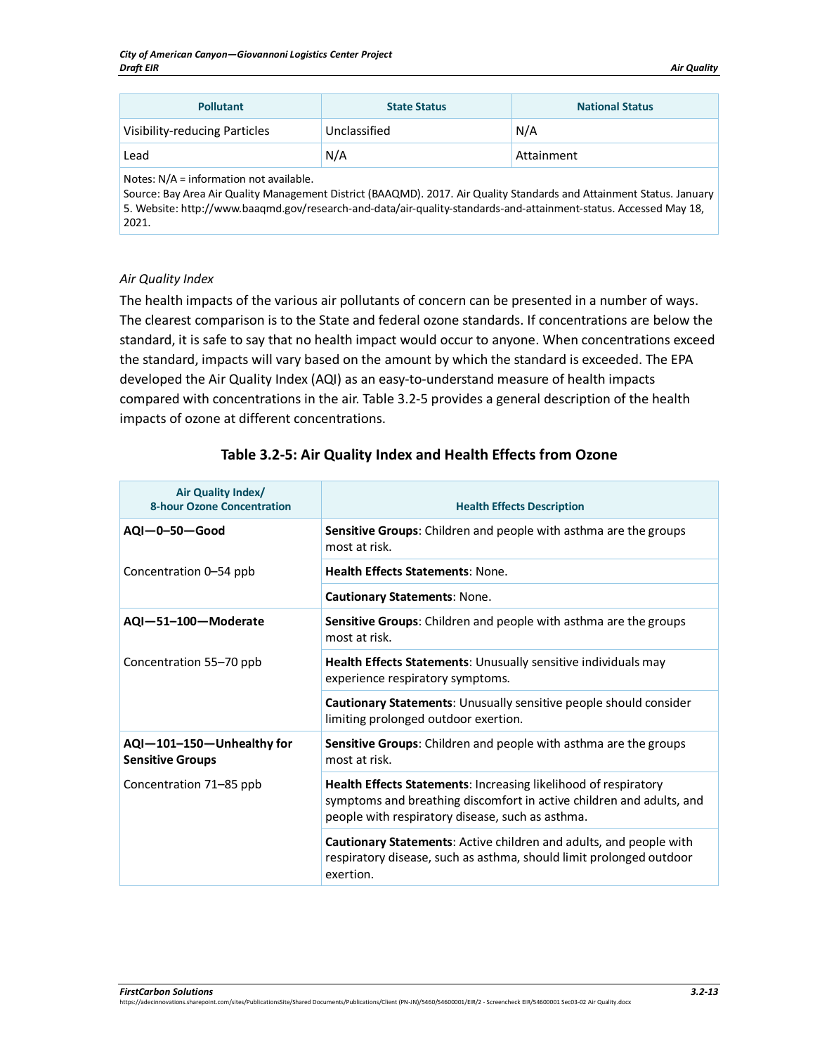| Pollutant | State Status | National Status |
|---|---|---|
| Visibility-reducing Particles | Unclassified | N/A |
| Lead | N/A | Attainment |
| Notes: N/A = information not available.<br>Source: Bay Area Air Quality Management District (BAAQMD). 2017. Air Quality Standards and Attainment Status. January 5. Website: http://www.baaqmd.gov/research-and-data/air-quality-standards-and-attainment-status. Accessed May 18, 2021. | | |

*Air Quality Index*

The health impacts of the various air pollutants of concern can be presented in a number of ways. The clearest comparison is to the State and federal ozone standards. If concentrations are below the standard, it is safe to say that no health impact would occur to anyone. When concentrations exceed the standard, impacts will vary based on the amount by which the standard is exceeded. The EPA developed the Air Quality Index (AQI) as an easy-to-understand measure of health impacts compared with concentrations in the air. Table 3.2-5 provides a general description of the health impacts of ozone at different concentrations.

**Table 3.2-5: Air Quality Index and Health Effects from Ozone**

| Air Quality Index/ 8-hour Ozone Concentration | Health Effects Description |
|---|---|
| **AQI—0–50—Good** | **Sensitive Groups**: Children and people with asthma are the groups most at risk. |
| Concentration 0–54 ppb | **Health Effects Statements**: None. |
| | **Cautionary Statements**: None. |
| **AQI—51–100—Moderate** | **Sensitive Groups**: Children and people with asthma are the groups most at risk. |
| Concentration 55–70 ppb | **Health Effects Statements**: Unusually sensitive individuals may experience respiratory symptoms. |
| | **Cautionary Statements**: Unusually sensitive people should consider limiting prolonged outdoor exertion. |
| **AQI—101–150—Unhealthy for Sensitive Groups** | **Sensitive Groups**: Children and people with asthma are the groups most at risk. |
| Concentration 71–85 ppb | **Health Effects Statements**: Increasing likelihood of respiratory symptoms and breathing discomfort in active children and adults, and people with respiratory disease, such as asthma. |
| | **Cautionary Statements**: Active children and adults, and people with respiratory disease, such as asthma, should limit prolonged outdoor exertion. |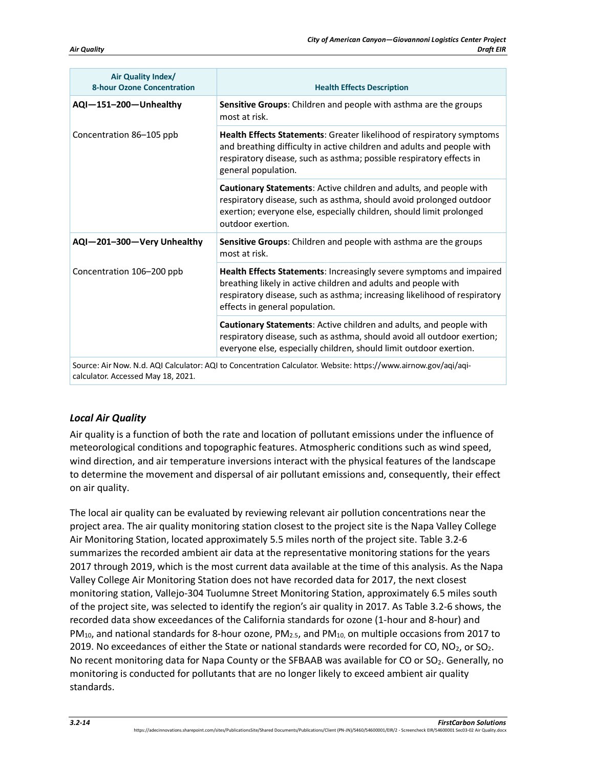| Air Quality Index/ 8-hour Ozone Concentration | Health Effects Description |
|---|---|
| **AQI—151–200—Unhealthy** | **Sensitive Groups**: Children and people with asthma are the groups most at risk. |
| Concentration 86–105 ppb | **Health Effects Statements**: Greater likelihood of respiratory symptoms and breathing difficulty in active children and adults and people with respiratory disease, such as asthma; possible respiratory effects in general population. |
| | **Cautionary Statements**: Active children and adults, and people with respiratory disease, such as asthma, should avoid prolonged outdoor exertion; everyone else, especially children, should limit prolonged outdoor exertion. |
| **AQI—201–300—Very Unhealthy** | **Sensitive Groups**: Children and people with asthma are the groups most at risk. |
| Concentration 106–200 ppb | **Health Effects Statements**: Increasingly severe symptoms and impaired breathing likely in active children and adults and people with respiratory disease, such as asthma; increasing likelihood of respiratory effects in general population. |
| | **Cautionary Statements**: Active children and adults, and people with respiratory disease, such as asthma, should avoid all outdoor exertion; everyone else, especially children, should limit outdoor exertion. |

Source: Air Now. N.d. AQI Calculator: AQI to Concentration Calculator. Website: https://www.airnow.gov/aqi/aqi-calculator. Accessed May 18, 2021.

### *Local Air Quality*

Air quality is a function of both the rate and location of pollutant emissions under the influence of meteorological conditions and topographic features. Atmospheric conditions such as wind speed, wind direction, and air temperature inversions interact with the physical features of the landscape to determine the movement and dispersal of air pollutant emissions and, consequently, their effect on air quality.

The local air quality can be evaluated by reviewing relevant air pollution concentrations near the project area. The air quality monitoring station closest to the project site is the Napa Valley College Air Monitoring Station, located approximately 5.5 miles north of the project site. Table 3.2-6 summarizes the recorded ambient air data at the representative monitoring stations for the years 2017 through 2019, which is the most current data available at the time of this analysis. As the Napa Valley College Air Monitoring Station does not have recorded data for 2017, the next closest monitoring station, Vallejo-304 Tuolumne Street Monitoring Station, approximately 6.5 miles south of the project site, was selected to identify the region's air quality in 2017. As Table 3.2-6 shows, the recorded data show exceedances of the California standards for ozone (1-hour and 8-hour) and $PM_{10}$, and national standards for 8-hour ozone, $PM_{2.5}$, and $PM_{10}$, on multiple occasions from 2017 to 2019. No exceedances of either the State or national standards were recorded for CO, $NO_2$, or $SO_2$. No recent monitoring data for Napa County or the SFBAAB was available for CO or $SO_2$. Generally, no monitoring is conducted for pollutants that are no longer likely to exceed ambient air quality standards.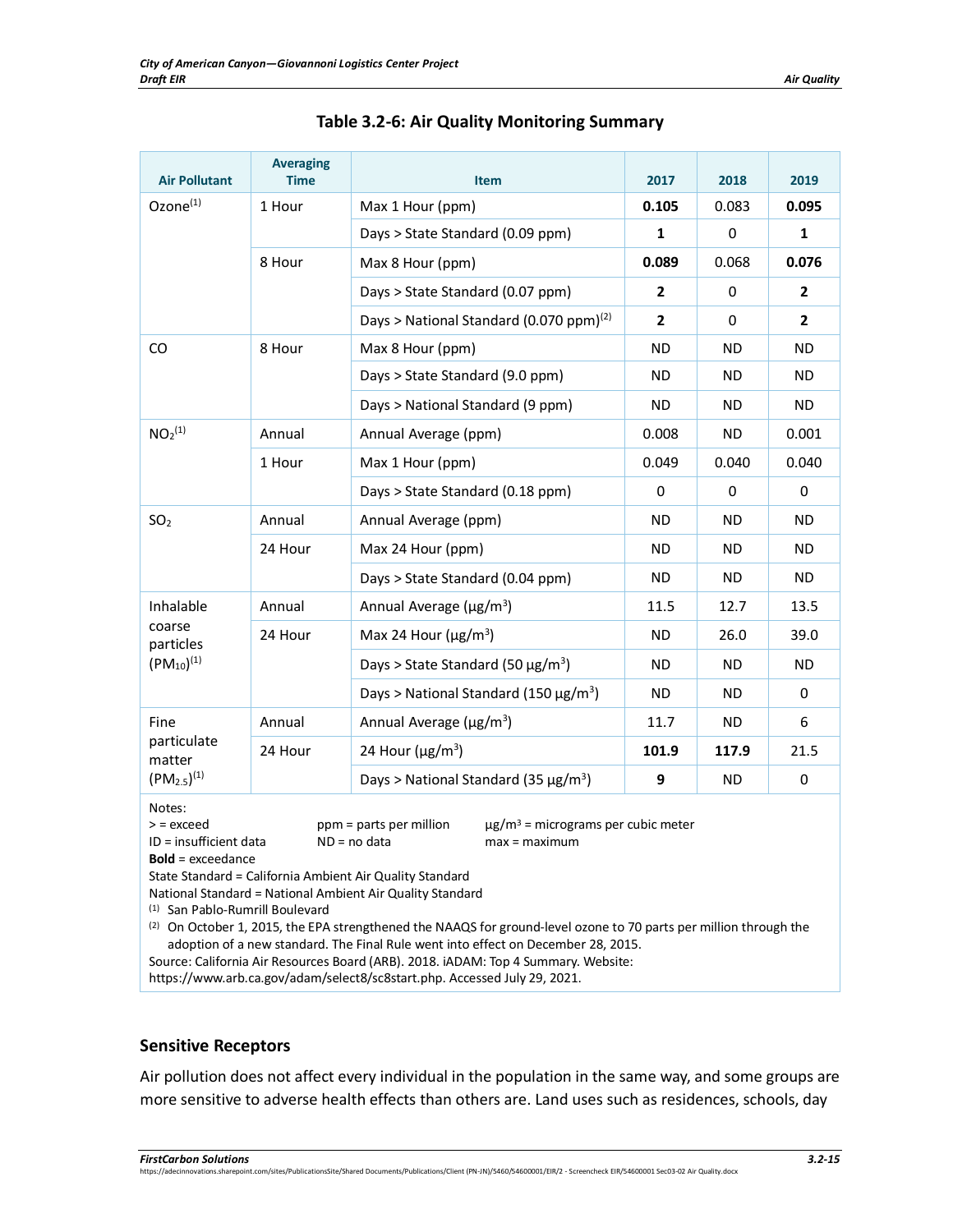### Table 3.2-6: Air Quality Monitoring Summary

| Air Pollutant | Averaging Time | Item | 2017 | 2018 | 2019 |
|---|---|---|---|---|---|
| Ozone[1] | 1 Hour | Max 1 Hour (ppm) | **0.105** | 0.083 | **0.095** |
| | | Days > State Standard (0.09 ppm) | **1** | 0 | **1** |
| | 8 Hour | Max 8 Hour (ppm) | **0.089** | 0.068 | **0.076** |
| | | Days > State Standard (0.07 ppm) | **2** | 0 | **2** |
| | | Days > National Standard (0.070 ppm)[2] | **2** | 0 | **2** |
| CO | 8 Hour | Max 8 Hour (ppm) | ND | ND | ND |
| | | Days > State Standard (9.0 ppm) | ND | ND | ND |
| | | Days > National Standard (9 ppm) | ND | ND | ND |
| $NO_2$[1] | Annual | Annual Average (ppm) | 0.008 | ND | 0.001 |
| | 1 Hour | Max 1 Hour (ppm) | 0.049 | 0.040 | 0.040 |
| | | Days > State Standard (0.18 ppm) | 0 | 0 | 0 |
| $SO_2$ | Annual | Annual Average (ppm) | ND | ND | ND |
| | 24 Hour | Max 24 Hour (ppm) | ND | ND | ND |
| | | Days > State Standard (0.04 ppm) | ND | ND | ND |
| Inhalable coarse particles ($PM_{10}$)[1] | Annual | Annual Average (µg/m$^3$) | 11.5 | 12.7 | 13.5 |
| | 24 Hour | Max 24 Hour (µg/m$^3$) | ND | 26.0 | 39.0 |
| | | Days > State Standard (50 µg/m$^3$) | ND | ND | ND |
| | | Days > National Standard (150 µg/m$^3$) | ND | ND | 0 |
| Fine particulate matter ($PM_{2.5}$)[1] | Annual | Annual Average (µg/m$^3$) | 11.7 | ND | 6 |
| | 24 Hour | 24 Hour (µg/m$^3$) | **101.9** | **117.9** | 21.5 |
| | | Days > National Standard (35 µg/m$^3$) | **9** | ND | 0 |

Notes:
\> = exceed ppm = parts per million µg/m$^3$ = micrograms per cubic meter
ID = insufficient data ND = no data max = maximum
**Bold** = exceedance
State Standard = California Ambient Air Quality Standard
National Standard = National Ambient Air Quality Standard
(1) San Pablo-Rumrill Boulevard
(2) On October 1, 2015, the EPA strengthened the NAAQS for ground-level ozone to 70 parts per million through the adoption of a new standard. The Final Rule went into effect on December 28, 2015.
Source: California Air Resources Board (ARB). 2018. iADAM: Top 4 Summary. Website: https://www.arb.ca.gov/adam/select8/sc8start.php. Accessed July 29, 2021.

### Sensitive Receptors

Air pollution does not affect every individual in the population in the same way, and some groups are more sensitive to adverse health effects than others are. Land uses such as residences, schools, day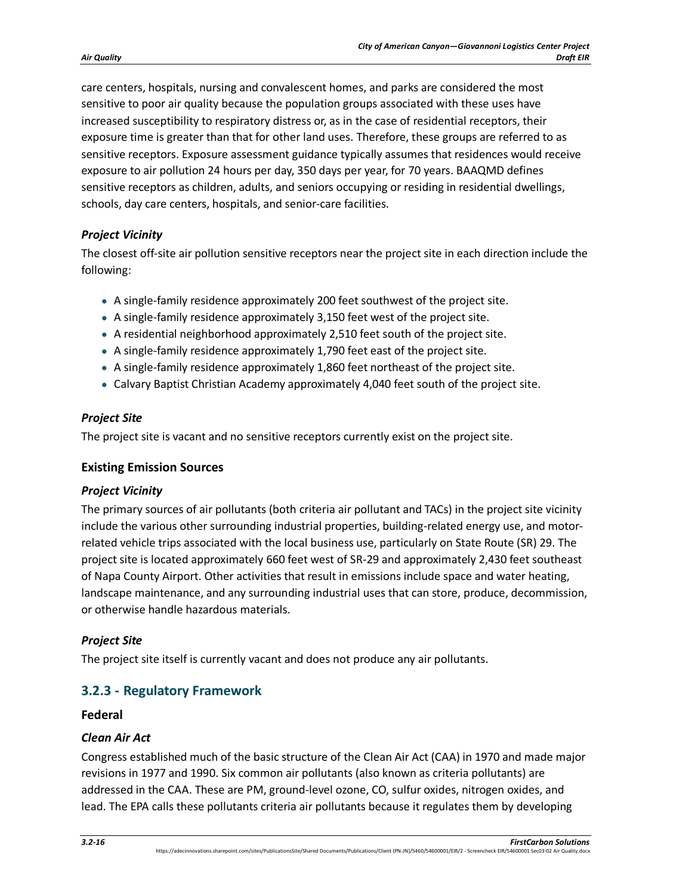care centers, hospitals, nursing and convalescent homes, and parks are considered the most sensitive to poor air quality because the population groups associated with these uses have increased susceptibility to respiratory distress or, as in the case of residential receptors, their exposure time is greater than that for other land uses. Therefore, these groups are referred to as sensitive receptors. Exposure assessment guidance typically assumes that residences would receive exposure to air pollution 24 hours per day, 350 days per year, for 70 years. BAAQMD defines sensitive receptors as children, adults, and seniors occupying or residing in residential dwellings, schools, day care centers, hospitals, and senior-care facilities.

#### *Project Vicinity*

The closest off-site air pollution sensitive receptors near the project site in each direction include the following:

- A single-family residence approximately 200 feet southwest of the project site.
- A single-family residence approximately 3,150 feet west of the project site.
- A residential neighborhood approximately 2,510 feet south of the project site.
- A single-family residence approximately 1,790 feet east of the project site.
- A single-family residence approximately 1,860 feet northeast of the project site.
- Calvary Baptist Christian Academy approximately 4,040 feet south of the project site.

#### *Project Site*

The project site is vacant and no sensitive receptors currently exist on the project site.

### Existing Emission Sources

#### *Project Vicinity*

The primary sources of air pollutants (both criteria air pollutant and TACs) in the project site vicinity include the various other surrounding industrial properties, building-related energy use, and motor-related vehicle trips associated with the local business use, particularly on State Route (SR) 29. The project site is located approximately 660 feet west of SR-29 and approximately 2,430 feet southeast of Napa County Airport. Other activities that result in emissions include space and water heating, landscape maintenance, and any surrounding industrial uses that can store, produce, decommission, or otherwise handle hazardous materials.

#### *Project Site*

The project site itself is currently vacant and does not produce any air pollutants.

## 3.2.3 - Regulatory Framework

### Federal

#### *Clean Air Act*

Congress established much of the basic structure of the Clean Air Act (CAA) in 1970 and made major revisions in 1977 and 1990. Six common air pollutants (also known as criteria pollutants) are addressed in the CAA. These are PM, ground-level ozone, CO, sulfur oxides, nitrogen oxides, and lead. The EPA calls these pollutants criteria air pollutants because it regulates them by developing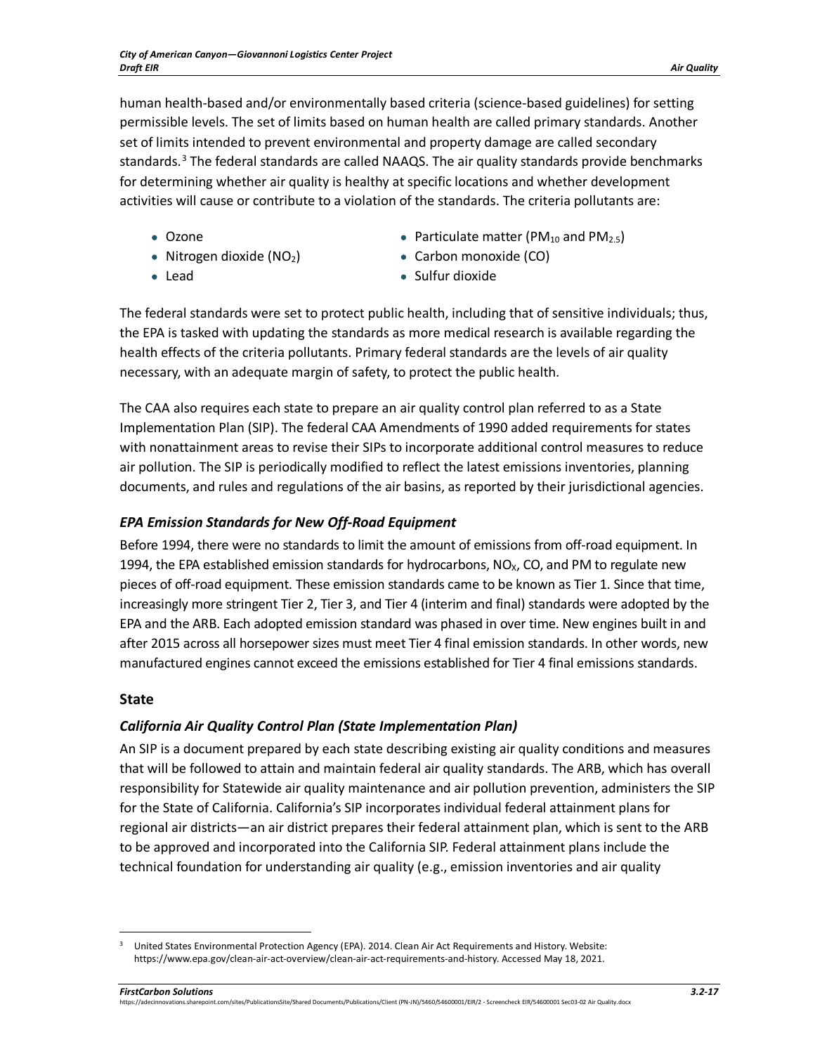human health-based and/or environmentally based criteria (science-based guidelines) for setting permissible levels. The set of limits based on human health are called primary standards. Another set of limits intended to prevent environmental and property damage are called secondary standards.[3] The federal standards are called NAAQS. The air quality standards provide benchmarks for determining whether air quality is healthy at specific locations and whether development activities will cause or contribute to a violation of the standards. The criteria pollutants are:

- Ozone
- Nitrogen dioxide ($NO_2$)
- Lead
- Particulate matter ($PM_{10}$ and $PM_{2.5}$)
- Carbon monoxide (CO)
- Sulfur dioxide

The federal standards were set to protect public health, including that of sensitive individuals; thus, the EPA is tasked with updating the standards as more medical research is available regarding the health effects of the criteria pollutants. Primary federal standards are the levels of air quality necessary, with an adequate margin of safety, to protect the public health.

The CAA also requires each state to prepare an air quality control plan referred to as a State Implementation Plan (SIP). The federal CAA Amendments of 1990 added requirements for states with nonattainment areas to revise their SIPs to incorporate additional control measures to reduce air pollution. The SIP is periodically modified to reflect the latest emissions inventories, planning documents, and rules and regulations of the air basins, as reported by their jurisdictional agencies.

### *EPA Emission Standards for New Off-Road Equipment*

Before 1994, there were no standards to limit the amount of emissions from off-road equipment. In 1994, the EPA established emission standards for hydrocarbons, $NO_X$, CO, and PM to regulate new pieces of off-road equipment. These emission standards came to be known as Tier 1. Since that time, increasingly more stringent Tier 2, Tier 3, and Tier 4 (interim and final) standards were adopted by the EPA and the ARB. Each adopted emission standard was phased in over time. New engines built in and after 2015 across all horsepower sizes must meet Tier 4 final emission standards. In other words, new manufactured engines cannot exceed the emissions established for Tier 4 final emissions standards.

## State

### *California Air Quality Control Plan (State Implementation Plan)*

An SIP is a document prepared by each state describing existing air quality conditions and measures that will be followed to attain and maintain federal air quality standards. The ARB, which has overall responsibility for Statewide air quality maintenance and air pollution prevention, administers the SIP for the State of California. California's SIP incorporates individual federal attainment plans for regional air districts—an air district prepares their federal attainment plan, which is sent to the ARB to be approved and incorporated into the California SIP. Federal attainment plans include the technical foundation for understanding air quality (e.g., emission inventories and air quality

---

[3] United States Environmental Protection Agency (EPA). 2014. Clean Air Act Requirements and History. Website: https://www.epa.gov/clean-air-act-overview/clean-air-act-requirements-and-history. Accessed May 18, 2021.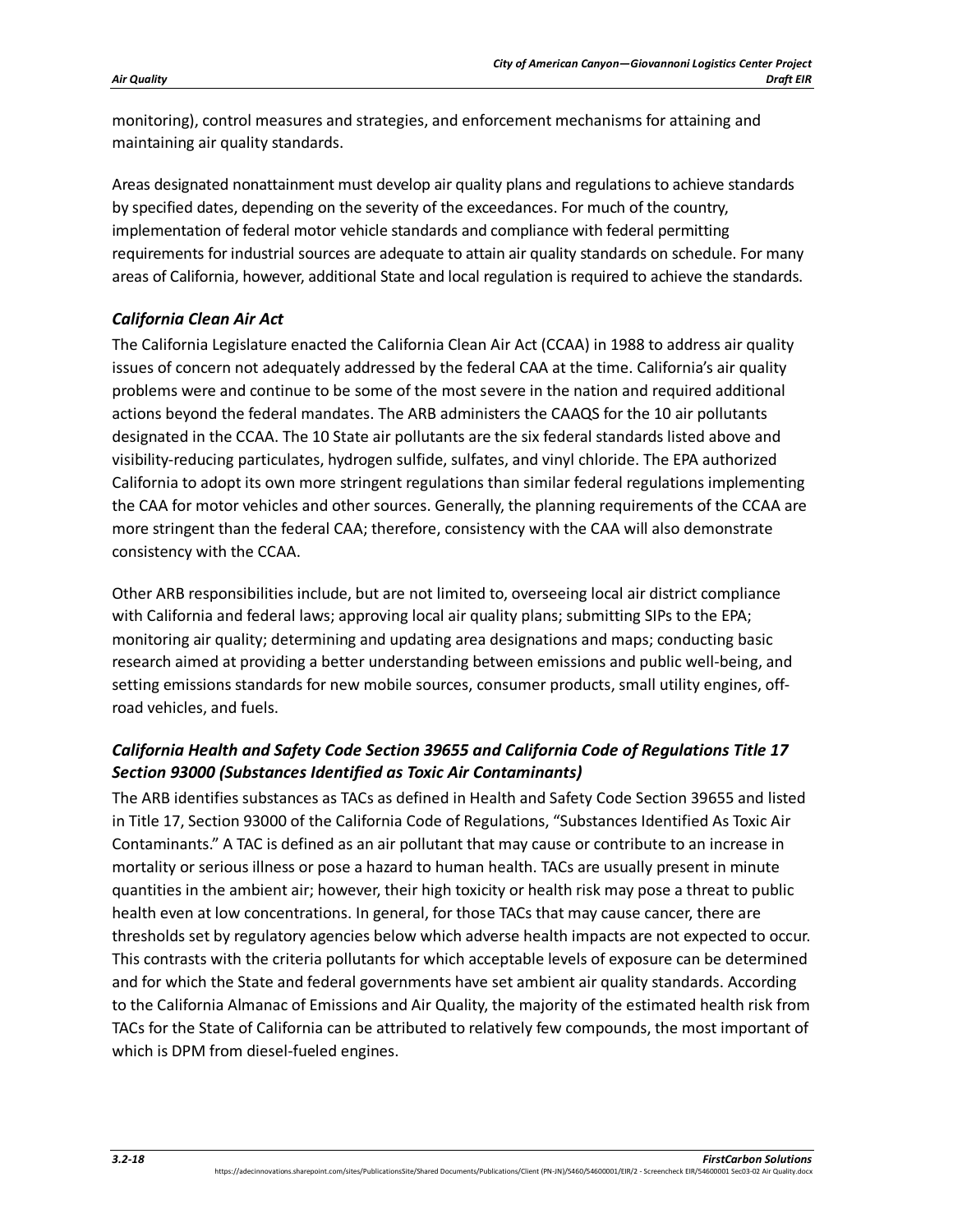monitoring), control measures and strategies, and enforcement mechanisms for attaining and maintaining air quality standards.

Areas designated nonattainment must develop air quality plans and regulations to achieve standards by specified dates, depending on the severity of the exceedances. For much of the country, implementation of federal motor vehicle standards and compliance with federal permitting requirements for industrial sources are adequate to attain air quality standards on schedule. For many areas of California, however, additional State and local regulation is required to achieve the standards.

### *California Clean Air Act*

The California Legislature enacted the California Clean Air Act (CCAA) in 1988 to address air quality issues of concern not adequately addressed by the federal CAA at the time. California's air quality problems were and continue to be some of the most severe in the nation and required additional actions beyond the federal mandates. The ARB administers the CAAQS for the 10 air pollutants designated in the CCAA. The 10 State air pollutants are the six federal standards listed above and visibility-reducing particulates, hydrogen sulfide, sulfates, and vinyl chloride. The EPA authorized California to adopt its own more stringent regulations than similar federal regulations implementing the CAA for motor vehicles and other sources. Generally, the planning requirements of the CCAA are more stringent than the federal CAA; therefore, consistency with the CAA will also demonstrate consistency with the CCAA.

Other ARB responsibilities include, but are not limited to, overseeing local air district compliance with California and federal laws; approving local air quality plans; submitting SIPs to the EPA; monitoring air quality; determining and updating area designations and maps; conducting basic research aimed at providing a better understanding between emissions and public well-being, and setting emissions standards for new mobile sources, consumer products, small utility engines, off-road vehicles, and fuels.

### *California Health and Safety Code Section 39655 and California Code of Regulations Title 17 Section 93000 (Substances Identified as Toxic Air Contaminants)*

The ARB identifies substances as TACs as defined in Health and Safety Code Section 39655 and listed in Title 17, Section 93000 of the California Code of Regulations, "Substances Identified As Toxic Air Contaminants." A TAC is defined as an air pollutant that may cause or contribute to an increase in mortality or serious illness or pose a hazard to human health. TACs are usually present in minute quantities in the ambient air; however, their high toxicity or health risk may pose a threat to public health even at low concentrations. In general, for those TACs that may cause cancer, there are thresholds set by regulatory agencies below which adverse health impacts are not expected to occur. This contrasts with the criteria pollutants for which acceptable levels of exposure can be determined and for which the State and federal governments have set ambient air quality standards. According to the California Almanac of Emissions and Air Quality, the majority of the estimated health risk from TACs for the State of California can be attributed to relatively few compounds, the most important of which is DPM from diesel-fueled engines.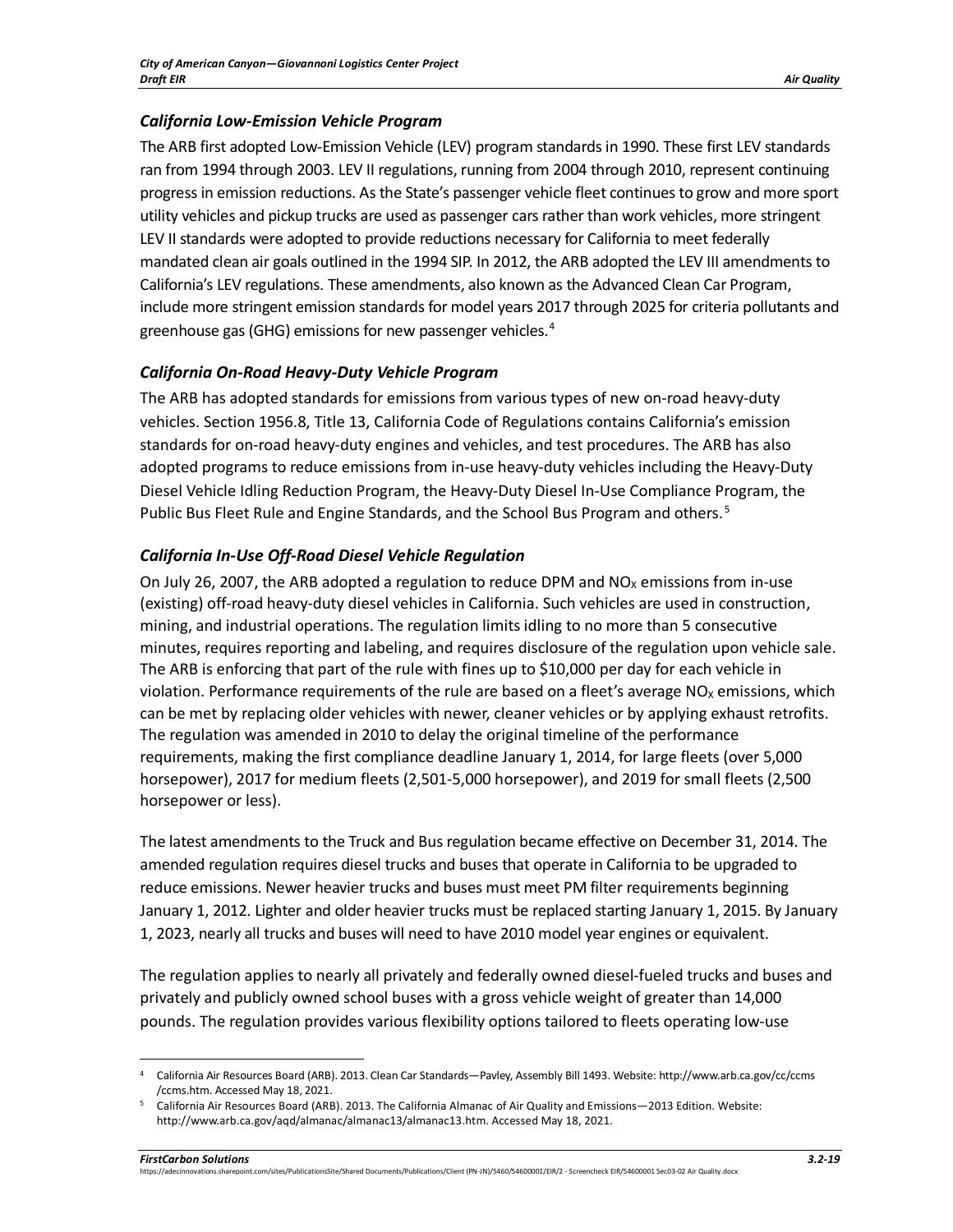### *California Low-Emission Vehicle Program*

The ARB first adopted Low-Emission Vehicle (LEV) program standards in 1990. These first LEV standards ran from 1994 through 2003. LEV II regulations, running from 2004 through 2010, represent continuing progress in emission reductions. As the State's passenger vehicle fleet continues to grow and more sport utility vehicles and pickup trucks are used as passenger cars rather than work vehicles, more stringent LEV II standards were adopted to provide reductions necessary for California to meet federally mandated clean air goals outlined in the 1994 SIP. In 2012, the ARB adopted the LEV III amendments to California's LEV regulations. These amendments, also known as the Advanced Clean Car Program, include more stringent emission standards for model years 2017 through 2025 for criteria pollutants and greenhouse gas (GHG) emissions for new passenger vehicles.[4]

### *California On-Road Heavy-Duty Vehicle Program*

The ARB has adopted standards for emissions from various types of new on-road heavy-duty vehicles. Section 1956.8, Title 13, California Code of Regulations contains California's emission standards for on-road heavy-duty engines and vehicles, and test procedures. The ARB has also adopted programs to reduce emissions from in-use heavy-duty vehicles including the Heavy-Duty Diesel Vehicle Idling Reduction Program, the Heavy-Duty Diesel In-Use Compliance Program, the Public Bus Fleet Rule and Engine Standards, and the School Bus Program and others.[5]

### *California In-Use Off-Road Diesel Vehicle Regulation*

On July 26, 2007, the ARB adopted a regulation to reduce DPM and $NO_X$ emissions from in-use (existing) off-road heavy-duty diesel vehicles in California. Such vehicles are used in construction, mining, and industrial operations. The regulation limits idling to no more than 5 consecutive minutes, requires reporting and labeling, and requires disclosure of the regulation upon vehicle sale. The ARB is enforcing that part of the rule with fines up to $10,000 per day for each vehicle in violation. Performance requirements of the rule are based on a fleet's average $NO_X$ emissions, which can be met by replacing older vehicles with newer, cleaner vehicles or by applying exhaust retrofits. The regulation was amended in 2010 to delay the original timeline of the performance requirements, making the first compliance deadline January 1, 2014, for large fleets (over 5,000 horsepower), 2017 for medium fleets (2,501-5,000 horsepower), and 2019 for small fleets (2,500 horsepower or less).

The latest amendments to the Truck and Bus regulation became effective on December 31, 2014. The amended regulation requires diesel trucks and buses that operate in California to be upgraded to reduce emissions. Newer heavier trucks and buses must meet PM filter requirements beginning January 1, 2012. Lighter and older heavier trucks must be replaced starting January 1, 2015. By January 1, 2023, nearly all trucks and buses will need to have 2010 model year engines or equivalent.

The regulation applies to nearly all privately and federally owned diesel-fueled trucks and buses and privately and publicly owned school buses with a gross vehicle weight of greater than 14,000 pounds. The regulation provides various flexibility options tailored to fleets operating low-use

---

[4] California Air Resources Board (ARB). 2013. Clean Car Standards—Pavley, Assembly Bill 1493. Website: http://www.arb.ca.gov/cc/ccms/ccms.htm. Accessed May 18, 2021.

[5] California Air Resources Board (ARB). 2013. The California Almanac of Air Quality and Emissions—2013 Edition. Website: http://www.arb.ca.gov/aqd/almanac/almanac13/almanac13.htm. Accessed May 18, 2021.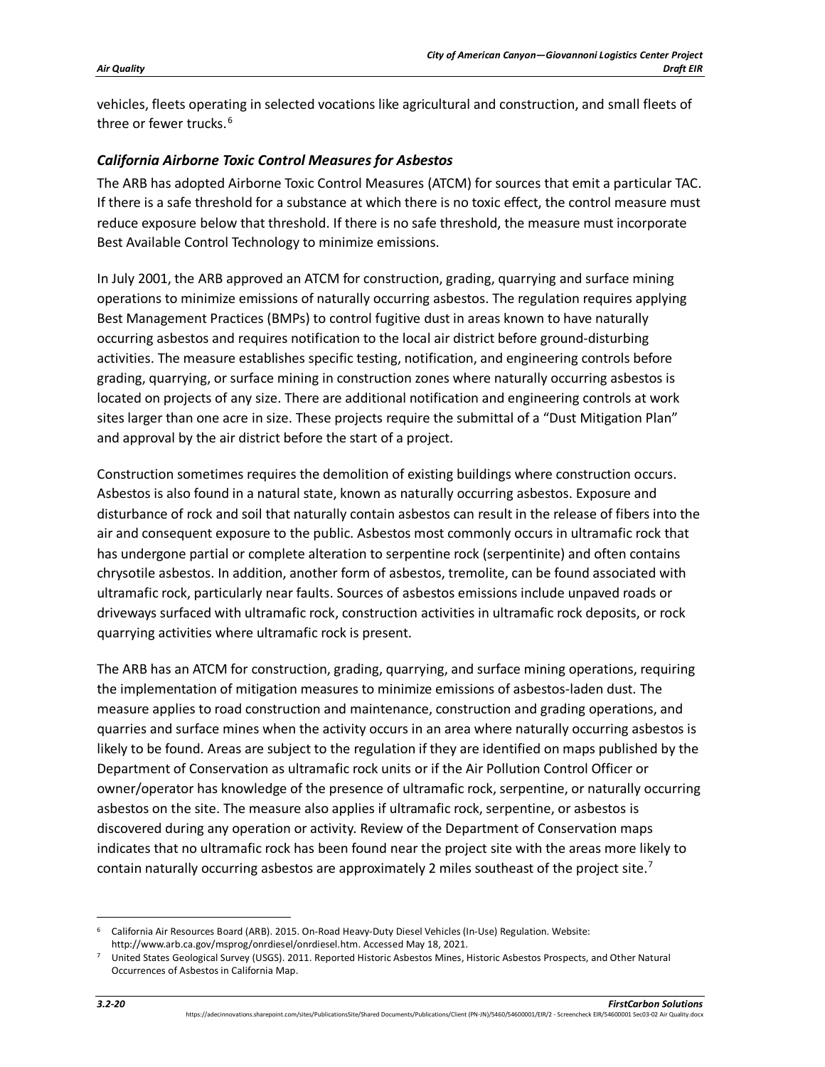vehicles, fleets operating in selected vocations like agricultural and construction, and small fleets of three or fewer trucks.[6]

### *California Airborne Toxic Control Measures for Asbestos*

The ARB has adopted Airborne Toxic Control Measures (ATCM) for sources that emit a particular TAC. If there is a safe threshold for a substance at which there is no toxic effect, the control measure must reduce exposure below that threshold. If there is no safe threshold, the measure must incorporate Best Available Control Technology to minimize emissions.

In July 2001, the ARB approved an ATCM for construction, grading, quarrying and surface mining operations to minimize emissions of naturally occurring asbestos. The regulation requires applying Best Management Practices (BMPs) to control fugitive dust in areas known to have naturally occurring asbestos and requires notification to the local air district before ground-disturbing activities. The measure establishes specific testing, notification, and engineering controls before grading, quarrying, or surface mining in construction zones where naturally occurring asbestos is located on projects of any size. There are additional notification and engineering controls at work sites larger than one acre in size. These projects require the submittal of a "Dust Mitigation Plan" and approval by the air district before the start of a project.

Construction sometimes requires the demolition of existing buildings where construction occurs. Asbestos is also found in a natural state, known as naturally occurring asbestos. Exposure and disturbance of rock and soil that naturally contain asbestos can result in the release of fibers into the air and consequent exposure to the public. Asbestos most commonly occurs in ultramafic rock that has undergone partial or complete alteration to serpentine rock (serpentinite) and often contains chrysotile asbestos. In addition, another form of asbestos, tremolite, can be found associated with ultramafic rock, particularly near faults. Sources of asbestos emissions include unpaved roads or driveways surfaced with ultramafic rock, construction activities in ultramafic rock deposits, or rock quarrying activities where ultramafic rock is present.

The ARB has an ATCM for construction, grading, quarrying, and surface mining operations, requiring the implementation of mitigation measures to minimize emissions of asbestos-laden dust. The measure applies to road construction and maintenance, construction and grading operations, and quarries and surface mines when the activity occurs in an area where naturally occurring asbestos is likely to be found. Areas are subject to the regulation if they are identified on maps published by the Department of Conservation as ultramafic rock units or if the Air Pollution Control Officer or owner/operator has knowledge of the presence of ultramafic rock, serpentine, or naturally occurring asbestos on the site. The measure also applies if ultramafic rock, serpentine, or asbestos is discovered during any operation or activity. Review of the Department of Conservation maps indicates that no ultramafic rock has been found near the project site with the areas more likely to contain naturally occurring asbestos are approximately 2 miles southeast of the project site.[7]

---

[6] California Air Resources Board (ARB). 2015. On-Road Heavy-Duty Diesel Vehicles (In-Use) Regulation. Website: http://www.arb.ca.gov/msprog/onrdiesel/onrdiesel.htm. Accessed May 18, 2021.

[7] United States Geological Survey (USGS). 2011. Reported Historic Asbestos Mines, Historic Asbestos Prospects, and Other Natural Occurrences of Asbestos in California Map.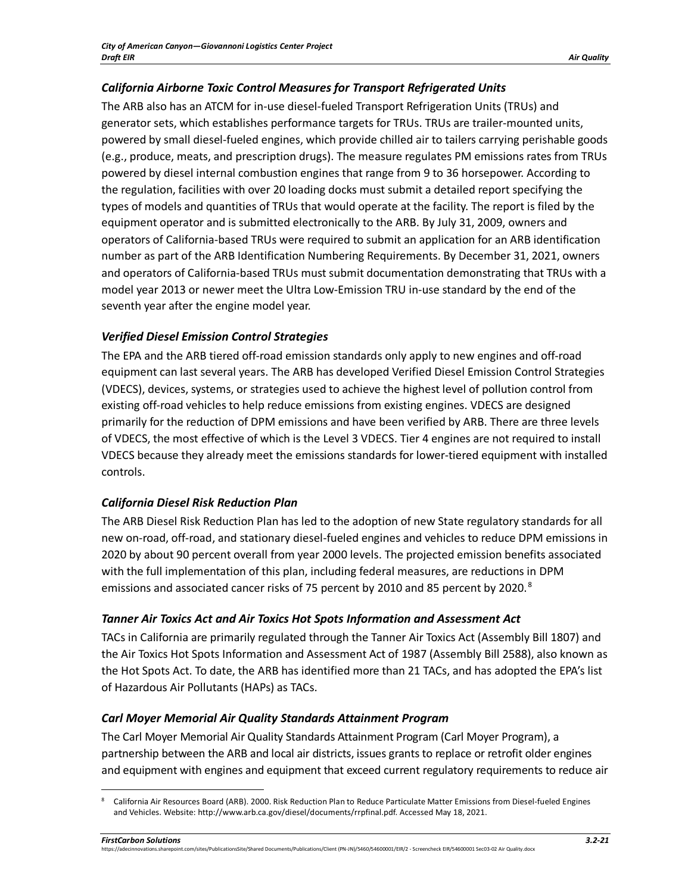### *California Airborne Toxic Control Measures for Transport Refrigerated Units*

The ARB also has an ATCM for in-use diesel-fueled Transport Refrigeration Units (TRUs) and generator sets, which establishes performance targets for TRUs. TRUs are trailer-mounted units, powered by small diesel-fueled engines, which provide chilled air to tailers carrying perishable goods (e.g., produce, meats, and prescription drugs). The measure regulates PM emissions rates from TRUs powered by diesel internal combustion engines that range from 9 to 36 horsepower. According to the regulation, facilities with over 20 loading docks must submit a detailed report specifying the types of models and quantities of TRUs that would operate at the facility. The report is filed by the equipment operator and is submitted electronically to the ARB. By July 31, 2009, owners and operators of California-based TRUs were required to submit an application for an ARB identification number as part of the ARB Identification Numbering Requirements. By December 31, 2021, owners and operators of California-based TRUs must submit documentation demonstrating that TRUs with a model year 2013 or newer meet the Ultra Low-Emission TRU in-use standard by the end of the seventh year after the engine model year.

### *Verified Diesel Emission Control Strategies*

The EPA and the ARB tiered off-road emission standards only apply to new engines and off-road equipment can last several years. The ARB has developed Verified Diesel Emission Control Strategies (VDECS), devices, systems, or strategies used to achieve the highest level of pollution control from existing off-road vehicles to help reduce emissions from existing engines. VDECS are designed primarily for the reduction of DPM emissions and have been verified by ARB. There are three levels of VDECS, the most effective of which is the Level 3 VDECS. Tier 4 engines are not required to install VDECS because they already meet the emissions standards for lower-tiered equipment with installed controls.

### *California Diesel Risk Reduction Plan*

The ARB Diesel Risk Reduction Plan has led to the adoption of new State regulatory standards for all new on-road, off-road, and stationary diesel-fueled engines and vehicles to reduce DPM emissions in 2020 by about 90 percent overall from year 2000 levels. The projected emission benefits associated with the full implementation of this plan, including federal measures, are reductions in DPM emissions and associated cancer risks of 75 percent by 2010 and 85 percent by 2020.[8]

### *Tanner Air Toxics Act and Air Toxics Hot Spots Information and Assessment Act*

TACs in California are primarily regulated through the Tanner Air Toxics Act (Assembly Bill 1807) and the Air Toxics Hot Spots Information and Assessment Act of 1987 (Assembly Bill 2588), also known as the Hot Spots Act. To date, the ARB has identified more than 21 TACs, and has adopted the EPA's list of Hazardous Air Pollutants (HAPs) as TACs.

### *Carl Moyer Memorial Air Quality Standards Attainment Program*

The Carl Moyer Memorial Air Quality Standards Attainment Program (Carl Moyer Program), a partnership between the ARB and local air districts, issues grants to replace or retrofit older engines and equipment with engines and equipment that exceed current regulatory requirements to reduce air

[8] California Air Resources Board (ARB). 2000. Risk Reduction Plan to Reduce Particulate Matter Emissions from Diesel-fueled Engines and Vehicles. Website: http://www.arb.ca.gov/diesel/documents/rrpfinal.pdf. Accessed May 18, 2021.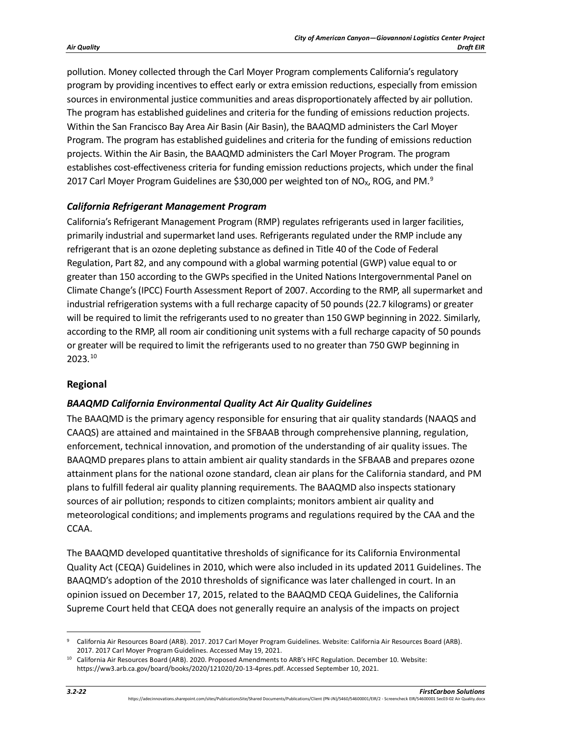pollution. Money collected through the Carl Moyer Program complements California's regulatory program by providing incentives to effect early or extra emission reductions, especially from emission sources in environmental justice communities and areas disproportionately affected by air pollution. The program has established guidelines and criteria for the funding of emissions reduction projects. Within the San Francisco Bay Area Air Basin (Air Basin), the BAAQMD administers the Carl Moyer Program. The program has established guidelines and criteria for the funding of emissions reduction projects. Within the Air Basin, the BAAQMD administers the Carl Moyer Program. The program establishes cost-effectiveness criteria for funding emission reductions projects, which under the final 2017 Carl Moyer Program Guidelines are \$30,000 per weighted ton of $NO_X$, ROG, and PM.[9]

### *California Refrigerant Management Program*

California's Refrigerant Management Program (RMP) regulates refrigerants used in larger facilities, primarily industrial and supermarket land uses. Refrigerants regulated under the RMP include any refrigerant that is an ozone depleting substance as defined in Title 40 of the Code of Federal Regulation, Part 82, and any compound with a global warming potential (GWP) value equal to or greater than 150 according to the GWPs specified in the United Nations Intergovernmental Panel on Climate Change's (IPCC) Fourth Assessment Report of 2007. According to the RMP, all supermarket and industrial refrigeration systems with a full recharge capacity of 50 pounds (22.7 kilograms) or greater will be required to limit the refrigerants used to no greater than 150 GWP beginning in 2022. Similarly, according to the RMP, all room air conditioning unit systems with a full recharge capacity of 50 pounds or greater will be required to limit the refrigerants used to no greater than 750 GWP beginning in 2023.[10]

## Regional

### *BAAQMD California Environmental Quality Act Air Quality Guidelines*

The BAAQMD is the primary agency responsible for ensuring that air quality standards (NAAQS and CAAQS) are attained and maintained in the SFBAAB through comprehensive planning, regulation, enforcement, technical innovation, and promotion of the understanding of air quality issues. The BAAQMD prepares plans to attain ambient air quality standards in the SFBAAB and prepares ozone attainment plans for the national ozone standard, clean air plans for the California standard, and PM plans to fulfill federal air quality planning requirements. The BAAQMD also inspects stationary sources of air pollution; responds to citizen complaints; monitors ambient air quality and meteorological conditions; and implements programs and regulations required by the CAA and the CCAA.

The BAAQMD developed quantitative thresholds of significance for its California Environmental Quality Act (CEQA) Guidelines in 2010, which were also included in its updated 2011 Guidelines. The BAAQMD's adoption of the 2010 thresholds of significance was later challenged in court. In an opinion issued on December 17, 2015, related to the BAAQMD CEQA Guidelines, the California Supreme Court held that CEQA does not generally require an analysis of the impacts on project

---

[9] California Air Resources Board (ARB). 2017. 2017 Carl Moyer Program Guidelines. Website: California Air Resources Board (ARB). 2017. 2017 Carl Moyer Program Guidelines. Accessed May 19, 2021.

[10] California Air Resources Board (ARB). 2020. Proposed Amendments to ARB's HFC Regulation. December 10. Website: https://ww3.arb.ca.gov/board/books/2020/121020/20-13-4pres.pdf. Accessed September 10, 2021.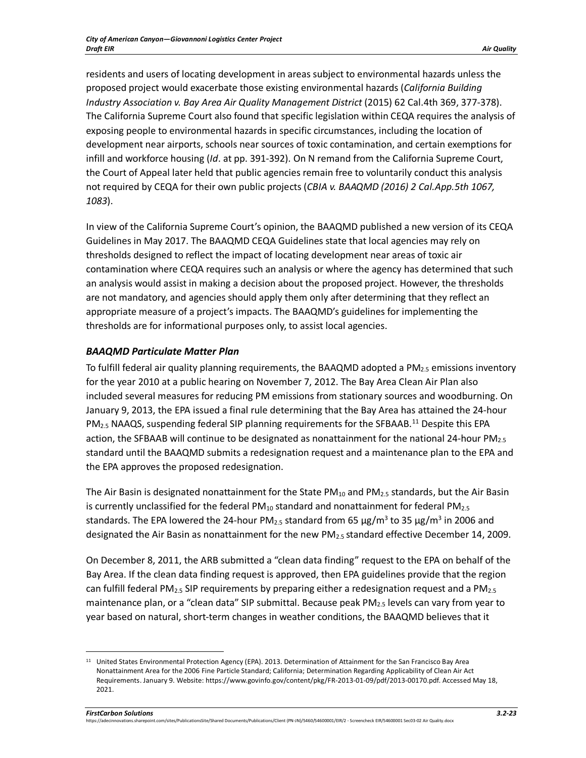residents and users of locating development in areas subject to environmental hazards unless the proposed project would exacerbate those existing environmental hazards (*California Building Industry Association v. Bay Area Air Quality Management District* (2015) 62 Cal.4th 369, 377-378). The California Supreme Court also found that specific legislation within CEQA requires the analysis of exposing people to environmental hazards in specific circumstances, including the location of development near airports, schools near sources of toxic contamination, and certain exemptions for infill and workforce housing (*Id*. at pp. 391-392). On N remand from the California Supreme Court, the Court of Appeal later held that public agencies remain free to voluntarily conduct this analysis not required by CEQA for their own public projects (*CBIA v. BAAQMD (2016) 2 Cal.App.5th 1067, 1083*).

In view of the California Supreme Court's opinion, the BAAQMD published a new version of its CEQA Guidelines in May 2017. The BAAQMD CEQA Guidelines state that local agencies may rely on thresholds designed to reflect the impact of locating development near areas of toxic air contamination where CEQA requires such an analysis or where the agency has determined that such an analysis would assist in making a decision about the proposed project. However, the thresholds are not mandatory, and agencies should apply them only after determining that they reflect an appropriate measure of a project's impacts. The BAAQMD's guidelines for implementing the thresholds are for informational purposes only, to assist local agencies.

### *BAAQMD Particulate Matter Plan*

To fulfill federal air quality planning requirements, the BAAQMD adopted a $PM_{2.5}$ emissions inventory for the year 2010 at a public hearing on November 7, 2012. The Bay Area Clean Air Plan also included several measures for reducing PM emissions from stationary sources and woodburning. On January 9, 2013, the EPA issued a final rule determining that the Bay Area has attained the 24-hour $PM_{2.5}$ NAAQS, suspending federal SIP planning requirements for the SFBAAB.[11] Despite this EPA action, the SFBAAB will continue to be designated as nonattainment for the national 24-hour $PM_{2.5}$ standard until the BAAQMD submits a redesignation request and a maintenance plan to the EPA and the EPA approves the proposed redesignation.

The Air Basin is designated nonattainment for the State $PM_{10}$ and $PM_{2.5}$ standards, but the Air Basin is currently unclassified for the federal $PM_{10}$ standard and nonattainment for federal $PM_{2.5}$ standards. The EPA lowered the 24-hour $PM_{2.5}$ standard from 65 $\mu g/m^3$ to 35 $\mu g/m^3$ in 2006 and designated the Air Basin as nonattainment for the new $PM_{2.5}$ standard effective December 14, 2009.

On December 8, 2011, the ARB submitted a "clean data finding" request to the EPA on behalf of the Bay Area. If the clean data finding request is approved, then EPA guidelines provide that the region can fulfill federal $PM_{2.5}$ SIP requirements by preparing either a redesignation request and a $PM_{2.5}$ maintenance plan, or a "clean data" SIP submittal. Because peak $PM_{2.5}$ levels can vary from year to year based on natural, short-term changes in weather conditions, the BAAQMD believes that it

---

[11] United States Environmental Protection Agency (EPA). 2013. Determination of Attainment for the San Francisco Bay Area Nonattainment Area for the 2006 Fine Particle Standard; California; Determination Regarding Applicability of Clean Air Act Requirements. January 9. Website: https://www.govinfo.gov/content/pkg/FR-2013-01-09/pdf/2013-00170.pdf. Accessed May 18, 2021.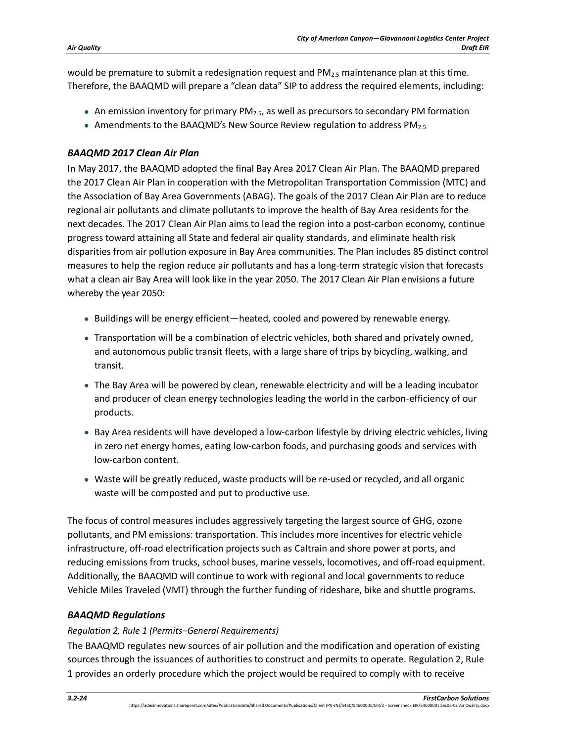would be premature to submit a redesignation request and $PM_{2.5}$ maintenance plan at this time. Therefore, the BAAQMD will prepare a "clean data" SIP to address the required elements, including:

- An emission inventory for primary $PM_{2.5}$, as well as precursors to secondary PM formation
- Amendments to the BAAQMD's New Source Review regulation to address $PM_{2.5}$

### *BAAQMD 2017 Clean Air Plan*

In May 2017, the BAAQMD adopted the final Bay Area 2017 Clean Air Plan. The BAAQMD prepared the 2017 Clean Air Plan in cooperation with the Metropolitan Transportation Commission (MTC) and the Association of Bay Area Governments (ABAG). The goals of the 2017 Clean Air Plan are to reduce regional air pollutants and climate pollutants to improve the health of Bay Area residents for the next decades. The 2017 Clean Air Plan aims to lead the region into a post-carbon economy, continue progress toward attaining all State and federal air quality standards, and eliminate health risk disparities from air pollution exposure in Bay Area communities. The Plan includes 85 distinct control measures to help the region reduce air pollutants and has a long-term strategic vision that forecasts what a clean air Bay Area will look like in the year 2050. The 2017 Clean Air Plan envisions a future whereby the year 2050:

- Buildings will be energy efficient—heated, cooled and powered by renewable energy.
- Transportation will be a combination of electric vehicles, both shared and privately owned, and autonomous public transit fleets, with a large share of trips by bicycling, walking, and transit.
- The Bay Area will be powered by clean, renewable electricity and will be a leading incubator and producer of clean energy technologies leading the world in the carbon-efficiency of our products.
- Bay Area residents will have developed a low-carbon lifestyle by driving electric vehicles, living in zero net energy homes, eating low-carbon foods, and purchasing goods and services with low-carbon content.
- Waste will be greatly reduced, waste products will be re-used or recycled, and all organic waste will be composted and put to productive use.

The focus of control measures includes aggressively targeting the largest source of GHG, ozone pollutants, and PM emissions: transportation. This includes more incentives for electric vehicle infrastructure, off-road electrification projects such as Caltrain and shore power at ports, and reducing emissions from trucks, school buses, marine vessels, locomotives, and off-road equipment. Additionally, the BAAQMD will continue to work with regional and local governments to reduce Vehicle Miles Traveled (VMT) through the further funding of rideshare, bike and shuttle programs.

### *BAAQMD Regulations*

*Regulation 2, Rule 1 (Permits–General Requirements)*

The BAAQMD regulates new sources of air pollution and the modification and operation of existing sources through the issuances of authorities to construct and permits to operate. Regulation 2, Rule 1 provides an orderly procedure which the project would be required to comply with to receive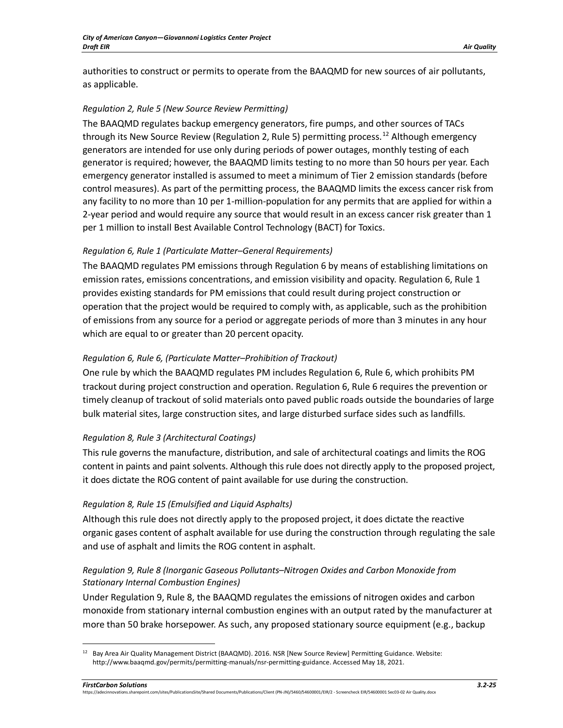authorities to construct or permits to operate from the BAAQMD for new sources of air pollutants, as applicable.

*Regulation 2, Rule 5 (New Source Review Permitting)*

The BAAQMD regulates backup emergency generators, fire pumps, and other sources of TACs through its New Source Review (Regulation 2, Rule 5) permitting process.[12] Although emergency generators are intended for use only during periods of power outages, monthly testing of each generator is required; however, the BAAQMD limits testing to no more than 50 hours per year. Each emergency generator installed is assumed to meet a minimum of Tier 2 emission standards (before control measures). As part of the permitting process, the BAAQMD limits the excess cancer risk from any facility to no more than 10 per 1-million-population for any permits that are applied for within a 2-year period and would require any source that would result in an excess cancer risk greater than 1 per 1 million to install Best Available Control Technology (BACT) for Toxics.

*Regulation 6, Rule 1 (Particulate Matter–General Requirements)*

The BAAQMD regulates PM emissions through Regulation 6 by means of establishing limitations on emission rates, emissions concentrations, and emission visibility and opacity. Regulation 6, Rule 1 provides existing standards for PM emissions that could result during project construction or operation that the project would be required to comply with, as applicable, such as the prohibition of emissions from any source for a period or aggregate periods of more than 3 minutes in any hour which are equal to or greater than 20 percent opacity.

*Regulation 6, Rule 6, (Particulate Matter–Prohibition of Trackout)*

One rule by which the BAAQMD regulates PM includes Regulation 6, Rule 6, which prohibits PM trackout during project construction and operation. Regulation 6, Rule 6 requires the prevention or timely cleanup of trackout of solid materials onto paved public roads outside the boundaries of large bulk material sites, large construction sites, and large disturbed surface sides such as landfills.

*Regulation 8, Rule 3 (Architectural Coatings)*

This rule governs the manufacture, distribution, and sale of architectural coatings and limits the ROG content in paints and paint solvents. Although this rule does not directly apply to the proposed project, it does dictate the ROG content of paint available for use during the construction.

*Regulation 8, Rule 15 (Emulsified and Liquid Asphalts)*

Although this rule does not directly apply to the proposed project, it does dictate the reactive organic gases content of asphalt available for use during the construction through regulating the sale and use of asphalt and limits the ROG content in asphalt.

*Regulation 9, Rule 8 (Inorganic Gaseous Pollutants–Nitrogen Oxides and Carbon Monoxide from Stationary Internal Combustion Engines)*

Under Regulation 9, Rule 8, the BAAQMD regulates the emissions of nitrogen oxides and carbon monoxide from stationary internal combustion engines with an output rated by the manufacturer at more than 50 brake horsepower. As such, any proposed stationary source equipment (e.g., backup

---

[12] Bay Area Air Quality Management District (BAAQMD). 2016. NSR [New Source Review] Permitting Guidance. Website: http://www.baaqmd.gov/permits/permitting-manuals/nsr-permitting-guidance. Accessed May 18, 2021.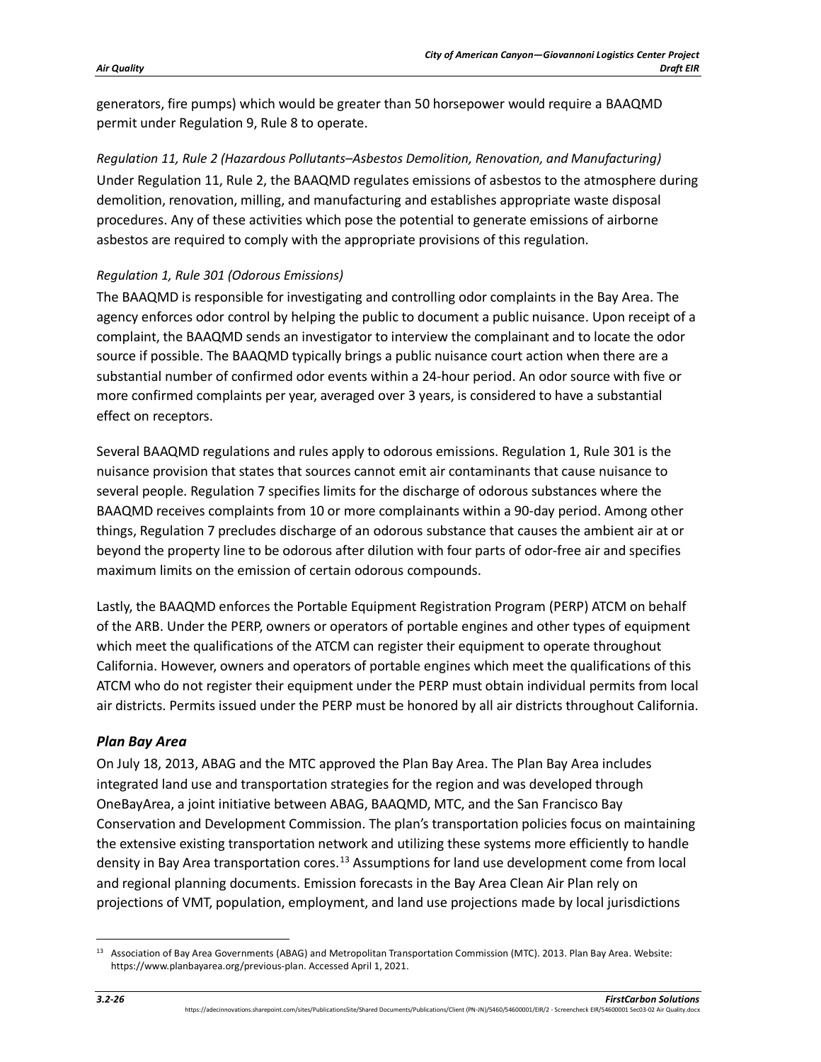generators, fire pumps) which would be greater than 50 horsepower would require a BAAQMD permit under Regulation 9, Rule 8 to operate.

*Regulation 11, Rule 2 (Hazardous Pollutants–Asbestos Demolition, Renovation, and Manufacturing)*
Under Regulation 11, Rule 2, the BAAQMD regulates emissions of asbestos to the atmosphere during demolition, renovation, milling, and manufacturing and establishes appropriate waste disposal procedures. Any of these activities which pose the potential to generate emissions of airborne asbestos are required to comply with the appropriate provisions of this regulation.

*Regulation 1, Rule 301 (Odorous Emissions)*
The BAAQMD is responsible for investigating and controlling odor complaints in the Bay Area. The agency enforces odor control by helping the public to document a public nuisance. Upon receipt of a complaint, the BAAQMD sends an investigator to interview the complainant and to locate the odor source if possible. The BAAQMD typically brings a public nuisance court action when there are a substantial number of confirmed odor events within a 24-hour period. An odor source with five or more confirmed complaints per year, averaged over 3 years, is considered to have a substantial effect on receptors.

Several BAAQMD regulations and rules apply to odorous emissions. Regulation 1, Rule 301 is the nuisance provision that states that sources cannot emit air contaminants that cause nuisance to several people. Regulation 7 specifies limits for the discharge of odorous substances where the BAAQMD receives complaints from 10 or more complainants within a 90-day period. Among other things, Regulation 7 precludes discharge of an odorous substance that causes the ambient air at or beyond the property line to be odorous after dilution with four parts of odor-free air and specifies maximum limits on the emission of certain odorous compounds.

Lastly, the BAAQMD enforces the Portable Equipment Registration Program (PERP) ATCM on behalf of the ARB. Under the PERP, owners or operators of portable engines and other types of equipment which meet the qualifications of the ATCM can register their equipment to operate throughout California. However, owners and operators of portable engines which meet the qualifications of this ATCM who do not register their equipment under the PERP must obtain individual permits from local air districts. Permits issued under the PERP must be honored by all air districts throughout California.

### *Plan Bay Area*

On July 18, 2013, ABAG and the MTC approved the Plan Bay Area. The Plan Bay Area includes integrated land use and transportation strategies for the region and was developed through OneBayArea, a joint initiative between ABAG, BAAQMD, MTC, and the San Francisco Bay Conservation and Development Commission. The plan's transportation policies focus on maintaining the extensive existing transportation network and utilizing these systems more efficiently to handle density in Bay Area transportation cores.[13] Assumptions for land use development come from local and regional planning documents. Emission forecasts in the Bay Area Clean Air Plan rely on projections of VMT, population, employment, and land use projections made by local jurisdictions

[13] Association of Bay Area Governments (ABAG) and Metropolitan Transportation Commission (MTC). 2013. Plan Bay Area. Website: https://www.planbayarea.org/previous-plan. Accessed April 1, 2021.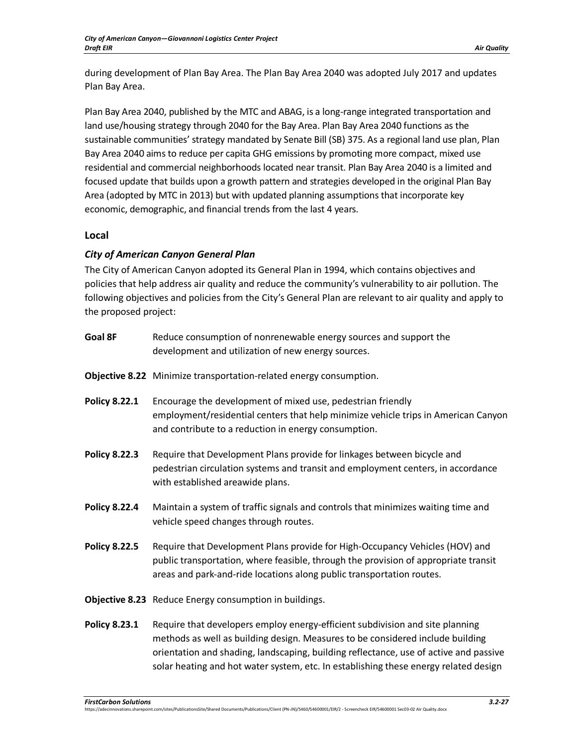during development of Plan Bay Area. The Plan Bay Area 2040 was adopted July 2017 and updates Plan Bay Area.

Plan Bay Area 2040, published by the MTC and ABAG, is a long-range integrated transportation and land use/housing strategy through 2040 for the Bay Area. Plan Bay Area 2040 functions as the sustainable communities' strategy mandated by Senate Bill (SB) 375. As a regional land use plan, Plan Bay Area 2040 aims to reduce per capita GHG emissions by promoting more compact, mixed use residential and commercial neighborhoods located near transit. Plan Bay Area 2040 is a limited and focused update that builds upon a growth pattern and strategies developed in the original Plan Bay Area (adopted by MTC in 2013) but with updated planning assumptions that incorporate key economic, demographic, and financial trends from the last 4 years.

### Local

#### *City of American Canyon General Plan*

The City of American Canyon adopted its General Plan in 1994, which contains objectives and policies that help address air quality and reduce the community's vulnerability to air pollution. The following objectives and policies from the City's General Plan are relevant to air quality and apply to the proposed project:

**Goal 8F** Reduce consumption of nonrenewable energy sources and support the development and utilization of new energy sources.

**Objective 8.22** Minimize transportation-related energy consumption.

**Policy 8.22.1** Encourage the development of mixed use, pedestrian friendly employment/residential centers that help minimize vehicle trips in American Canyon and contribute to a reduction in energy consumption.

**Policy 8.22.3** Require that Development Plans provide for linkages between bicycle and pedestrian circulation systems and transit and employment centers, in accordance with established areawide plans.

**Policy 8.22.4** Maintain a system of traffic signals and controls that minimizes waiting time and vehicle speed changes through routes.

**Policy 8.22.5** Require that Development Plans provide for High-Occupancy Vehicles (HOV) and public transportation, where feasible, through the provision of appropriate transit areas and park-and-ride locations along public transportation routes.

**Objective 8.23** Reduce Energy consumption in buildings.

**Policy 8.23.1** Require that developers employ energy-efficient subdivision and site planning methods as well as building design. Measures to be considered include building orientation and shading, landscaping, building reflectance, use of active and passive solar heating and hot water system, etc. In establishing these energy related design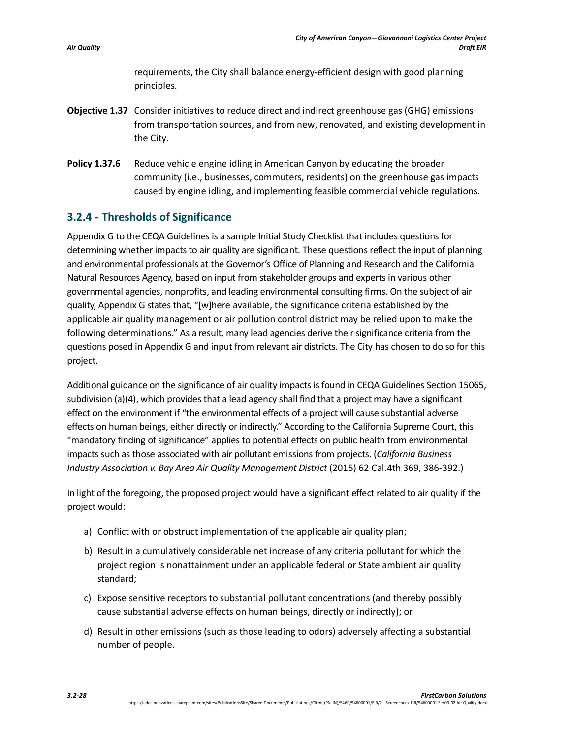requirements, the City shall balance energy-efficient design with good planning principles.

**Objective 1.37** Consider initiatives to reduce direct and indirect greenhouse gas (GHG) emissions from transportation sources, and from new, renovated, and existing development in the City.

**Policy 1.37.6** Reduce vehicle engine idling in American Canyon by educating the broader community (i.e., businesses, commuters, residents) on the greenhouse gas impacts caused by engine idling, and implementing feasible commercial vehicle regulations.

### 3.2.4 - Thresholds of Significance

Appendix G to the CEQA Guidelines is a sample Initial Study Checklist that includes questions for determining whether impacts to air quality are significant. These questions reflect the input of planning and environmental professionals at the Governor's Office of Planning and Research and the California Natural Resources Agency, based on input from stakeholder groups and experts in various other governmental agencies, nonprofits, and leading environmental consulting firms. On the subject of air quality, Appendix G states that, "[w]here available, the significance criteria established by the applicable air quality management or air pollution control district may be relied upon to make the following determinations." As a result, many lead agencies derive their significance criteria from the questions posed in Appendix G and input from relevant air districts. The City has chosen to do so for this project.

Additional guidance on the significance of air quality impacts is found in CEQA Guidelines Section 15065, subdivision (a)(4), which provides that a lead agency shall find that a project may have a significant effect on the environment if "the environmental effects of a project will cause substantial adverse effects on human beings, either directly or indirectly." According to the California Supreme Court, this "mandatory finding of significance" applies to potential effects on public health from environmental impacts such as those associated with air pollutant emissions from projects. (*California Business Industry Association v. Bay Area Air Quality Management District* (2015) 62 Cal.4th 369, 386-392.)

In light of the foregoing, the proposed project would have a significant effect related to air quality if the project would:

a) Conflict with or obstruct implementation of the applicable air quality plan;

b) Result in a cumulatively considerable net increase of any criteria pollutant for which the project region is nonattainment under an applicable federal or State ambient air quality standard;

c) Expose sensitive receptors to substantial pollutant concentrations (and thereby possibly cause substantial adverse effects on human beings, directly or indirectly); or

d) Result in other emissions (such as those leading to odors) adversely affecting a substantial number of people.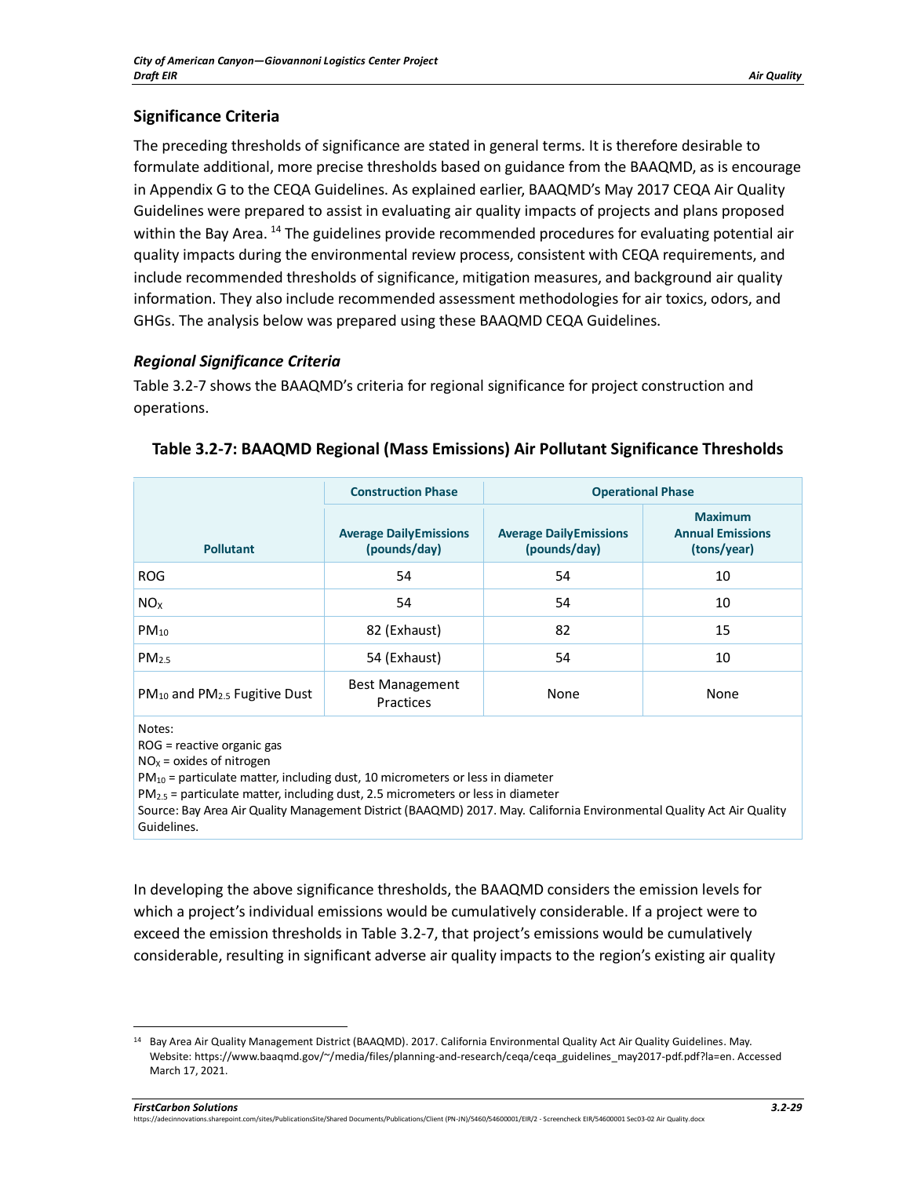## Significance Criteria

The preceding thresholds of significance are stated in general terms. It is therefore desirable to formulate additional, more precise thresholds based on guidance from the BAAQMD, as is encourage in Appendix G to the CEQA Guidelines. As explained earlier, BAAQMD's May 2017 CEQA Air Quality Guidelines were prepared to assist in evaluating air quality impacts of projects and plans proposed within the Bay Area. [14] The guidelines provide recommended procedures for evaluating potential air quality impacts during the environmental review process, consistent with CEQA requirements, and include recommended thresholds of significance, mitigation measures, and background air quality information. They also include recommended assessment methodologies for air toxics, odors, and GHGs. The analysis below was prepared using these BAAQMD CEQA Guidelines.

### *Regional Significance Criteria*

Table 3.2-7 shows the BAAQMD's criteria for regional significance for project construction and operations.

**Table 3.2-7: BAAQMD Regional (Mass Emissions) Air Pollutant Significance Thresholds**

| Pollutant | Construction Phase | Operational Phase | |
|---|---|---|---|
| | Average Daily Emissions (pounds/day) | Average Daily Emissions (pounds/day) | Maximum Annual Emissions (tons/year) |
| ROG | 54 | 54 | 10 |
| $NO_X$ | 54 | 54 | 10 |
| $PM_{10}$ | 82 (Exhaust) | 82 | 15 |
| $PM_{2.5}$ | 54 (Exhaust) | 54 | 10 |
| $PM_{10}$ and $PM_{2.5}$ Fugitive Dust | Best Management Practices | None | None |

Notes:
ROG = reactive organic gas
$NO_X$ = oxides of nitrogen
$PM_{10}$ = particulate matter, including dust, 10 micrometers or less in diameter
$PM_{2.5}$ = particulate matter, including dust, 2.5 micrometers or less in diameter
Source: Bay Area Air Quality Management District (BAAQMD) 2017. May. California Environmental Quality Act Air Quality Guidelines.

In developing the above significance thresholds, the BAAQMD considers the emission levels for which a project's individual emissions would be cumulatively considerable. If a project were to exceed the emission thresholds in Table 3.2-7, that project's emissions would be cumulatively considerable, resulting in significant adverse air quality impacts to the region's existing air quality

[14] Bay Area Air Quality Management District (BAAQMD). 2017. California Environmental Quality Act Air Quality Guidelines. May. Website: https://www.baaqmd.gov/~/media/files/planning-and-research/ceqa/ceqa_guidelines_may2017-pdf.pdf?la=en. Accessed March 17, 2021.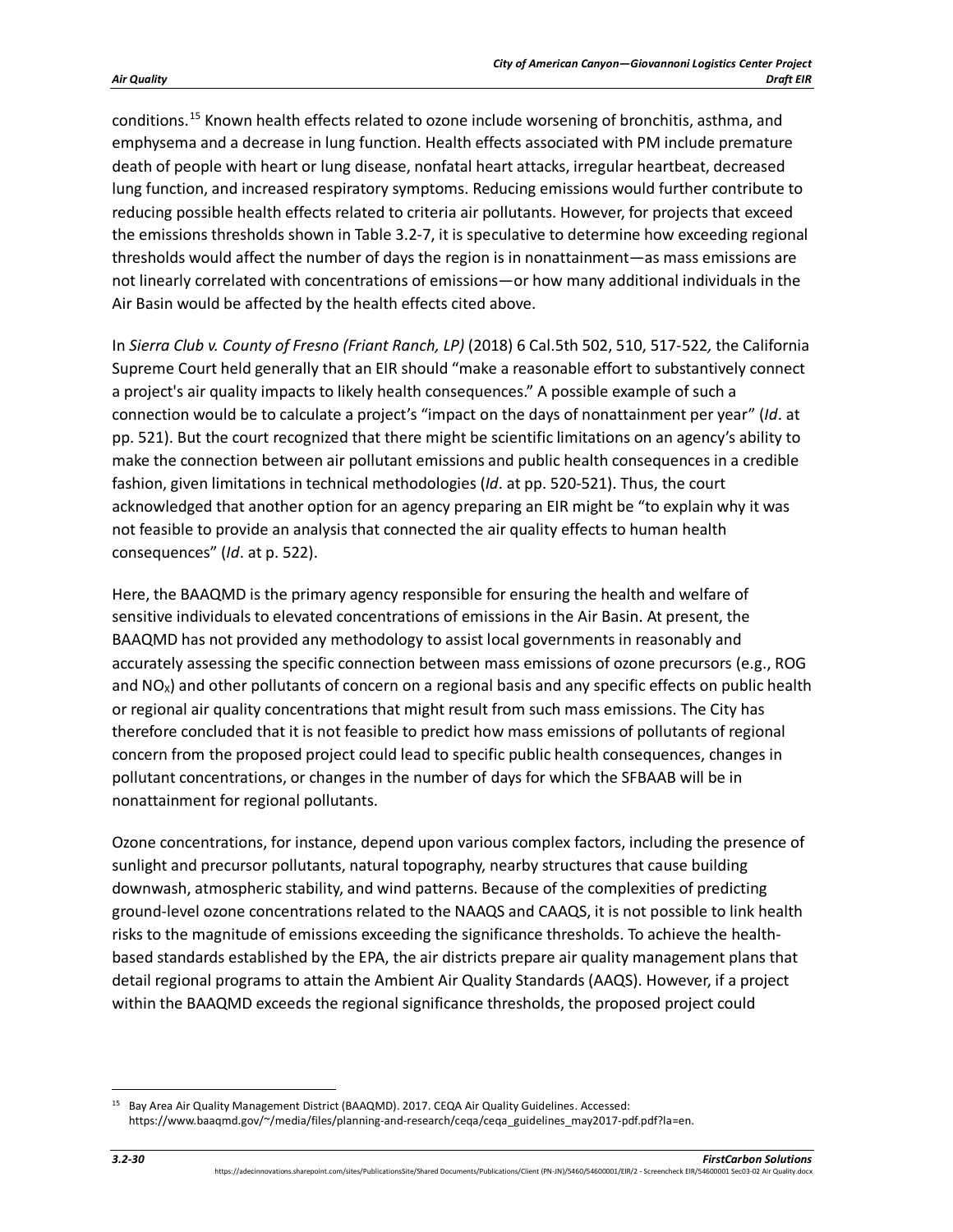conditions.[15] Known health effects related to ozone include worsening of bronchitis, asthma, and emphysema and a decrease in lung function. Health effects associated with PM include premature death of people with heart or lung disease, nonfatal heart attacks, irregular heartbeat, decreased lung function, and increased respiratory symptoms. Reducing emissions would further contribute to reducing possible health effects related to criteria air pollutants. However, for projects that exceed the emissions thresholds shown in Table 3.2-7, it is speculative to determine how exceeding regional thresholds would affect the number of days the region is in nonattainment—as mass emissions are not linearly correlated with concentrations of emissions—or how many additional individuals in the Air Basin would be affected by the health effects cited above.

In *Sierra Club v. County of Fresno (Friant Ranch, LP)* (2018) 6 Cal.5th 502, 510, 517-522*,* the California Supreme Court held generally that an EIR should "make a reasonable effort to substantively connect a project's air quality impacts to likely health consequences." A possible example of such a connection would be to calculate a project's "impact on the days of nonattainment per year" (*Id*. at pp. 521). But the court recognized that there might be scientific limitations on an agency's ability to make the connection between air pollutant emissions and public health consequences in a credible fashion, given limitations in technical methodologies (*Id*. at pp. 520-521). Thus, the court acknowledged that another option for an agency preparing an EIR might be "to explain why it was not feasible to provide an analysis that connected the air quality effects to human health consequences" (*Id*. at p. 522).

Here, the BAAQMD is the primary agency responsible for ensuring the health and welfare of sensitive individuals to elevated concentrations of emissions in the Air Basin. At present, the BAAQMD has not provided any methodology to assist local governments in reasonably and accurately assessing the specific connection between mass emissions of ozone precursors (e.g., ROG and $NO_X$) and other pollutants of concern on a regional basis and any specific effects on public health or regional air quality concentrations that might result from such mass emissions. The City has therefore concluded that it is not feasible to predict how mass emissions of pollutants of regional concern from the proposed project could lead to specific public health consequences, changes in pollutant concentrations, or changes in the number of days for which the SFBAAB will be in nonattainment for regional pollutants.

Ozone concentrations, for instance, depend upon various complex factors, including the presence of sunlight and precursor pollutants, natural topography, nearby structures that cause building downwash, atmospheric stability, and wind patterns. Because of the complexities of predicting ground-level ozone concentrations related to the NAAQS and CAAQS, it is not possible to link health risks to the magnitude of emissions exceeding the significance thresholds. To achieve the health-based standards established by the EPA, the air districts prepare air quality management plans that detail regional programs to attain the Ambient Air Quality Standards (AAQS). However, if a project within the BAAQMD exceeds the regional significance thresholds, the proposed project could

---

[15] Bay Area Air Quality Management District (BAAQMD). 2017. CEQA Air Quality Guidelines. Accessed: https://www.baaqmd.gov/~/media/files/planning-and-research/ceqa/ceqa_guidelines_may2017-pdf.pdf?la=en.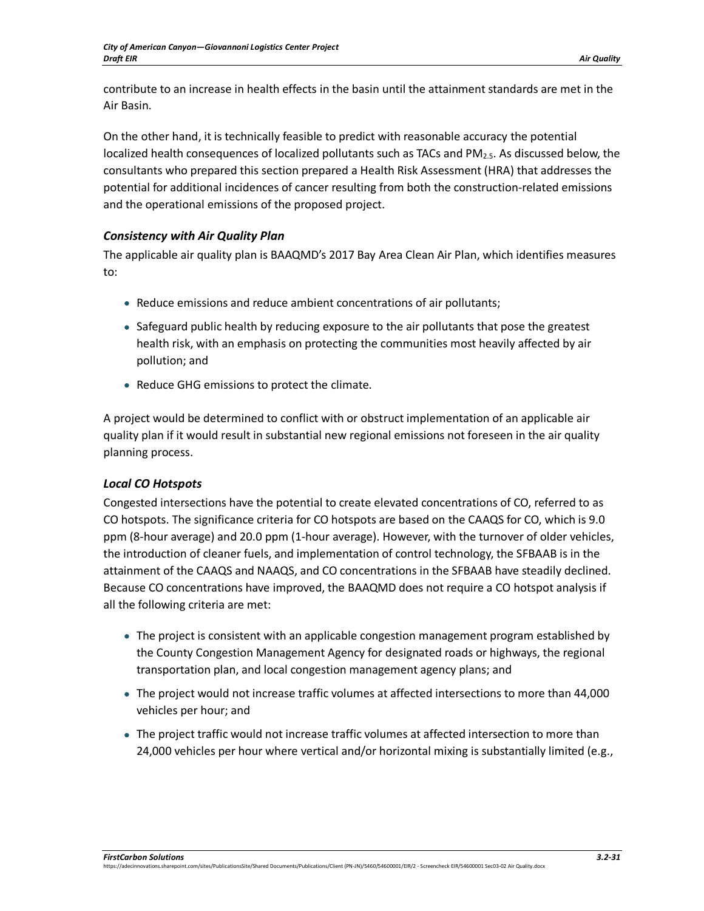contribute to an increase in health effects in the basin until the attainment standards are met in the Air Basin.

On the other hand, it is technically feasible to predict with reasonable accuracy the potential localized health consequences of localized pollutants such as TACs and $PM_{2.5}$. As discussed below, the consultants who prepared this section prepared a Health Risk Assessment (HRA) that addresses the potential for additional incidences of cancer resulting from both the construction-related emissions and the operational emissions of the proposed project.

### *Consistency with Air Quality Plan*

The applicable air quality plan is BAAQMD's 2017 Bay Area Clean Air Plan, which identifies measures to:

- Reduce emissions and reduce ambient concentrations of air pollutants;
- Safeguard public health by reducing exposure to the air pollutants that pose the greatest health risk, with an emphasis on protecting the communities most heavily affected by air pollution; and
- Reduce GHG emissions to protect the climate.

A project would be determined to conflict with or obstruct implementation of an applicable air quality plan if it would result in substantial new regional emissions not foreseen in the air quality planning process.

### *Local CO Hotspots*

Congested intersections have the potential to create elevated concentrations of CO, referred to as CO hotspots. The significance criteria for CO hotspots are based on the CAAQS for CO, which is 9.0 ppm (8-hour average) and 20.0 ppm (1-hour average). However, with the turnover of older vehicles, the introduction of cleaner fuels, and implementation of control technology, the SFBAAB is in the attainment of the CAAQS and NAAQS, and CO concentrations in the SFBAAB have steadily declined. Because CO concentrations have improved, the BAAQMD does not require a CO hotspot analysis if all the following criteria are met:

- The project is consistent with an applicable congestion management program established by the County Congestion Management Agency for designated roads or highways, the regional transportation plan, and local congestion management agency plans; and
- The project would not increase traffic volumes at affected intersections to more than 44,000 vehicles per hour; and
- The project traffic would not increase traffic volumes at affected intersection to more than 24,000 vehicles per hour where vertical and/or horizontal mixing is substantially limited (e.g.,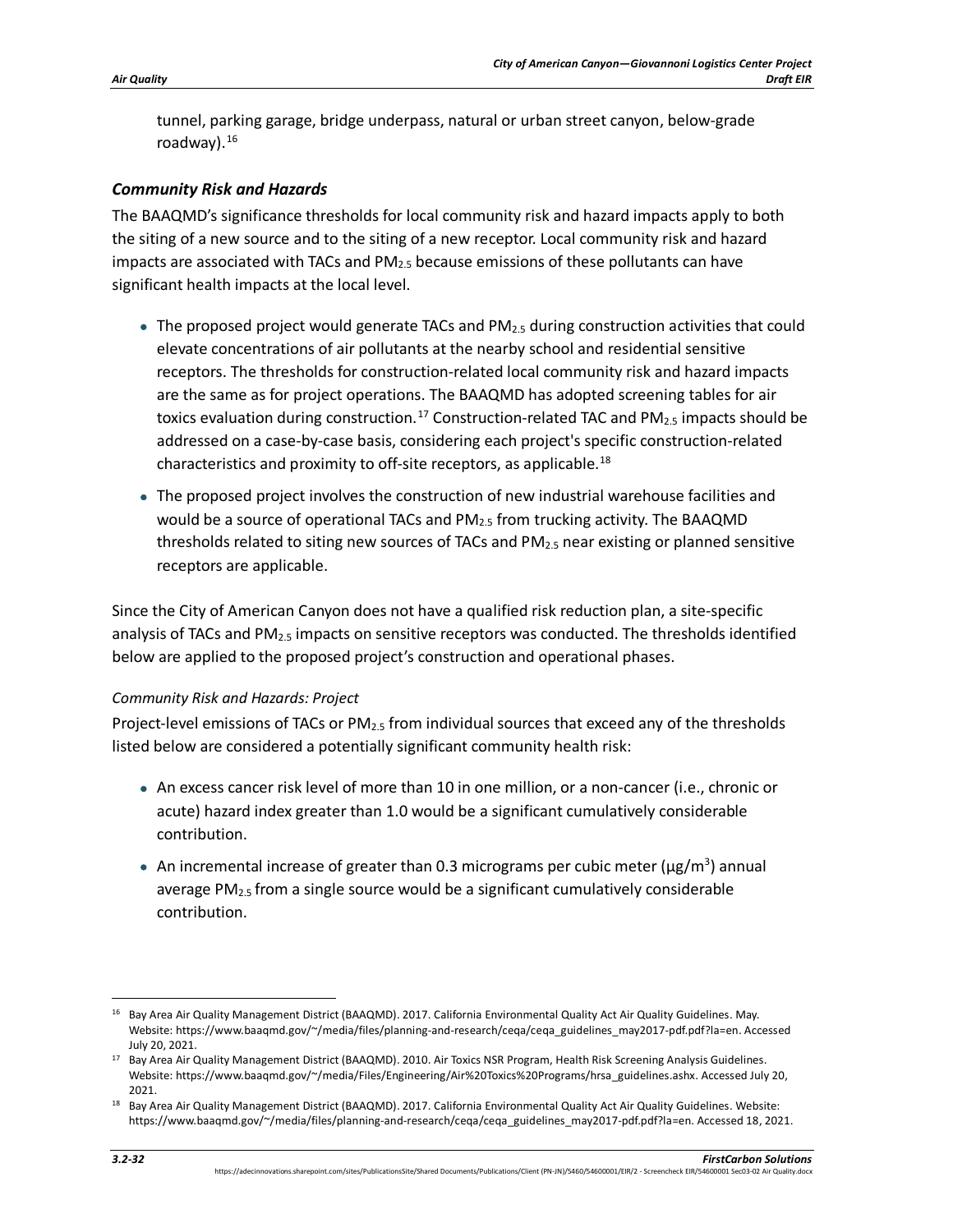tunnel, parking garage, bridge underpass, natural or urban street canyon, below-grade roadway).[16]

### *Community Risk and Hazards*

The BAAQMD's significance thresholds for local community risk and hazard impacts apply to both the siting of a new source and to the siting of a new receptor. Local community risk and hazard impacts are associated with TACs and $PM_{2.5}$ because emissions of these pollutants can have significant health impacts at the local level.

- The proposed project would generate TACs and $PM_{2.5}$ during construction activities that could elevate concentrations of air pollutants at the nearby school and residential sensitive receptors. The thresholds for construction-related local community risk and hazard impacts are the same as for project operations. The BAAQMD has adopted screening tables for air toxics evaluation during construction.[17] Construction-related TAC and $PM_{2.5}$ impacts should be addressed on a case-by-case basis, considering each project's specific construction-related characteristics and proximity to off-site receptors, as applicable.[18]
- The proposed project involves the construction of new industrial warehouse facilities and would be a source of operational TACs and $PM_{2.5}$ from trucking activity. The BAAQMD thresholds related to siting new sources of TACs and $PM_{2.5}$ near existing or planned sensitive receptors are applicable.

Since the City of American Canyon does not have a qualified risk reduction plan, a site-specific analysis of TACs and $PM_{2.5}$ impacts on sensitive receptors was conducted. The thresholds identified below are applied to the proposed project's construction and operational phases.

#### *Community Risk and Hazards: Project*

Project-level emissions of TACs or $PM_{2.5}$ from individual sources that exceed any of the thresholds listed below are considered a potentially significant community health risk:

- An excess cancer risk level of more than 10 in one million, or a non-cancer (i.e., chronic or acute) hazard index greater than 1.0 would be a significant cumulatively considerable contribution.
- An incremental increase of greater than 0.3 micrograms per cubic meter ($\mu g/m^3$) annual average $PM_{2.5}$ from a single source would be a significant cumulatively considerable contribution.

---

[16] Bay Area Air Quality Management District (BAAQMD). 2017. California Environmental Quality Act Air Quality Guidelines. May. Website: https://www.baaqmd.gov/~/media/files/planning-and-research/ceqa/ceqa_guidelines_may2017-pdf.pdf?la=en. Accessed July 20, 2021.

[17] Bay Area Air Quality Management District (BAAQMD). 2010. Air Toxics NSR Program, Health Risk Screening Analysis Guidelines. Website: https://www.baaqmd.gov/~/media/Files/Engineering/Air%20Toxics%20Programs/hrsa_guidelines.ashx. Accessed July 20, 2021.

[18] Bay Area Air Quality Management District (BAAQMD). 2017. California Environmental Quality Act Air Quality Guidelines. Website: https://www.baaqmd.gov/~/media/files/planning-and-research/ceqa/ceqa_guidelines_may2017-pdf.pdf?la=en. Accessed 18, 2021.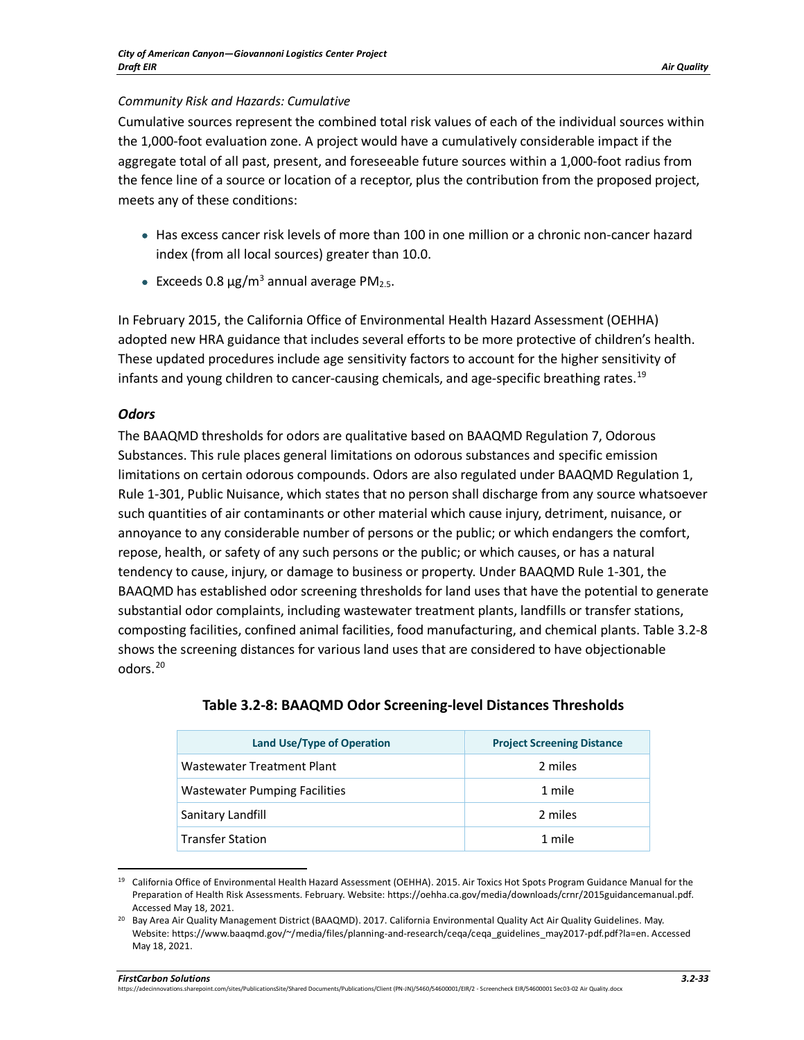*Community Risk and Hazards: Cumulative*

Cumulative sources represent the combined total risk values of each of the individual sources within the 1,000-foot evaluation zone. A project would have a cumulatively considerable impact if the aggregate total of all past, present, and foreseeable future sources within a 1,000-foot radius from the fence line of a source or location of a receptor, plus the contribution from the proposed project, meets any of these conditions:

- Has excess cancer risk levels of more than 100 in one million or a chronic non-cancer hazard index (from all local sources) greater than 10.0.
- Exceeds 0.8 $\mu g/m^3$ annual average $PM_{2.5}$.

In February 2015, the California Office of Environmental Health Hazard Assessment (OEHHA) adopted new HRA guidance that includes several efforts to be more protective of children's health. These updated procedures include age sensitivity factors to account for the higher sensitivity of infants and young children to cancer-causing chemicals, and age-specific breathing rates.[19]

### *Odors*

The BAAQMD thresholds for odors are qualitative based on BAAQMD Regulation 7, Odorous Substances. This rule places general limitations on odorous substances and specific emission limitations on certain odorous compounds. Odors are also regulated under BAAQMD Regulation 1, Rule 1-301, Public Nuisance, which states that no person shall discharge from any source whatsoever such quantities of air contaminants or other material which cause injury, detriment, nuisance, or annoyance to any considerable number of persons or the public; or which endangers the comfort, repose, health, or safety of any such persons or the public; or which causes, or has a natural tendency to cause, injury, or damage to business or property. Under BAAQMD Rule 1-301, the BAAQMD has established odor screening thresholds for land uses that have the potential to generate substantial odor complaints, including wastewater treatment plants, landfills or transfer stations, composting facilities, confined animal facilities, food manufacturing, and chemical plants. Table 3.2-8 shows the screening distances for various land uses that are considered to have objectionable odors.[20]

**Table 3.2-8: BAAQMD Odor Screening-level Distances Thresholds**

| Land Use/Type of Operation | Project Screening Distance |
|---|---|
| Wastewater Treatment Plant | 2 miles |
| Wastewater Pumping Facilities | 1 mile |
| Sanitary Landfill | 2 miles |
| Transfer Station | 1 mile |

[19] California Office of Environmental Health Hazard Assessment (OEHHA). 2015. Air Toxics Hot Spots Program Guidance Manual for the Preparation of Health Risk Assessments. February. Website: https://oehha.ca.gov/media/downloads/crnr/2015guidancemanual.pdf. Accessed May 18, 2021.

[20] Bay Area Air Quality Management District (BAAQMD). 2017. California Environmental Quality Act Air Quality Guidelines. May. Website: https://www.baaqmd.gov/~/media/files/planning-and-research/ceqa/ceqa_guidelines_may2017-pdf.pdf?la=en. Accessed May 18, 2021.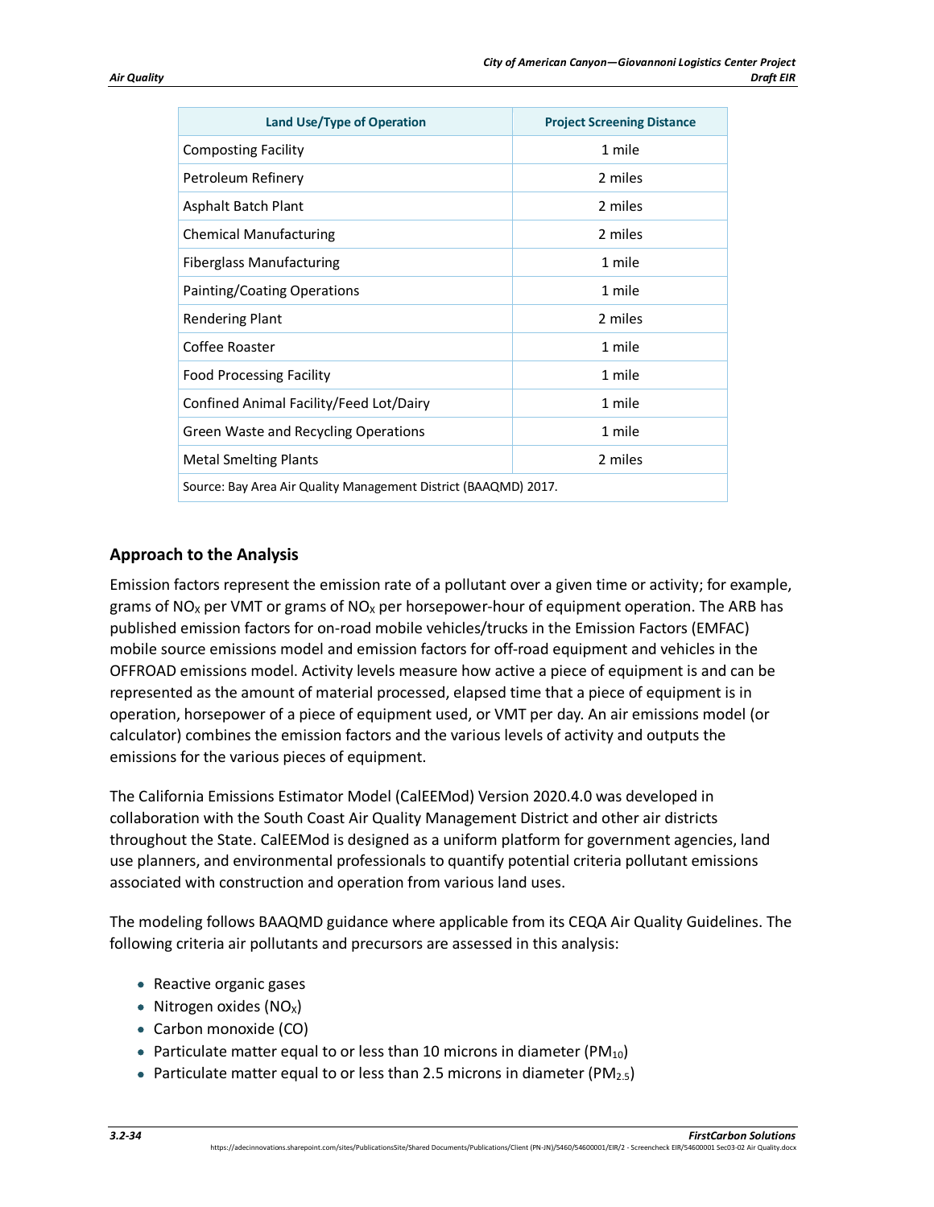| Land Use/Type of Operation | Project Screening Distance |
| --- | --- |
| Composting Facility | 1 mile |
| Petroleum Refinery | 2 miles |
| Asphalt Batch Plant | 2 miles |
| Chemical Manufacturing | 2 miles |
| Fiberglass Manufacturing | 1 mile |
| Painting/Coating Operations | 1 mile |
| Rendering Plant | 2 miles |
| Coffee Roaster | 1 mile |
| Food Processing Facility | 1 mile |
| Confined Animal Facility/Feed Lot/Dairy | 1 mile |
| Green Waste and Recycling Operations | 1 mile |
| Metal Smelting Plants | 2 miles |
| Source: Bay Area Air Quality Management District (BAAQMD) 2017. | |

## Approach to the Analysis

Emission factors represent the emission rate of a pollutant over a given time or activity; for example, grams of $NO_X$ per VMT or grams of $NO_X$ per horsepower-hour of equipment operation. The ARB has published emission factors for on-road mobile vehicles/trucks in the Emission Factors (EMFAC) mobile source emissions model and emission factors for off-road equipment and vehicles in the OFFROAD emissions model. Activity levels measure how active a piece of equipment is and can be represented as the amount of material processed, elapsed time that a piece of equipment is in operation, horsepower of a piece of equipment used, or VMT per day. An air emissions model (or calculator) combines the emission factors and the various levels of activity and outputs the emissions for the various pieces of equipment.

The California Emissions Estimator Model (CalEEMod) Version 2020.4.0 was developed in collaboration with the South Coast Air Quality Management District and other air districts throughout the State. CalEEMod is designed as a uniform platform for government agencies, land use planners, and environmental professionals to quantify potential criteria pollutant emissions associated with construction and operation from various land uses.

The modeling follows BAAQMD guidance where applicable from its CEQA Air Quality Guidelines. The following criteria air pollutants and precursors are assessed in this analysis:

- Reactive organic gases
- Nitrogen oxides ($NO_X$)
- Carbon monoxide (CO)
- Particulate matter equal to or less than 10 microns in diameter ($PM_{10}$)
- Particulate matter equal to or less than 2.5 microns in diameter ($PM_{2.5}$)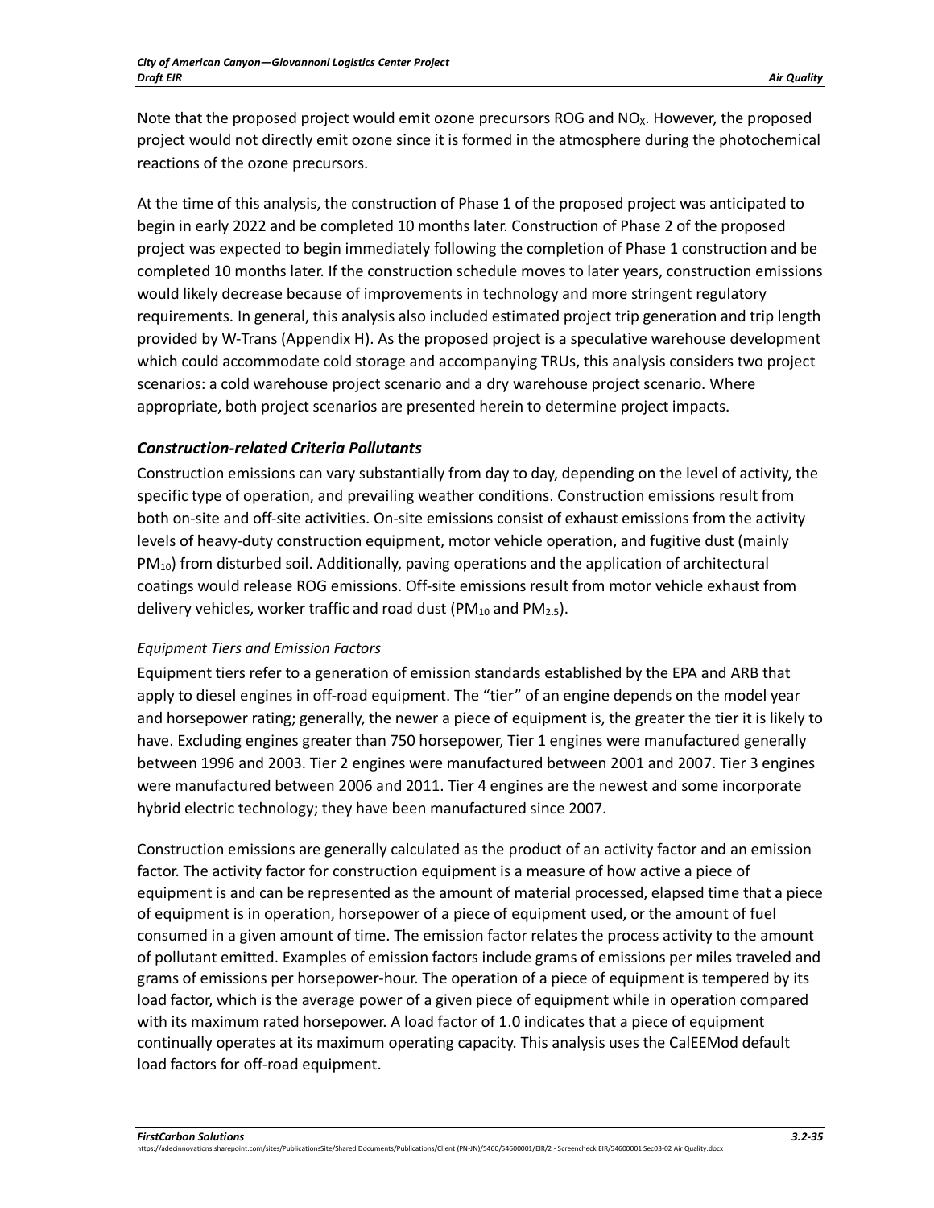Note that the proposed project would emit ozone precursors ROG and $NO_X$. However, the proposed project would not directly emit ozone since it is formed in the atmosphere during the photochemical reactions of the ozone precursors.

At the time of this analysis, the construction of Phase 1 of the proposed project was anticipated to begin in early 2022 and be completed 10 months later. Construction of Phase 2 of the proposed project was expected to begin immediately following the completion of Phase 1 construction and be completed 10 months later. If the construction schedule moves to later years, construction emissions would likely decrease because of improvements in technology and more stringent regulatory requirements. In general, this analysis also included estimated project trip generation and trip length provided by W-Trans (Appendix H). As the proposed project is a speculative warehouse development which could accommodate cold storage and accompanying TRUs, this analysis considers two project scenarios: a cold warehouse project scenario and a dry warehouse project scenario. Where appropriate, both project scenarios are presented herein to determine project impacts.

### *Construction-related Criteria Pollutants*

Construction emissions can vary substantially from day to day, depending on the level of activity, the specific type of operation, and prevailing weather conditions. Construction emissions result from both on-site and off-site activities. On-site emissions consist of exhaust emissions from the activity levels of heavy-duty construction equipment, motor vehicle operation, and fugitive dust (mainly $PM_{10}$) from disturbed soil. Additionally, paving operations and the application of architectural coatings would release ROG emissions. Off-site emissions result from motor vehicle exhaust from delivery vehicles, worker traffic and road dust ($PM_{10}$ and $PM_{2.5}$).

#### *Equipment Tiers and Emission Factors*

Equipment tiers refer to a generation of emission standards established by the EPA and ARB that apply to diesel engines in off-road equipment. The "tier" of an engine depends on the model year and horsepower rating; generally, the newer a piece of equipment is, the greater the tier it is likely to have. Excluding engines greater than 750 horsepower, Tier 1 engines were manufactured generally between 1996 and 2003. Tier 2 engines were manufactured between 2001 and 2007. Tier 3 engines were manufactured between 2006 and 2011. Tier 4 engines are the newest and some incorporate hybrid electric technology; they have been manufactured since 2007.

Construction emissions are generally calculated as the product of an activity factor and an emission factor. The activity factor for construction equipment is a measure of how active a piece of equipment is and can be represented as the amount of material processed, elapsed time that a piece of equipment is in operation, horsepower of a piece of equipment used, or the amount of fuel consumed in a given amount of time. The emission factor relates the process activity to the amount of pollutant emitted. Examples of emission factors include grams of emissions per miles traveled and grams of emissions per horsepower-hour. The operation of a piece of equipment is tempered by its load factor, which is the average power of a given piece of equipment while in operation compared with its maximum rated horsepower. A load factor of 1.0 indicates that a piece of equipment continually operates at its maximum operating capacity. This analysis uses the CalEEMod default load factors for off-road equipment.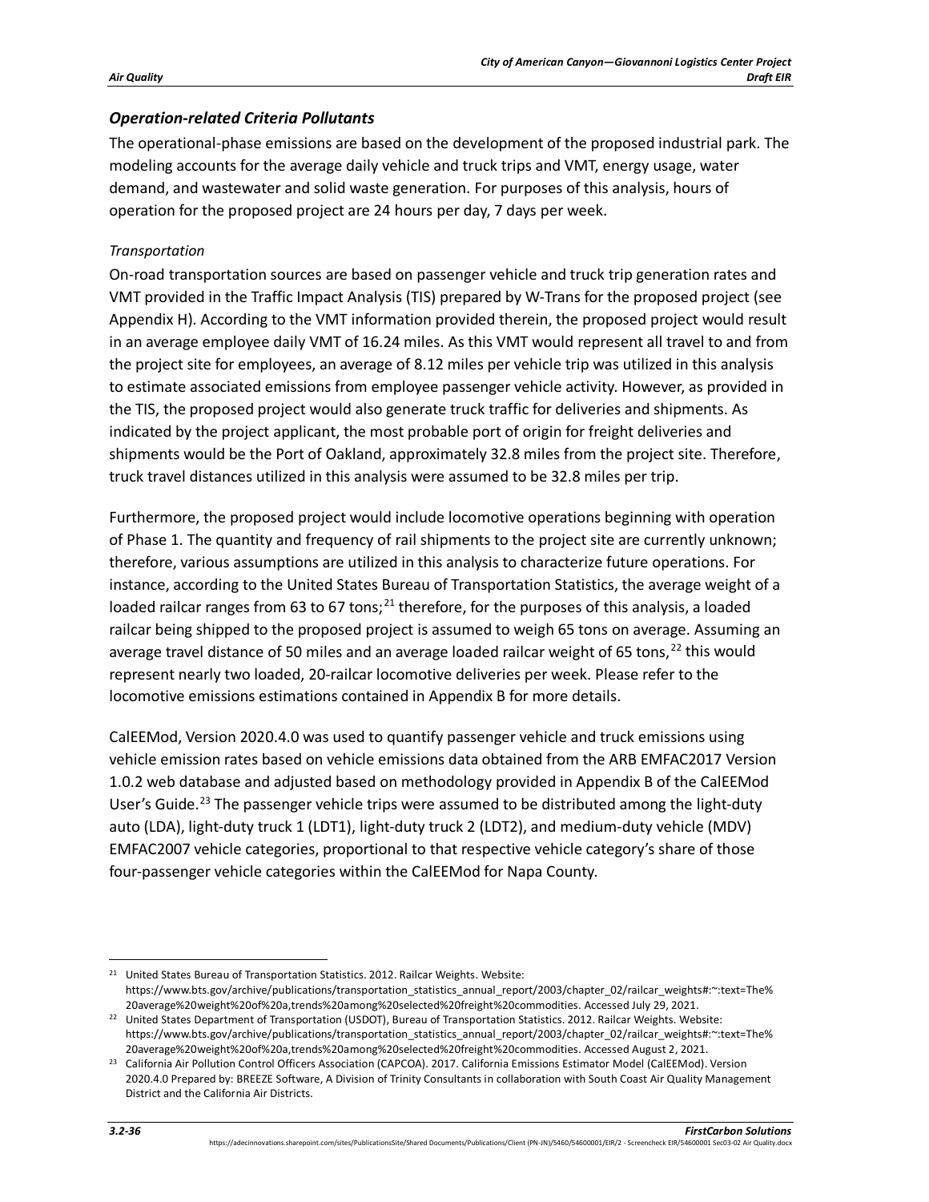### *Operation-related Criteria Pollutants*

The operational-phase emissions are based on the development of the proposed industrial park. The modeling accounts for the average daily vehicle and truck trips and VMT, energy usage, water demand, and wastewater and solid waste generation. For purposes of this analysis, hours of operation for the proposed project are 24 hours per day, 7 days per week.

*Transportation*

On-road transportation sources are based on passenger vehicle and truck trip generation rates and VMT provided in the Traffic Impact Analysis (TIS) prepared by W-Trans for the proposed project (see Appendix H). According to the VMT information provided therein, the proposed project would result in an average employee daily VMT of 16.24 miles. As this VMT would represent all travel to and from the project site for employees, an average of 8.12 miles per vehicle trip was utilized in this analysis to estimate associated emissions from employee passenger vehicle activity. However, as provided in the TIS, the proposed project would also generate truck traffic for deliveries and shipments. As indicated by the project applicant, the most probable port of origin for freight deliveries and shipments would be the Port of Oakland, approximately 32.8 miles from the project site. Therefore, truck travel distances utilized in this analysis were assumed to be 32.8 miles per trip.

Furthermore, the proposed project would include locomotive operations beginning with operation of Phase 1. The quantity and frequency of rail shipments to the project site are currently unknown; therefore, various assumptions are utilized in this analysis to characterize future operations. For instance, according to the United States Bureau of Transportation Statistics, the average weight of a loaded railcar ranges from 63 to 67 tons;[21] therefore, for the purposes of this analysis, a loaded railcar being shipped to the proposed project is assumed to weigh 65 tons on average. Assuming an average travel distance of 50 miles and an average loaded railcar weight of 65 tons,[22] this would represent nearly two loaded, 20-railcar locomotive deliveries per week. Please refer to the locomotive emissions estimations contained in Appendix B for more details.

CalEEMod, Version 2020.4.0 was used to quantify passenger vehicle and truck emissions using vehicle emission rates based on vehicle emissions data obtained from the ARB EMFAC2017 Version 1.0.2 web database and adjusted based on methodology provided in Appendix B of the CalEEMod User's Guide.[23] The passenger vehicle trips were assumed to be distributed among the light-duty auto (LDA), light-duty truck 1 (LDT1), light-duty truck 2 (LDT2), and medium-duty vehicle (MDV) EMFAC2007 vehicle categories, proportional to that respective vehicle category's share of those four-passenger vehicle categories within the CalEEMod for Napa County.

---

[21] United States Bureau of Transportation Statistics. 2012. Railcar Weights. Website: https://www.bts.gov/archive/publications/transportation_statistics_annual_report/2003/chapter_02/railcar_weights#:~:text=The%20average%20weight%20of%20a,trends%20among%20selected%20freight%20commodities. Accessed July 29, 2021.

[22] United States Department of Transportation (USDOT), Bureau of Transportation Statistics. 2012. Railcar Weights. Website: https://www.bts.gov/archive/publications/transportation_statistics_annual_report/2003/chapter_02/railcar_weights#:~:text=The%20average%20weight%20of%20a,trends%20among%20selected%20freight%20commodities. Accessed August 2, 2021.

[23] California Air Pollution Control Officers Association (CAPCOA). 2017. California Emissions Estimator Model (CalEEMod). Version 2020.4.0 Prepared by: BREEZE Software, A Division of Trinity Consultants in collaboration with South Coast Air Quality Management District and the California Air Districts.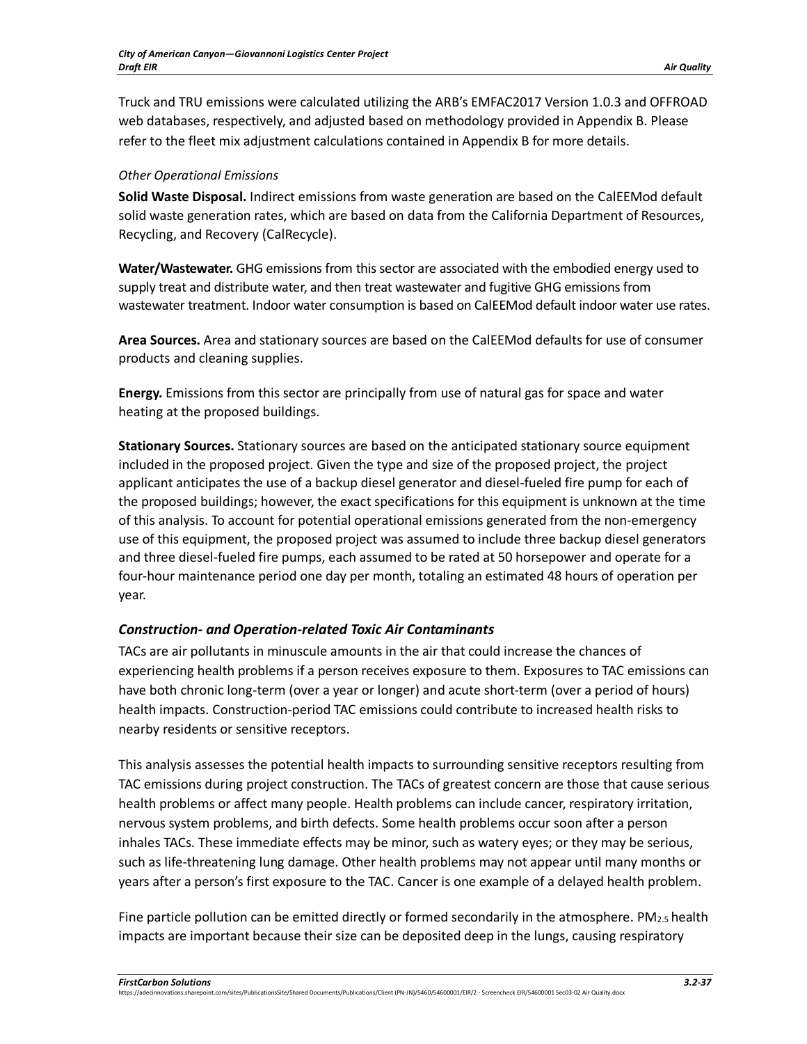Truck and TRU emissions were calculated utilizing the ARB's EMFAC2017 Version 1.0.3 and OFFROAD web databases, respectively, and adjusted based on methodology provided in Appendix B. Please refer to the fleet mix adjustment calculations contained in Appendix B for more details.

*Other Operational Emissions*

**Solid Waste Disposal.** Indirect emissions from waste generation are based on the CalEEMod default solid waste generation rates, which are based on data from the California Department of Resources, Recycling, and Recovery (CalRecycle).

**Water/Wastewater.** GHG emissions from this sector are associated with the embodied energy used to supply treat and distribute water, and then treat wastewater and fugitive GHG emissions from wastewater treatment. Indoor water consumption is based on CalEEMod default indoor water use rates.

**Area Sources.** Area and stationary sources are based on the CalEEMod defaults for use of consumer products and cleaning supplies.

**Energy.** Emissions from this sector are principally from use of natural gas for space and water heating at the proposed buildings.

**Stationary Sources.** Stationary sources are based on the anticipated stationary source equipment included in the proposed project. Given the type and size of the proposed project, the project applicant anticipates the use of a backup diesel generator and diesel-fueled fire pump for each of the proposed buildings; however, the exact specifications for this equipment is unknown at the time of this analysis. To account for potential operational emissions generated from the non-emergency use of this equipment, the proposed project was assumed to include three backup diesel generators and three diesel-fueled fire pumps, each assumed to be rated at 50 horsepower and operate for a four-hour maintenance period one day per month, totaling an estimated 48 hours of operation per year.

### *Construction- and Operation-related Toxic Air Contaminants*

TACs are air pollutants in minuscule amounts in the air that could increase the chances of experiencing health problems if a person receives exposure to them. Exposures to TAC emissions can have both chronic long-term (over a year or longer) and acute short-term (over a period of hours) health impacts. Construction-period TAC emissions could contribute to increased health risks to nearby residents or sensitive receptors.

This analysis assesses the potential health impacts to surrounding sensitive receptors resulting from TAC emissions during project construction. The TACs of greatest concern are those that cause serious health problems or affect many people. Health problems can include cancer, respiratory irritation, nervous system problems, and birth defects. Some health problems occur soon after a person inhales TACs. These immediate effects may be minor, such as watery eyes; or they may be serious, such as life-threatening lung damage. Other health problems may not appear until many months or years after a person's first exposure to the TAC. Cancer is one example of a delayed health problem.

Fine particle pollution can be emitted directly or formed secondarily in the atmosphere. $PM_{2.5}$ health impacts are important because their size can be deposited deep in the lungs, causing respiratory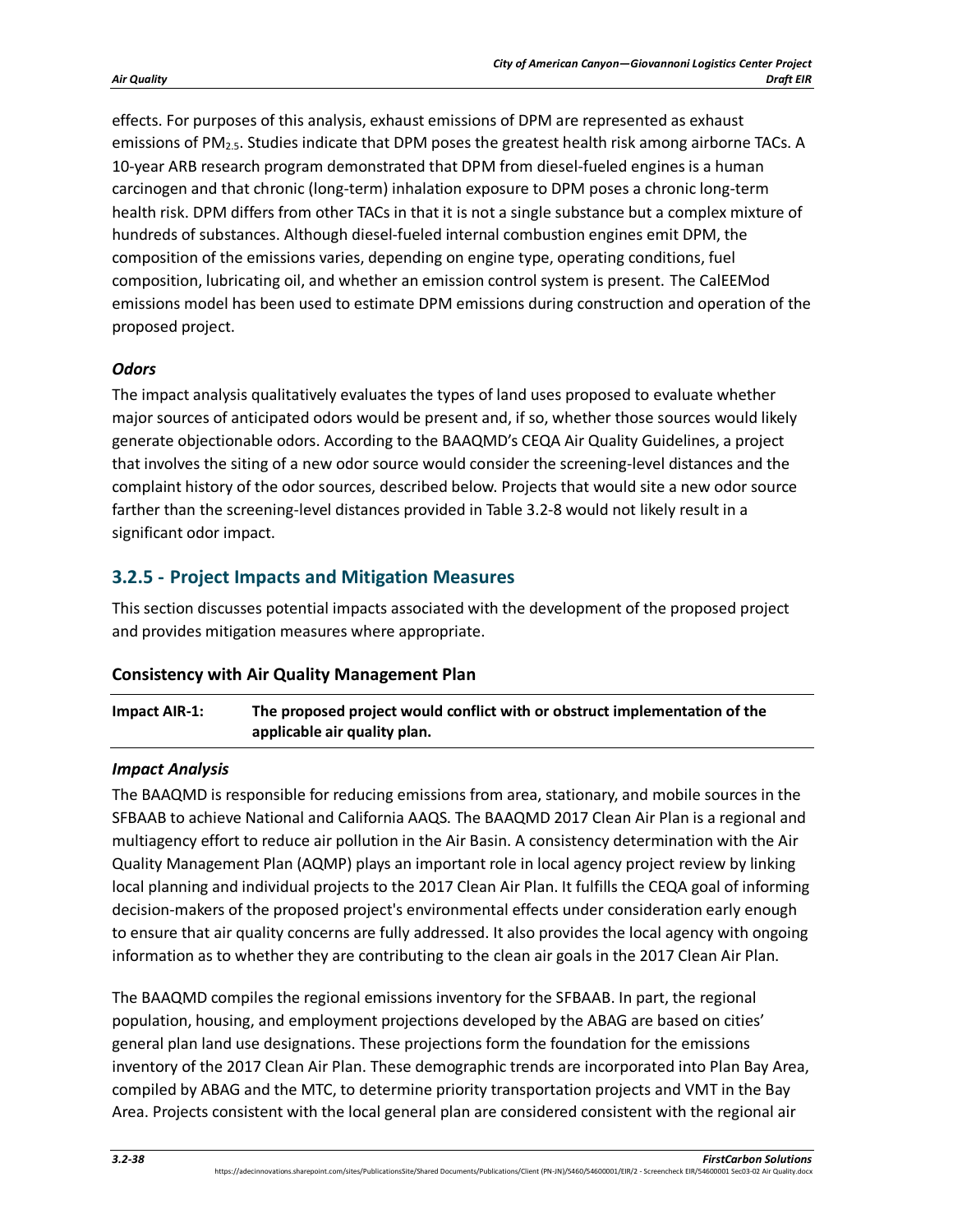effects. For purposes of this analysis, exhaust emissions of DPM are represented as exhaust emissions of $PM_{2.5}$. Studies indicate that DPM poses the greatest health risk among airborne TACs. A 10-year ARB research program demonstrated that DPM from diesel-fueled engines is a human carcinogen and that chronic (long-term) inhalation exposure to DPM poses a chronic long-term health risk. DPM differs from other TACs in that it is not a single substance but a complex mixture of hundreds of substances. Although diesel-fueled internal combustion engines emit DPM, the composition of the emissions varies, depending on engine type, operating conditions, fuel composition, lubricating oil, and whether an emission control system is present. The CalEEMod emissions model has been used to estimate DPM emissions during construction and operation of the proposed project.

#### *Odors*

The impact analysis qualitatively evaluates the types of land uses proposed to evaluate whether major sources of anticipated odors would be present and, if so, whether those sources would likely generate objectionable odors. According to the BAAQMD's CEQA Air Quality Guidelines, a project that involves the siting of a new odor source would consider the screening-level distances and the complaint history of the odor sources, described below. Projects that would site a new odor source farther than the screening-level distances provided in Table 3.2-8 would not likely result in a significant odor impact.

## 3.2.5 - Project Impacts and Mitigation Measures

This section discusses potential impacts associated with the development of the proposed project and provides mitigation measures where appropriate.

### Consistency with Air Quality Management Plan

| **Impact AIR-1:** | **The proposed project would conflict with or obstruct implementation of the applicable air quality plan.** |
|---|---|

#### *Impact Analysis*

The BAAQMD is responsible for reducing emissions from area, stationary, and mobile sources in the SFBAAB to achieve National and California AAQS. The BAAQMD 2017 Clean Air Plan is a regional and multiagency effort to reduce air pollution in the Air Basin. A consistency determination with the Air Quality Management Plan (AQMP) plays an important role in local agency project review by linking local planning and individual projects to the 2017 Clean Air Plan. It fulfills the CEQA goal of informing decision-makers of the proposed project's environmental effects under consideration early enough to ensure that air quality concerns are fully addressed. It also provides the local agency with ongoing information as to whether they are contributing to the clean air goals in the 2017 Clean Air Plan.

The BAAQMD compiles the regional emissions inventory for the SFBAAB. In part, the regional population, housing, and employment projections developed by the ABAG are based on cities' general plan land use designations. These projections form the foundation for the emissions inventory of the 2017 Clean Air Plan. These demographic trends are incorporated into Plan Bay Area, compiled by ABAG and the MTC, to determine priority transportation projects and VMT in the Bay Area. Projects consistent with the local general plan are considered consistent with the regional air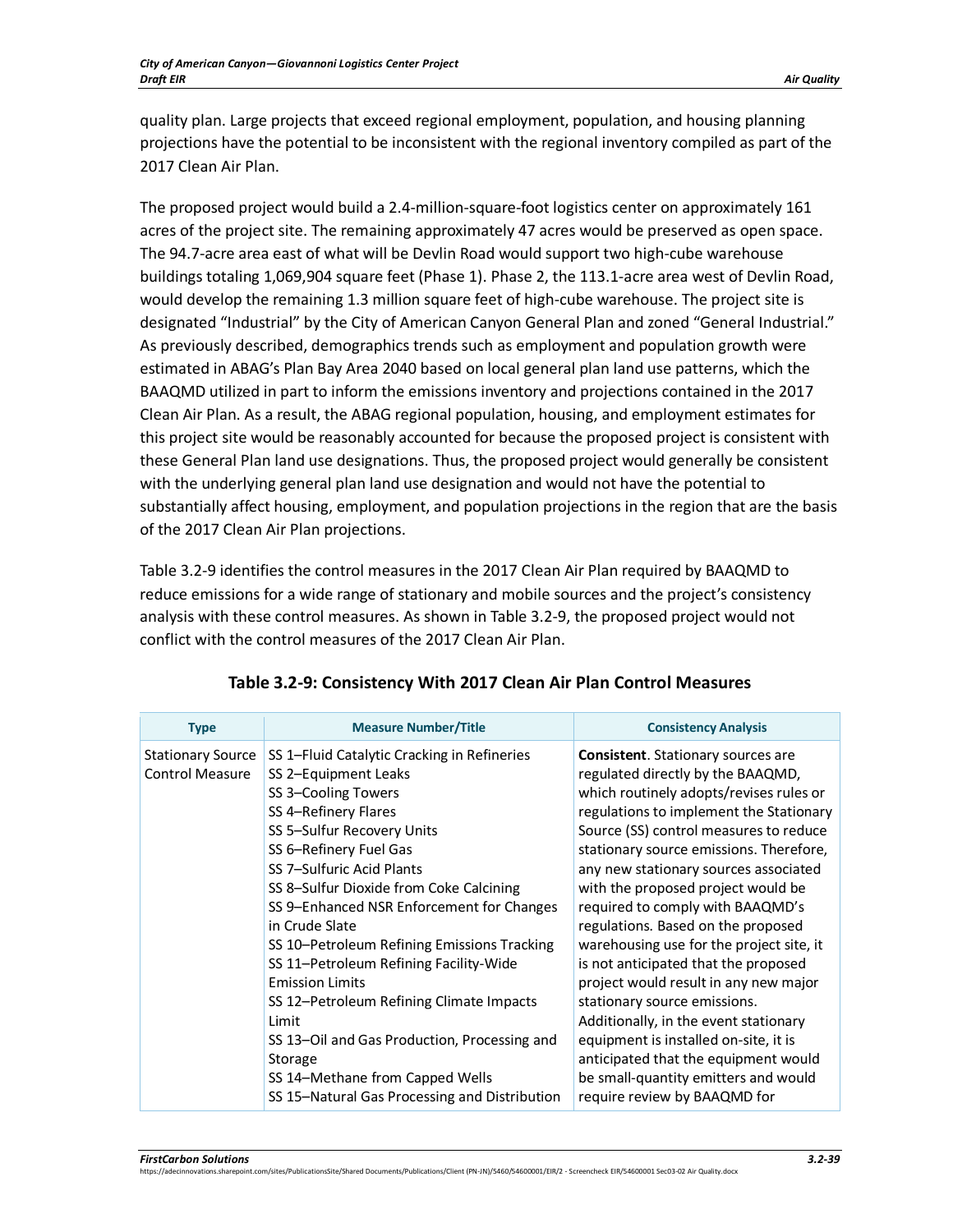quality plan. Large projects that exceed regional employment, population, and housing planning projections have the potential to be inconsistent with the regional inventory compiled as part of the 2017 Clean Air Plan.

The proposed project would build a 2.4-million-square-foot logistics center on approximately 161 acres of the project site. The remaining approximately 47 acres would be preserved as open space. The 94.7-acre area east of what will be Devlin Road would support two high-cube warehouse buildings totaling 1,069,904 square feet (Phase 1). Phase 2, the 113.1-acre area west of Devlin Road, would develop the remaining 1.3 million square feet of high-cube warehouse. The project site is designated "Industrial" by the City of American Canyon General Plan and zoned "General Industrial." As previously described, demographics trends such as employment and population growth were estimated in ABAG's Plan Bay Area 2040 based on local general plan land use patterns, which the BAAQMD utilized in part to inform the emissions inventory and projections contained in the 2017 Clean Air Plan. As a result, the ABAG regional population, housing, and employment estimates for this project site would be reasonably accounted for because the proposed project is consistent with these General Plan land use designations. Thus, the proposed project would generally be consistent with the underlying general plan land use designation and would not have the potential to substantially affect housing, employment, and population projections in the region that are the basis of the 2017 Clean Air Plan projections.

Table 3.2-9 identifies the control measures in the 2017 Clean Air Plan required by BAAQMD to reduce emissions for a wide range of stationary and mobile sources and the project's consistency analysis with these control measures. As shown in Table 3.2-9, the proposed project would not conflict with the control measures of the 2017 Clean Air Plan.

**Table 3.2-9: Consistency With 2017 Clean Air Plan Control Measures**

| Type | Measure Number/Title | Consistency Analysis |
|---|---|---|
| Stationary Source Control Measure | SS 1–Fluid Catalytic Cracking in Refineries<br>SS 2–Equipment Leaks<br>SS 3–Cooling Towers<br>SS 4–Refinery Flares<br>SS 5–Sulfur Recovery Units<br>SS 6–Refinery Fuel Gas<br>SS 7–Sulfuric Acid Plants<br>SS 8–Sulfur Dioxide from Coke Calcining<br>SS 9–Enhanced NSR Enforcement for Changes in Crude Slate<br>SS 10–Petroleum Refining Emissions Tracking<br>SS 11–Petroleum Refining Facility-Wide Emission Limits<br>SS 12–Petroleum Refining Climate Impacts Limit<br>SS 13–Oil and Gas Production, Processing and Storage<br>SS 14–Methane from Capped Wells<br>SS 15–Natural Gas Processing and Distribution | **Consistent**. Stationary sources are regulated directly by the BAAQMD, which routinely adopts/revises rules or regulations to implement the Stationary Source (SS) control measures to reduce stationary source emissions. Therefore, any new stationary sources associated with the proposed project would be required to comply with BAAQMD's regulations. Based on the proposed warehousing use for the project site, it is not anticipated that the proposed project would result in any new major stationary source emissions. Additionally, in the event stationary equipment is installed on-site, it is anticipated that the equipment would be small-quantity emitters and would require review by BAAQMD for |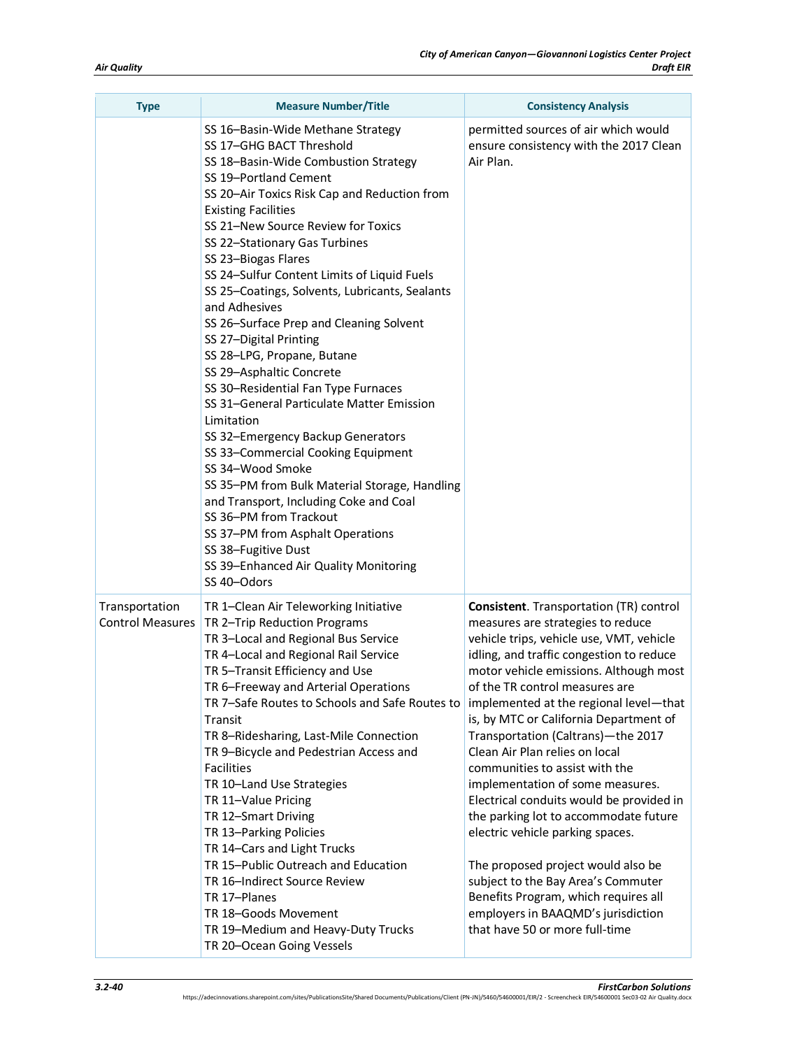| Type | Measure Number/Title | Consistency Analysis |
|---|---|---|
| | SS 16–Basin-Wide Methane Strategy<br>SS 17–GHG BACT Threshold<br>SS 18–Basin-Wide Combustion Strategy<br>SS 19–Portland Cement<br>SS 20–Air Toxics Risk Cap and Reduction from Existing Facilities<br>SS 21–New Source Review for Toxics<br>SS 22–Stationary Gas Turbines<br>SS 23–Biogas Flares<br>SS 24–Sulfur Content Limits of Liquid Fuels<br>SS 25–Coatings, Solvents, Lubricants, Sealants and Adhesives<br>SS 26–Surface Prep and Cleaning Solvent<br>SS 27–Digital Printing<br>SS 28–LPG, Propane, Butane<br>SS 29–Asphaltic Concrete<br>SS 30–Residential Fan Type Furnaces<br>SS 31–General Particulate Matter Emission Limitation<br>SS 32–Emergency Backup Generators<br>SS 33–Commercial Cooking Equipment<br>SS 34–Wood Smoke<br>SS 35–PM from Bulk Material Storage, Handling and Transport, Including Coke and Coal<br>SS 36–PM from Trackout<br>SS 37–PM from Asphalt Operations<br>SS 38–Fugitive Dust<br>SS 39–Enhanced Air Quality Monitoring<br>SS 40–Odors | permitted sources of air which would ensure consistency with the 2017 Clean Air Plan. |
| Transportation Control Measures | TR 1–Clean Air Teleworking Initiative<br>TR 2–Trip Reduction Programs<br>TR 3–Local and Regional Bus Service<br>TR 4–Local and Regional Rail Service<br>TR 5–Transit Efficiency and Use<br>TR 6–Freeway and Arterial Operations<br>TR 7–Safe Routes to Schools and Safe Routes to Transit<br>TR 8–Ridesharing, Last-Mile Connection<br>TR 9–Bicycle and Pedestrian Access and Facilities<br>TR 10–Land Use Strategies<br>TR 11–Value Pricing<br>TR 12–Smart Driving<br>TR 13–Parking Policies<br>TR 14–Cars and Light Trucks<br>TR 15–Public Outreach and Education<br>TR 16–Indirect Source Review<br>TR 17–Planes<br>TR 18–Goods Movement<br>TR 19–Medium and Heavy-Duty Trucks<br>TR 20–Ocean Going Vessels | **Consistent**. Transportation (TR) control measures are strategies to reduce vehicle trips, vehicle use, VMT, vehicle idling, and traffic congestion to reduce motor vehicle emissions. Although most of the TR control measures are implemented at the regional level—that is, by MTC or California Department of Transportation (Caltrans)—the 2017 Clean Air Plan relies on local communities to assist with the implementation of some measures. Electrical conduits would be provided in the parking lot to accommodate future electric vehicle parking spaces.<br><br>The proposed project would also be subject to the Bay Area's Commuter Benefits Program, which requires all employers in BAAQMD's jurisdiction that have 50 or more full-time |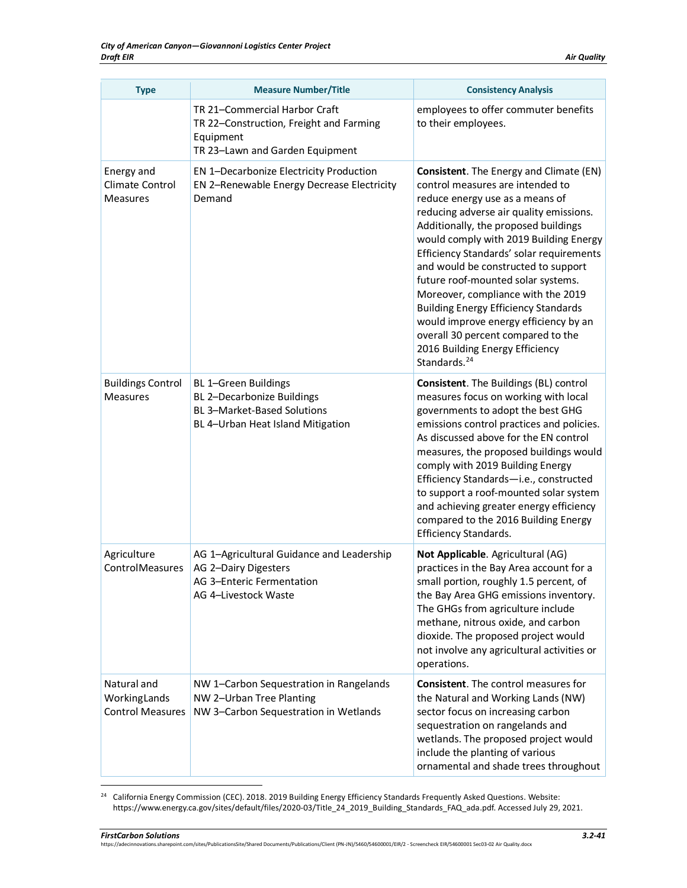| Type | Measure Number/Title | Consistency Analysis |
|---|---|---|
| | TR 21–Commercial Harbor Craft<br>TR 22–Construction, Freight and Farming Equipment<br>TR 23–Lawn and Garden Equipment | employees to offer commuter benefits to their employees. |
| Energy and Climate Control Measures | EN 1–Decarbonize Electricity Production<br>EN 2–Renewable Energy Decrease Electricity Demand | **Consistent**. The Energy and Climate (EN) control measures are intended to reduce energy use as a means of reducing adverse air quality emissions. Additionally, the proposed buildings would comply with 2019 Building Energy Efficiency Standards' solar requirements and would be constructed to support future roof-mounted solar systems. Moreover, compliance with the 2019 Building Energy Efficiency Standards would improve energy efficiency by an overall 30 percent compared to the 2016 Building Energy Efficiency Standards.[24] |
| Buildings Control Measures | BL 1–Green Buildings<br>BL 2–Decarbonize Buildings<br>BL 3–Market-Based Solutions<br>BL 4–Urban Heat Island Mitigation | **Consistent**. The Buildings (BL) control measures focus on working with local governments to adopt the best GHG emissions control practices and policies. As discussed above for the EN control measures, the proposed buildings would comply with 2019 Building Energy Efficiency Standards—i.e., constructed to support a roof-mounted solar system and achieving greater energy efficiency compared to the 2016 Building Energy Efficiency Standards. |
| Agriculture ControlMeasures | AG 1–Agricultural Guidance and Leadership<br>AG 2–Dairy Digesters<br>AG 3–Enteric Fermentation<br>AG 4–Livestock Waste | **Not Applicable**. Agricultural (AG) practices in the Bay Area account for a small portion, roughly 1.5 percent, of the Bay Area GHG emissions inventory. The GHGs from agriculture include methane, nitrous oxide, and carbon dioxide. The proposed project would not involve any agricultural activities or operations. |
| Natural and WorkingLands Control Measures | NW 1–Carbon Sequestration in Rangelands<br>NW 2–Urban Tree Planting<br>NW 3–Carbon Sequestration in Wetlands | **Consistent**. The control measures for the Natural and Working Lands (NW) sector focus on increasing carbon sequestration on rangelands and wetlands. The proposed project would include the planting of various ornamental and shade trees throughout |

[24] California Energy Commission (CEC). 2018. 2019 Building Energy Efficiency Standards Frequently Asked Questions. Website: https://www.energy.ca.gov/sites/default/files/2020-03/Title_24_2019_Building_Standards_FAQ_ada.pdf. Accessed July 29, 2021.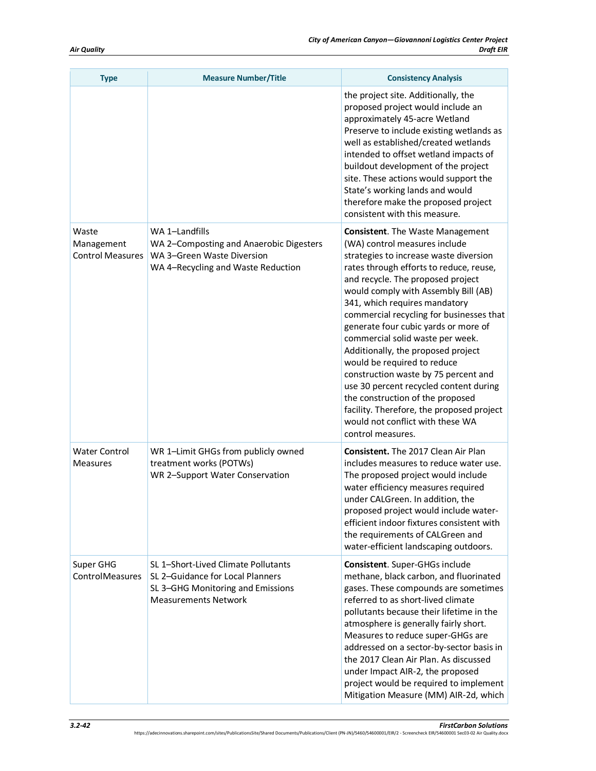| Type | Measure Number/Title | Consistency Analysis |
|---|---|---|
| | | the project site. Additionally, the proposed project would include an approximately 45-acre Wetland Preserve to include existing wetlands as well as established/created wetlands intended to offset wetland impacts of buildout development of the project site. These actions would support the State's working lands and would therefore make the proposed project consistent with this measure. |
| Waste Management Control Measures | WA 1–Landfills<br>WA 2–Composting and Anaerobic Digesters<br>WA 3–Green Waste Diversion<br>WA 4–Recycling and Waste Reduction | **Consistent**. The Waste Management (WA) control measures include strategies to increase waste diversion rates through efforts to reduce, reuse, and recycle. The proposed project would comply with Assembly Bill (AB) 341, which requires mandatory commercial recycling for businesses that generate four cubic yards or more of commercial solid waste per week. Additionally, the proposed project would be required to reduce construction waste by 75 percent and use 30 percent recycled content during the construction of the proposed facility. Therefore, the proposed project would not conflict with these WA control measures. |
| Water Control Measures | WR 1–Limit GHGs from publicly owned treatment works (POTWs)<br>WR 2–Support Water Conservation | **Consistent.** The 2017 Clean Air Plan includes measures to reduce water use. The proposed project would include water efficiency measures required under CALGreen. In addition, the proposed project would include water-efficient indoor fixtures consistent with the requirements of CALGreen and water-efficient landscaping outdoors. |
| Super GHG ControlMeasures | SL 1–Short-Lived Climate Pollutants<br>SL 2–Guidance for Local Planners<br>SL 3–GHG Monitoring and Emissions Measurements Network | **Consistent**. Super-GHGs include methane, black carbon, and fluorinated gases. These compounds are sometimes referred to as short-lived climate pollutants because their lifetime in the atmosphere is generally fairly short. Measures to reduce super-GHGs are addressed on a sector-by-sector basis in the 2017 Clean Air Plan. As discussed under Impact AIR-2, the proposed project would be required to implement Mitigation Measure (MM) AIR-2d, which |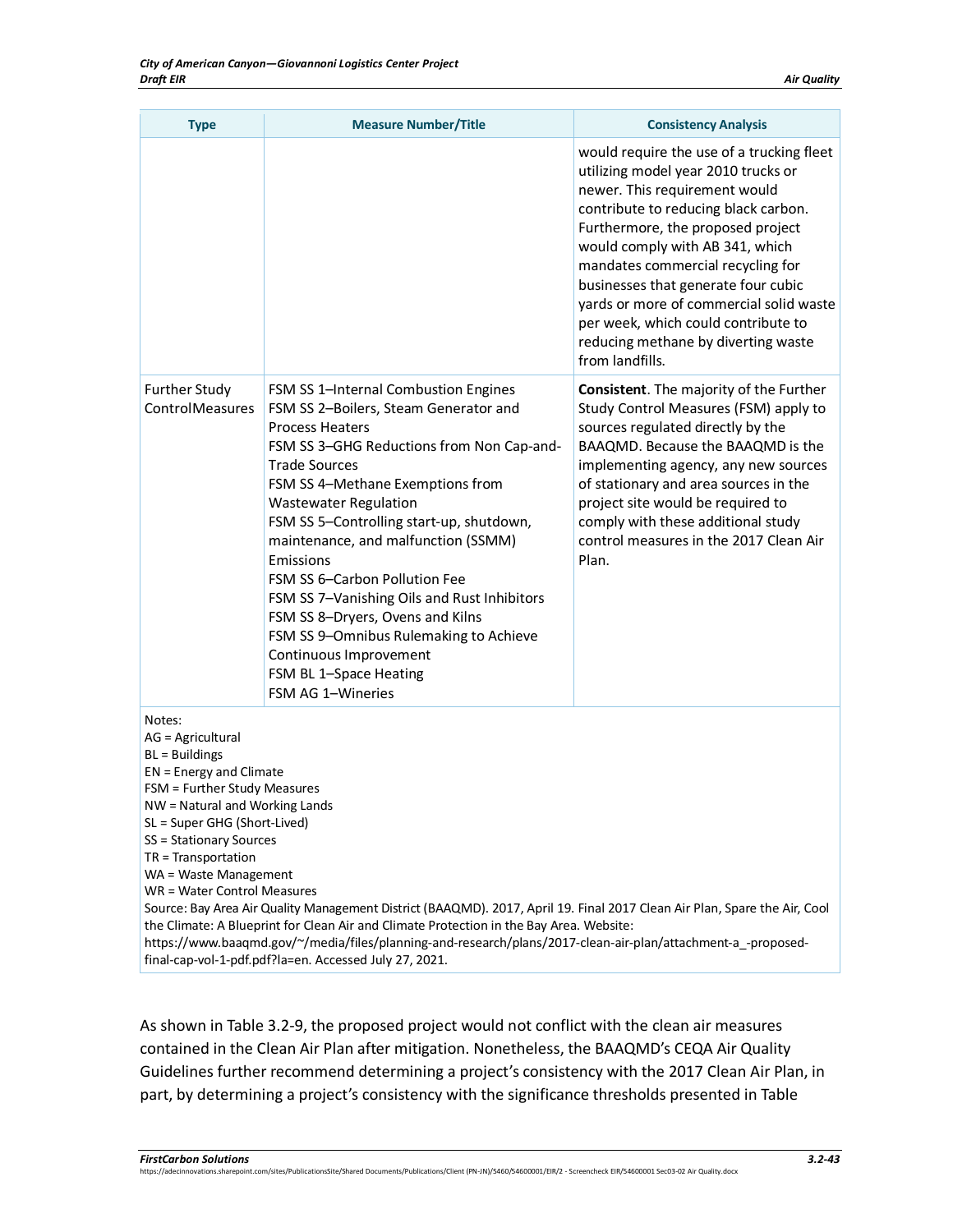| Type | Measure Number/Title | Consistency Analysis |
|---|---|---|
| | | would require the use of a trucking fleet utilizing model year 2010 trucks or newer. This requirement would contribute to reducing black carbon. Furthermore, the proposed project would comply with AB 341, which mandates commercial recycling for businesses that generate four cubic yards or more of commercial solid waste per week, which could contribute to reducing methane by diverting waste from landfills. |
| Further Study ControlMeasures | FSM SS 1–Internal Combustion Engines<br>FSM SS 2–Boilers, Steam Generator and Process Heaters<br>FSM SS 3–GHG Reductions from Non Cap-and-Trade Sources<br>FSM SS 4–Methane Exemptions from Wastewater Regulation<br>FSM SS 5–Controlling start-up, shutdown, maintenance, and malfunction (SSMM) Emissions<br>FSM SS 6–Carbon Pollution Fee<br>FSM SS 7–Vanishing Oils and Rust Inhibitors<br>FSM SS 8–Dryers, Ovens and Kilns<br>FSM SS 9–Omnibus Rulemaking to Achieve Continuous Improvement<br>FSM BL 1–Space Heating<br>FSM AG 1–Wineries | **Consistent**. The majority of the Further Study Control Measures (FSM) apply to sources regulated directly by the BAAQMD. Because the BAAQMD is the implementing agency, any new sources of stationary and area sources in the project site would be required to comply with these additional study control measures in the 2017 Clean Air Plan. |

Notes:
AG = Agricultural
BL = Buildings
EN = Energy and Climate
FSM = Further Study Measures
NW = Natural and Working Lands
SL = Super GHG (Short-Lived)
SS = Stationary Sources
TR = Transportation
WA = Waste Management
WR = Water Control Measures
Source: Bay Area Air Quality Management District (BAAQMD). 2017, April 19. Final 2017 Clean Air Plan, Spare the Air, Cool the Climate: A Blueprint for Clean Air and Climate Protection in the Bay Area. Website: https://www.baaqmd.gov/~/media/files/planning-and-research/plans/2017-clean-air-plan/attachment-a_-proposed-final-cap-vol-1-pdf.pdf?la=en. Accessed July 27, 2021.

As shown in Table 3.2-9, the proposed project would not conflict with the clean air measures contained in the Clean Air Plan after mitigation. Nonetheless, the BAAQMD's CEQA Air Quality Guidelines further recommend determining a project's consistency with the 2017 Clean Air Plan, in part, by determining a project's consistency with the significance thresholds presented in Table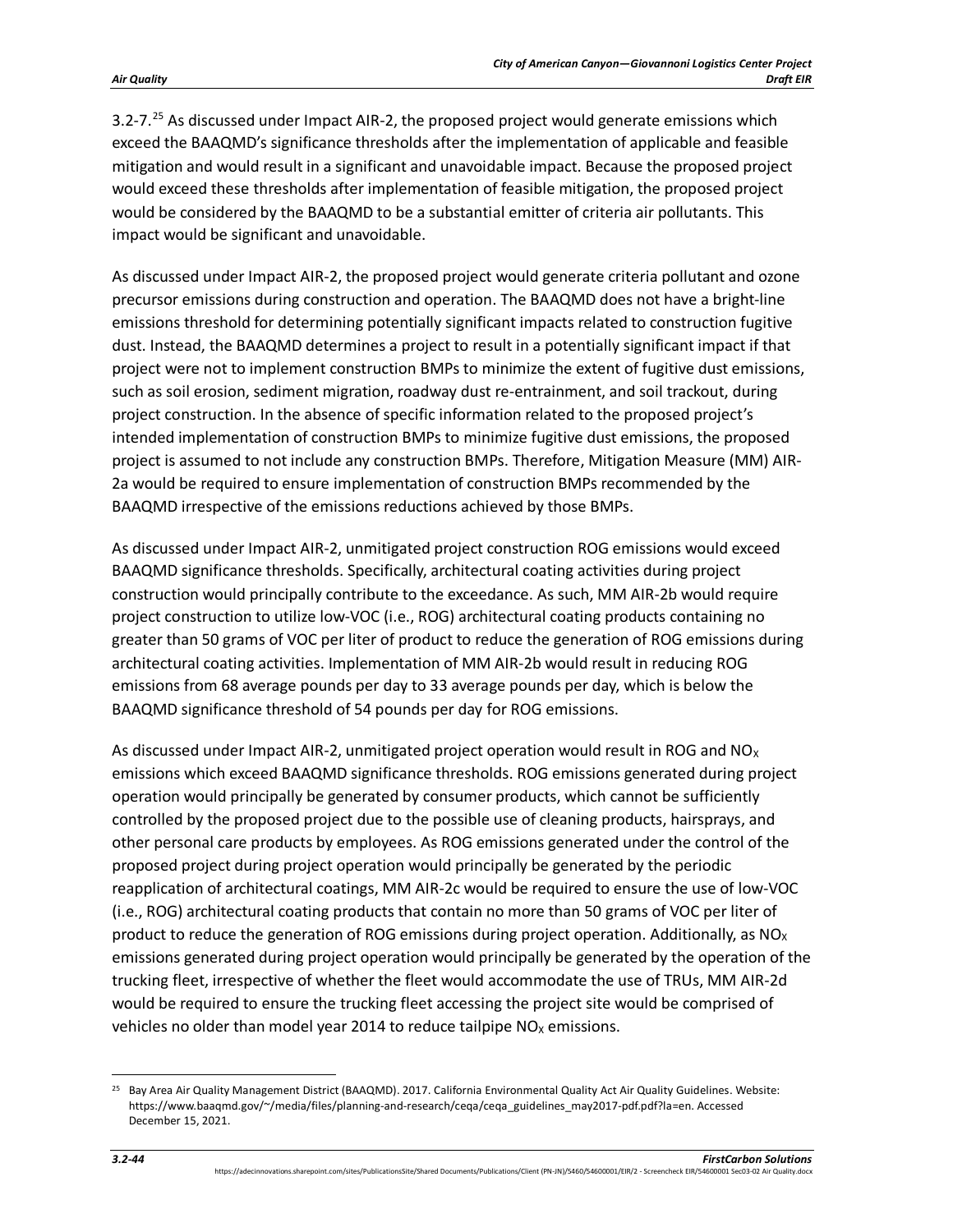3.2-7.[25] As discussed under Impact AIR-2, the proposed project would generate emissions which exceed the BAAQMD's significance thresholds after the implementation of applicable and feasible mitigation and would result in a significant and unavoidable impact. Because the proposed project would exceed these thresholds after implementation of feasible mitigation, the proposed project would be considered by the BAAQMD to be a substantial emitter of criteria air pollutants. This impact would be significant and unavoidable.

As discussed under Impact AIR-2, the proposed project would generate criteria pollutant and ozone precursor emissions during construction and operation. The BAAQMD does not have a bright-line emissions threshold for determining potentially significant impacts related to construction fugitive dust. Instead, the BAAQMD determines a project to result in a potentially significant impact if that project were not to implement construction BMPs to minimize the extent of fugitive dust emissions, such as soil erosion, sediment migration, roadway dust re-entrainment, and soil trackout, during project construction. In the absence of specific information related to the proposed project's intended implementation of construction BMPs to minimize fugitive dust emissions, the proposed project is assumed to not include any construction BMPs. Therefore, Mitigation Measure (MM) AIR-2a would be required to ensure implementation of construction BMPs recommended by the BAAQMD irrespective of the emissions reductions achieved by those BMPs.

As discussed under Impact AIR-2, unmitigated project construction ROG emissions would exceed BAAQMD significance thresholds. Specifically, architectural coating activities during project construction would principally contribute to the exceedance. As such, MM AIR-2b would require project construction to utilize low-VOC (i.e., ROG) architectural coating products containing no greater than 50 grams of VOC per liter of product to reduce the generation of ROG emissions during architectural coating activities. Implementation of MM AIR-2b would result in reducing ROG emissions from 68 average pounds per day to 33 average pounds per day, which is below the BAAQMD significance threshold of 54 pounds per day for ROG emissions.

As discussed under Impact AIR-2, unmitigated project operation would result in ROG and $NO_X$ emissions which exceed BAAQMD significance thresholds. ROG emissions generated during project operation would principally be generated by consumer products, which cannot be sufficiently controlled by the proposed project due to the possible use of cleaning products, hairsprays, and other personal care products by employees. As ROG emissions generated under the control of the proposed project during project operation would principally be generated by the periodic reapplication of architectural coatings, MM AIR-2c would be required to ensure the use of low-VOC (i.e., ROG) architectural coating products that contain no more than 50 grams of VOC per liter of product to reduce the generation of ROG emissions during project operation. Additionally, as $NO_X$ emissions generated during project operation would principally be generated by the operation of the trucking fleet, irrespective of whether the fleet would accommodate the use of TRUs, MM AIR-2d would be required to ensure the trucking fleet accessing the project site would be comprised of vehicles no older than model year 2014 to reduce tailpipe $NO_X$ emissions.

[25] Bay Area Air Quality Management District (BAAQMD). 2017. California Environmental Quality Act Air Quality Guidelines. Website: https://www.baaqmd.gov/~/media/files/planning-and-research/ceqa/ceqa_guidelines_may2017-pdf.pdf?la=en. Accessed December 15, 2021.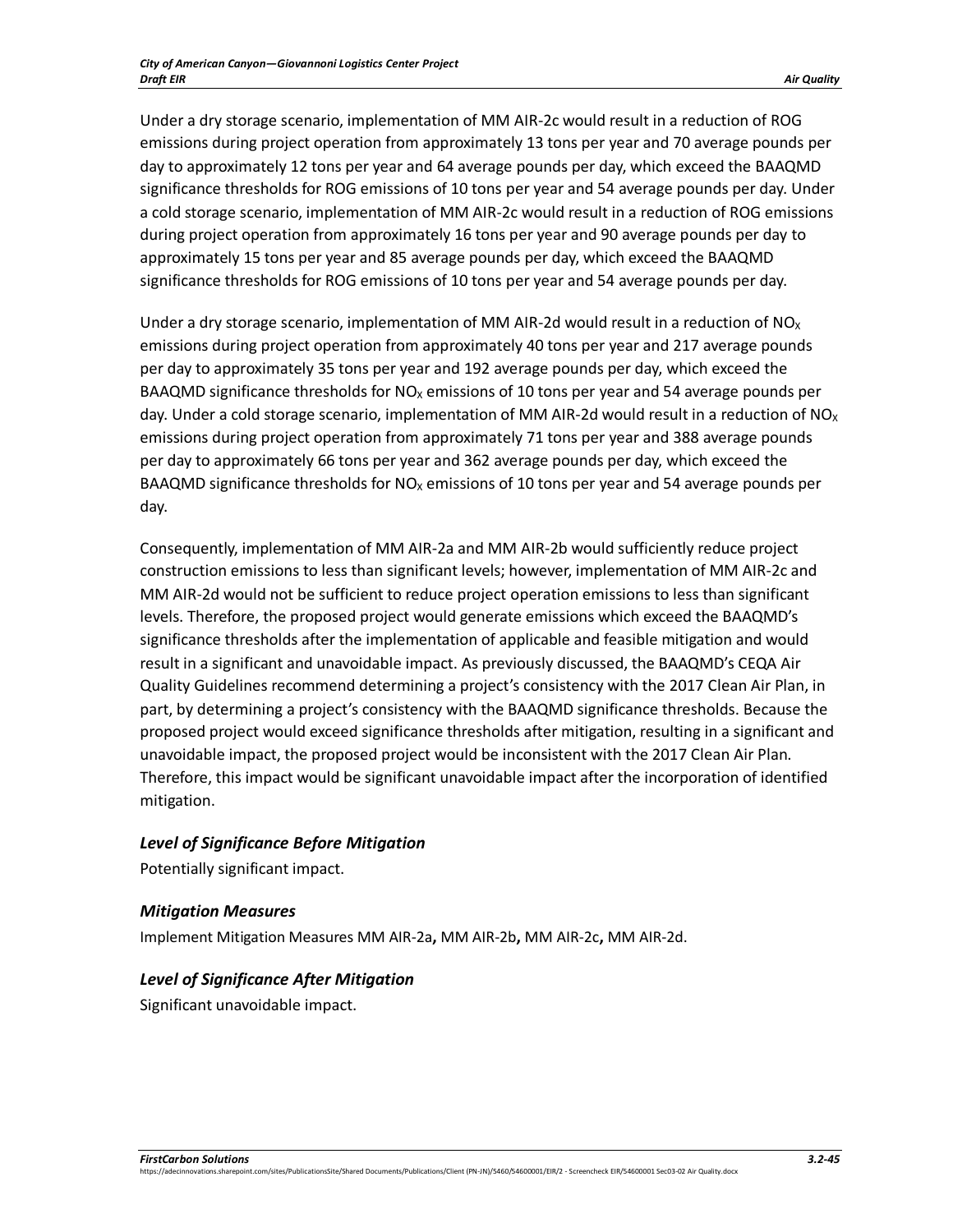Under a dry storage scenario, implementation of MM AIR-2c would result in a reduction of ROG emissions during project operation from approximately 13 tons per year and 70 average pounds per day to approximately 12 tons per year and 64 average pounds per day, which exceed the BAAQMD significance thresholds for ROG emissions of 10 tons per year and 54 average pounds per day. Under a cold storage scenario, implementation of MM AIR-2c would result in a reduction of ROG emissions during project operation from approximately 16 tons per year and 90 average pounds per day to approximately 15 tons per year and 85 average pounds per day, which exceed the BAAQMD significance thresholds for ROG emissions of 10 tons per year and 54 average pounds per day.

Under a dry storage scenario, implementation of MM AIR-2d would result in a reduction of $NO_X$ emissions during project operation from approximately 40 tons per year and 217 average pounds per day to approximately 35 tons per year and 192 average pounds per day, which exceed the BAAQMD significance thresholds for $NO_X$ emissions of 10 tons per year and 54 average pounds per day. Under a cold storage scenario, implementation of MM AIR-2d would result in a reduction of $NO_X$ emissions during project operation from approximately 71 tons per year and 388 average pounds per day to approximately 66 tons per year and 362 average pounds per day, which exceed the BAAQMD significance thresholds for $NO_X$ emissions of 10 tons per year and 54 average pounds per day.

Consequently, implementation of MM AIR-2a and MM AIR-2b would sufficiently reduce project construction emissions to less than significant levels; however, implementation of MM AIR-2c and MM AIR-2d would not be sufficient to reduce project operation emissions to less than significant levels. Therefore, the proposed project would generate emissions which exceed the BAAQMD's significance thresholds after the implementation of applicable and feasible mitigation and would result in a significant and unavoidable impact. As previously discussed, the BAAQMD's CEQA Air Quality Guidelines recommend determining a project's consistency with the 2017 Clean Air Plan, in part, by determining a project's consistency with the BAAQMD significance thresholds. Because the proposed project would exceed significance thresholds after mitigation, resulting in a significant and unavoidable impact, the proposed project would be inconsistent with the 2017 Clean Air Plan. Therefore, this impact would be significant unavoidable impact after the incorporation of identified mitigation.

### *Level of Significance Before Mitigation*

Potentially significant impact.

### *Mitigation Measures*

Implement Mitigation Measures MM AIR-2a**,** MM AIR-2b**,** MM AIR-2c**,** MM AIR-2d.

### *Level of Significance After Mitigation*

Significant unavoidable impact.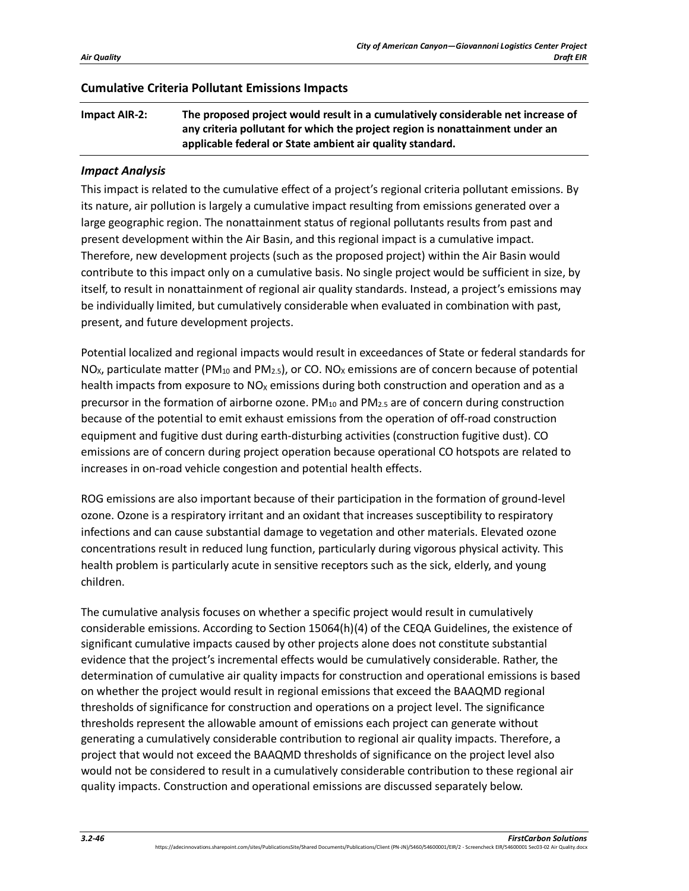## Cumulative Criteria Pollutant Emissions Impacts

**Impact AIR-2: The proposed project would result in a cumulatively considerable net increase of any criteria pollutant for which the project region is nonattainment under an applicable federal or State ambient air quality standard.**

### *Impact Analysis*

This impact is related to the cumulative effect of a project's regional criteria pollutant emissions. By its nature, air pollution is largely a cumulative impact resulting from emissions generated over a large geographic region. The nonattainment status of regional pollutants results from past and present development within the Air Basin, and this regional impact is a cumulative impact. Therefore, new development projects (such as the proposed project) within the Air Basin would contribute to this impact only on a cumulative basis. No single project would be sufficient in size, by itself, to result in nonattainment of regional air quality standards. Instead, a project's emissions may be individually limited, but cumulatively considerable when evaluated in combination with past, present, and future development projects.

Potential localized and regional impacts would result in exceedances of State or federal standards for $NO_X$, particulate matter ($PM_{10}$ and $PM_{2.5}$), or CO. $NO_X$ emissions are of concern because of potential health impacts from exposure to $NO_X$ emissions during both construction and operation and as a precursor in the formation of airborne ozone. $PM_{10}$ and $PM_{2.5}$ are of concern during construction because of the potential to emit exhaust emissions from the operation of off-road construction equipment and fugitive dust during earth-disturbing activities (construction fugitive dust). CO emissions are of concern during project operation because operational CO hotspots are related to increases in on-road vehicle congestion and potential health effects.

ROG emissions are also important because of their participation in the formation of ground-level ozone. Ozone is a respiratory irritant and an oxidant that increases susceptibility to respiratory infections and can cause substantial damage to vegetation and other materials. Elevated ozone concentrations result in reduced lung function, particularly during vigorous physical activity. This health problem is particularly acute in sensitive receptors such as the sick, elderly, and young children.

The cumulative analysis focuses on whether a specific project would result in cumulatively considerable emissions. According to Section 15064(h)(4) of the CEQA Guidelines, the existence of significant cumulative impacts caused by other projects alone does not constitute substantial evidence that the project's incremental effects would be cumulatively considerable. Rather, the determination of cumulative air quality impacts for construction and operational emissions is based on whether the project would result in regional emissions that exceed the BAAQMD regional thresholds of significance for construction and operations on a project level. The significance thresholds represent the allowable amount of emissions each project can generate without generating a cumulatively considerable contribution to regional air quality impacts. Therefore, a project that would not exceed the BAAQMD thresholds of significance on the project level also would not be considered to result in a cumulatively considerable contribution to these regional air quality impacts. Construction and operational emissions are discussed separately below.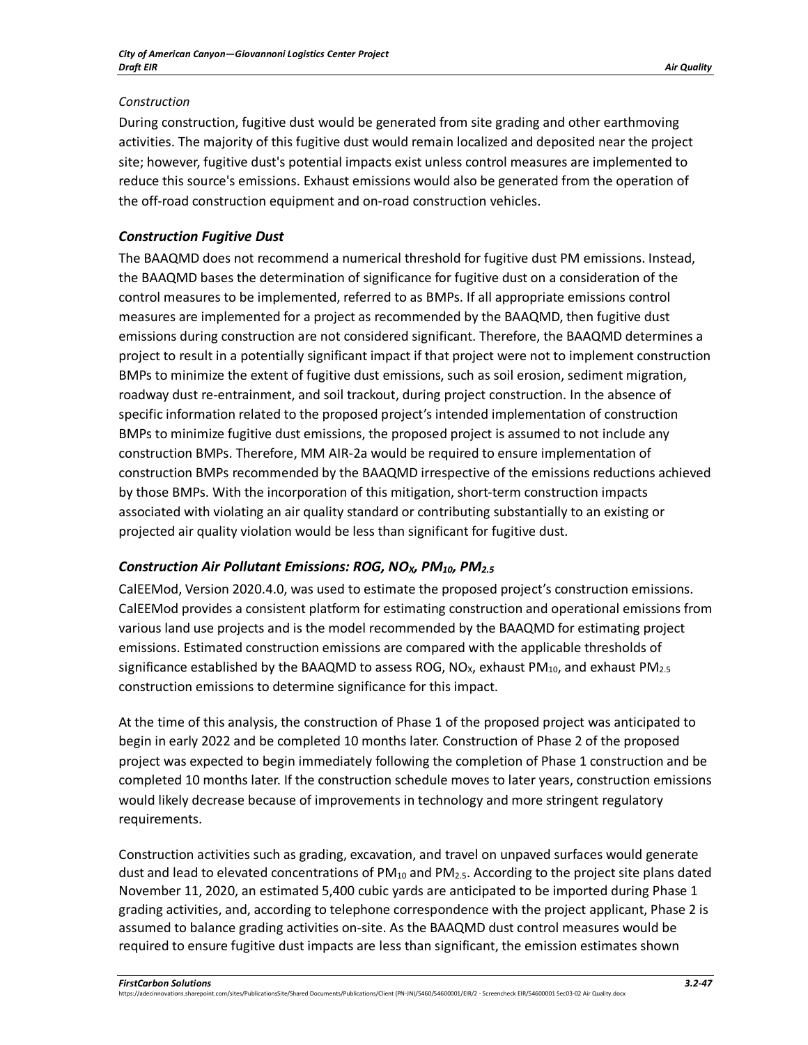*Construction*

During construction, fugitive dust would be generated from site grading and other earthmoving activities. The majority of this fugitive dust would remain localized and deposited near the project site; however, fugitive dust's potential impacts exist unless control measures are implemented to reduce this source's emissions. Exhaust emissions would also be generated from the operation of the off-road construction equipment and on-road construction vehicles.

### *Construction Fugitive Dust*

The BAAQMD does not recommend a numerical threshold for fugitive dust PM emissions. Instead, the BAAQMD bases the determination of significance for fugitive dust on a consideration of the control measures to be implemented, referred to as BMPs. If all appropriate emissions control measures are implemented for a project as recommended by the BAAQMD, then fugitive dust emissions during construction are not considered significant. Therefore, the BAAQMD determines a project to result in a potentially significant impact if that project were not to implement construction BMPs to minimize the extent of fugitive dust emissions, such as soil erosion, sediment migration, roadway dust re-entrainment, and soil trackout, during project construction. In the absence of specific information related to the proposed project's intended implementation of construction BMPs to minimize fugitive dust emissions, the proposed project is assumed to not include any construction BMPs. Therefore, MM AIR-2a would be required to ensure implementation of construction BMPs recommended by the BAAQMD irrespective of the emissions reductions achieved by those BMPs. With the incorporation of this mitigation, short-term construction impacts associated with violating an air quality standard or contributing substantially to an existing or projected air quality violation would be less than significant for fugitive dust.

### *Construction Air Pollutant Emissions: ROG, $NO_X$, $PM_{10}$, $PM_{2.5}$*

CalEEMod, Version 2020.4.0, was used to estimate the proposed project's construction emissions. CalEEMod provides a consistent platform for estimating construction and operational emissions from various land use projects and is the model recommended by the BAAQMD for estimating project emissions. Estimated construction emissions are compared with the applicable thresholds of significance established by the BAAQMD to assess ROG, $NO_X$, exhaust $PM_{10}$, and exhaust $PM_{2.5}$ construction emissions to determine significance for this impact.

At the time of this analysis, the construction of Phase 1 of the proposed project was anticipated to begin in early 2022 and be completed 10 months later. Construction of Phase 2 of the proposed project was expected to begin immediately following the completion of Phase 1 construction and be completed 10 months later. If the construction schedule moves to later years, construction emissions would likely decrease because of improvements in technology and more stringent regulatory requirements.

Construction activities such as grading, excavation, and travel on unpaved surfaces would generate dust and lead to elevated concentrations of $PM_{10}$ and $PM_{2.5}$. According to the project site plans dated November 11, 2020, an estimated 5,400 cubic yards are anticipated to be imported during Phase 1 grading activities, and, according to telephone correspondence with the project applicant, Phase 2 is assumed to balance grading activities on-site. As the BAAQMD dust control measures would be required to ensure fugitive dust impacts are less than significant, the emission estimates shown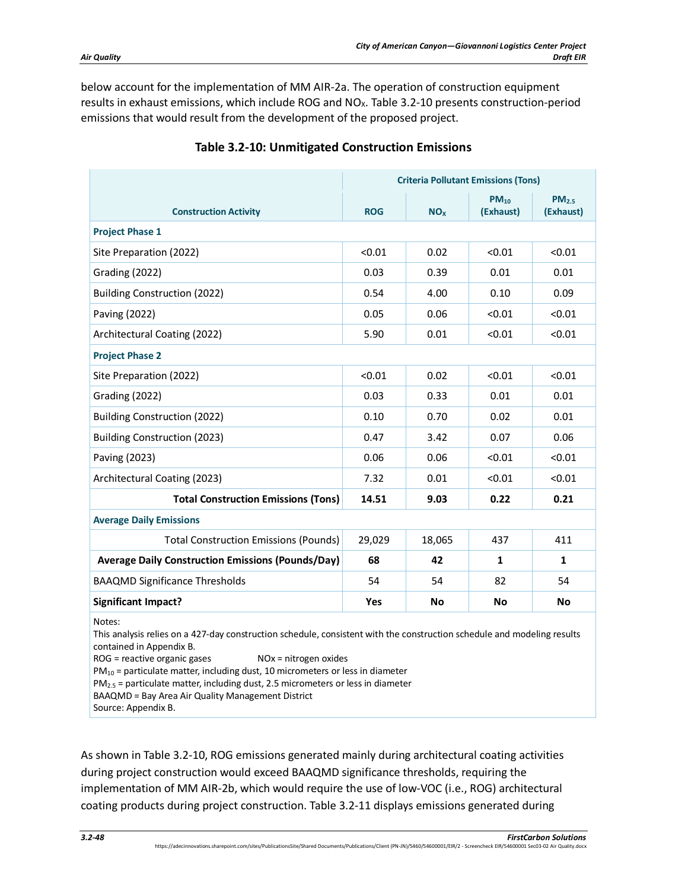below account for the implementation of MM AIR-2a. The operation of construction equipment results in exhaust emissions, which include ROG and $NO_X$. Table 3.2-10 presents construction-period emissions that would result from the development of the proposed project.

**Table 3.2-10: Unmitigated Construction Emissions**

| Construction Activity | Criteria Pollutant Emissions (Tons) | | | |
|---|---|---|---|---|
| | ROG | $NO_X$ | $PM_{10}$ (Exhaust) | $PM_{2.5}$ (Exhaust) |
| **Project Phase 1** | | | | |
| Site Preparation (2022) | <0.01 | 0.02 | <0.01 | <0.01 |
| Grading (2022) | 0.03 | 0.39 | 0.01 | 0.01 |
| Building Construction (2022) | 0.54 | 4.00 | 0.10 | 0.09 |
| Paving (2022) | 0.05 | 0.06 | <0.01 | <0.01 |
| Architectural Coating (2022) | 5.90 | 0.01 | <0.01 | <0.01 |
| **Project Phase 2** | | | | |
| Site Preparation (2022) | <0.01 | 0.02 | <0.01 | <0.01 |
| Grading (2022) | 0.03 | 0.33 | 0.01 | 0.01 |
| Building Construction (2022) | 0.10 | 0.70 | 0.02 | 0.01 |
| Building Construction (2023) | 0.47 | 3.42 | 0.07 | 0.06 |
| Paving (2023) | 0.06 | 0.06 | <0.01 | <0.01 |
| Architectural Coating (2023) | 7.32 | 0.01 | <0.01 | <0.01 |
| **Total Construction Emissions (Tons)** | **14.51** | **9.03** | **0.22** | **0.21** |
| **Average Daily Emissions** | | | | |
| Total Construction Emissions (Pounds) | 29,029 | 18,065 | 437 | 411 |
| **Average Daily Construction Emissions (Pounds/Day)** | **68** | **42** | **1** | **1** |
| BAAQMD Significance Thresholds | 54 | 54 | 82 | 54 |
| **Significant Impact?** | **Yes** | **No** | **No** | **No** |

Notes:
This analysis relies on a 427-day construction schedule, consistent with the construction schedule and modeling results contained in Appendix B.
ROG = reactive organic gases NOx = nitrogen oxides
$PM_{10}$ = particulate matter, including dust, 10 micrometers or less in diameter
$PM_{2.5}$ = particulate matter, including dust, 2.5 micrometers or less in diameter
BAAQMD = Bay Area Air Quality Management District
Source: Appendix B.

As shown in Table 3.2-10, ROG emissions generated mainly during architectural coating activities during project construction would exceed BAAQMD significance thresholds, requiring the implementation of MM AIR-2b, which would require the use of low-VOC (i.e., ROG) architectural coating products during project construction. Table 3.2-11 displays emissions generated during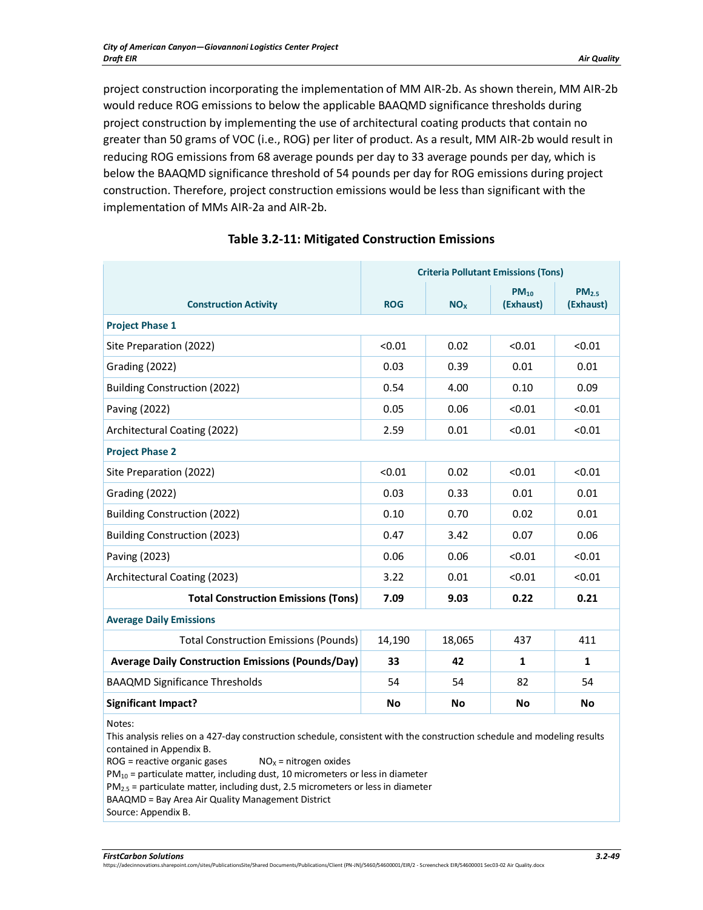project construction incorporating the implementation of MM AIR-2b. As shown therein, MM AIR-2b would reduce ROG emissions to below the applicable BAAQMD significance thresholds during project construction by implementing the use of architectural coating products that contain no greater than 50 grams of VOC (i.e., ROG) per liter of product. As a result, MM AIR-2b would result in reducing ROG emissions from 68 average pounds per day to 33 average pounds per day, which is below the BAAQMD significance threshold of 54 pounds per day for ROG emissions during project construction. Therefore, project construction emissions would be less than significant with the implementation of MMs AIR-2a and AIR-2b.

**Table 3.2-11: Mitigated Construction Emissions**

| Construction Activity | Criteria Pollutant Emissions (Tons) | | | |
|---|---|---|---|---|
| | ROG | $NO_X$ | $PM_{10}$ (Exhaust) | $PM_{2.5}$ (Exhaust) |
| **Project Phase 1** | | | | |
| Site Preparation (2022) | <0.01 | 0.02 | <0.01 | <0.01 |
| Grading (2022) | 0.03 | 0.39 | 0.01 | 0.01 |
| Building Construction (2022) | 0.54 | 4.00 | 0.10 | 0.09 |
| Paving (2022) | 0.05 | 0.06 | <0.01 | <0.01 |
| Architectural Coating (2022) | 2.59 | 0.01 | <0.01 | <0.01 |
| **Project Phase 2** | | | | |
| Site Preparation (2022) | <0.01 | 0.02 | <0.01 | <0.01 |
| Grading (2022) | 0.03 | 0.33 | 0.01 | 0.01 |
| Building Construction (2022) | 0.10 | 0.70 | 0.02 | 0.01 |
| Building Construction (2023) | 0.47 | 3.42 | 0.07 | 0.06 |
| Paving (2023) | 0.06 | 0.06 | <0.01 | <0.01 |
| Architectural Coating (2023) | 3.22 | 0.01 | <0.01 | <0.01 |
| **Total Construction Emissions (Tons)** | **7.09** | **9.03** | **0.22** | **0.21** |
| **Average Daily Emissions** | | | | |
| Total Construction Emissions (Pounds) | 14,190 | 18,065 | 437 | 411 |
| **Average Daily Construction Emissions (Pounds/Day)** | **33** | **42** | **1** | **1** |
| BAAQMD Significance Thresholds | 54 | 54 | 82 | 54 |
| **Significant Impact?** | **No** | **No** | **No** | **No** |

Notes:
This analysis relies on a 427-day construction schedule, consistent with the construction schedule and modeling results contained in Appendix B.
ROG = reactive organic gases $NO_X$ = nitrogen oxides
$PM_{10}$ = particulate matter, including dust, 10 micrometers or less in diameter
$PM_{2.5}$ = particulate matter, including dust, 2.5 micrometers or less in diameter
BAAQMD = Bay Area Air Quality Management District
Source: Appendix B.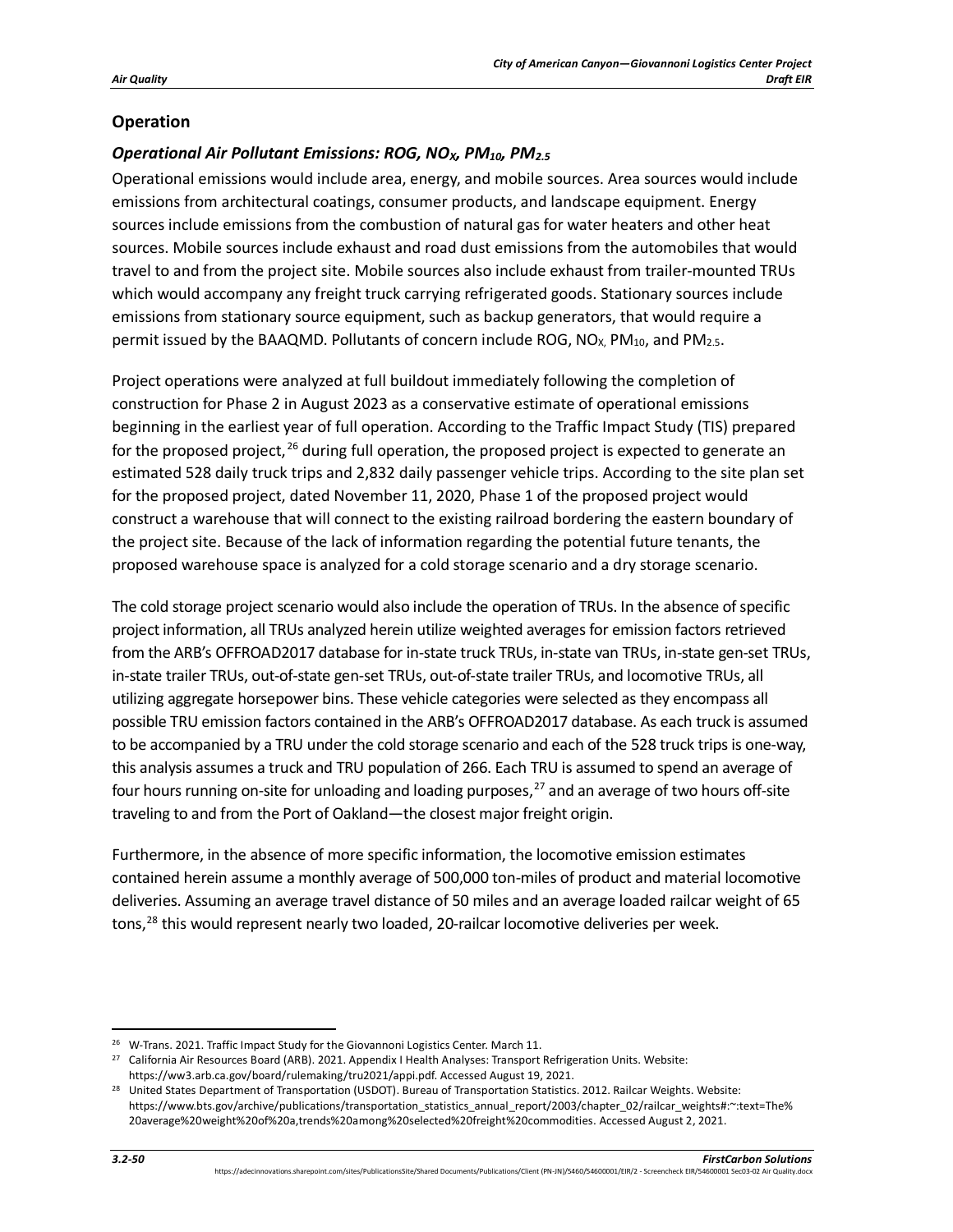## Operation

### *Operational Air Pollutant Emissions: ROG, $NO_X$, $PM_{10}$, $PM_{2.5}$*

Operational emissions would include area, energy, and mobile sources. Area sources would include emissions from architectural coatings, consumer products, and landscape equipment. Energy sources include emissions from the combustion of natural gas for water heaters and other heat sources. Mobile sources include exhaust and road dust emissions from the automobiles that would travel to and from the project site. Mobile sources also include exhaust from trailer-mounted TRUs which would accompany any freight truck carrying refrigerated goods. Stationary sources include emissions from stationary source equipment, such as backup generators, that would require a permit issued by the BAAQMD. Pollutants of concern include ROG, $NO_X$, $PM_{10}$, and $PM_{2.5}$.

Project operations were analyzed at full buildout immediately following the completion of construction for Phase 2 in August 2023 as a conservative estimate of operational emissions beginning in the earliest year of full operation. According to the Traffic Impact Study (TIS) prepared for the proposed project,[26] during full operation, the proposed project is expected to generate an estimated 528 daily truck trips and 2,832 daily passenger vehicle trips. According to the site plan set for the proposed project, dated November 11, 2020, Phase 1 of the proposed project would construct a warehouse that will connect to the existing railroad bordering the eastern boundary of the project site. Because of the lack of information regarding the potential future tenants, the proposed warehouse space is analyzed for a cold storage scenario and a dry storage scenario.

The cold storage project scenario would also include the operation of TRUs. In the absence of specific project information, all TRUs analyzed herein utilize weighted averages for emission factors retrieved from the ARB's OFFROAD2017 database for in-state truck TRUs, in-state van TRUs, in-state gen-set TRUs, in-state trailer TRUs, out-of-state gen-set TRUs, out-of-state trailer TRUs, and locomotive TRUs, all utilizing aggregate horsepower bins. These vehicle categories were selected as they encompass all possible TRU emission factors contained in the ARB's OFFROAD2017 database. As each truck is assumed to be accompanied by a TRU under the cold storage scenario and each of the 528 truck trips is one-way, this analysis assumes a truck and TRU population of 266. Each TRU is assumed to spend an average of four hours running on-site for unloading and loading purposes,[27] and an average of two hours off-site traveling to and from the Port of Oakland—the closest major freight origin.

Furthermore, in the absence of more specific information, the locomotive emission estimates contained herein assume a monthly average of 500,000 ton-miles of product and material locomotive deliveries. Assuming an average travel distance of 50 miles and an average loaded railcar weight of 65 tons,[28] this would represent nearly two loaded, 20-railcar locomotive deliveries per week.

---

[26] W-Trans. 2021. Traffic Impact Study for the Giovannoni Logistics Center. March 11.

[27] California Air Resources Board (ARB). 2021. Appendix I Health Analyses: Transport Refrigeration Units. Website: https://ww3.arb.ca.gov/board/rulemaking/tru2021/appi.pdf. Accessed August 19, 2021.

[28] United States Department of Transportation (USDOT). Bureau of Transportation Statistics. 2012. Railcar Weights. Website: https://www.bts.gov/archive/publications/transportation_statistics_annual_report/2003/chapter_02/railcar_weights#:~:text=The%20average%20weight%20of%20a,trends%20among%20selected%20freight%20commodities. Accessed August 2, 2021.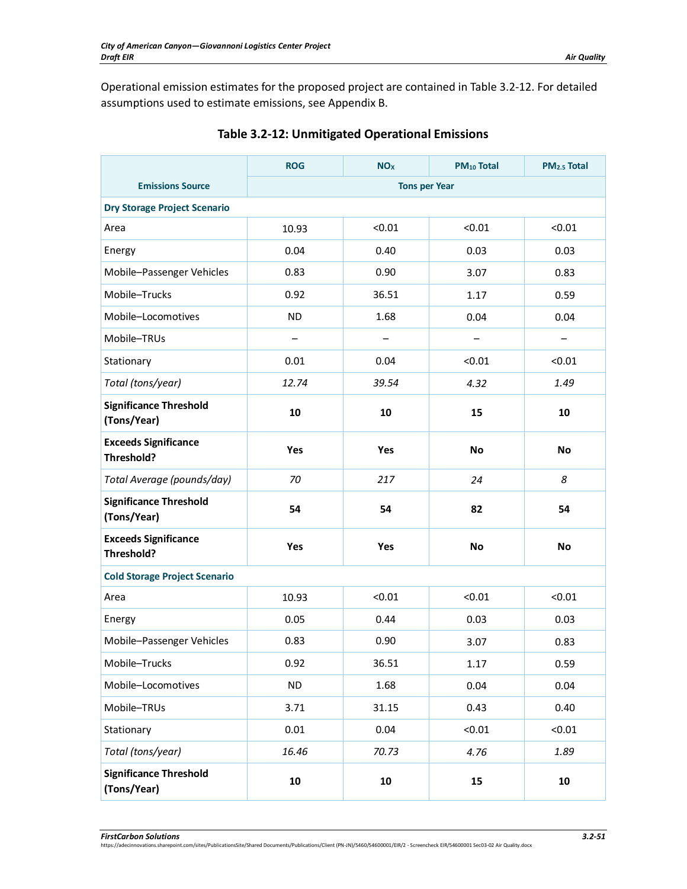Operational emission estimates for the proposed project are contained in Table 3.2-12. For detailed assumptions used to estimate emissions, see Appendix B.

**Table 3.2-12: Unmitigated Operational Emissions**

| Emissions Source | ROG | $NO_X$ | $PM_{10}$ Total | $PM_{2.5}$ Total |
|---|---|---|---|---|
| | Tons per Year | | | |
| **Dry Storage Project Scenario** | | | | |
| Area | 10.93 | <0.01 | <0.01 | <0.01 |
| Energy | 0.04 | 0.40 | 0.03 | 0.03 |
| Mobile–Passenger Vehicles | 0.83 | 0.90 | 3.07 | 0.83 |
| Mobile–Trucks | 0.92 | 36.51 | 1.17 | 0.59 |
| Mobile–Locomotives | ND | 1.68 | 0.04 | 0.04 |
| Mobile–TRUs | – | – | – | – |
| Stationary | 0.01 | 0.04 | <0.01 | <0.01 |
| *Total (tons/year)* | *12.74* | *39.54* | *4.32* | *1.49* |
| **Significance Threshold (Tons/Year)** | **10** | **10** | **15** | **10** |
| **Exceeds Significance Threshold?** | **Yes** | **Yes** | **No** | **No** |
| *Total Average (pounds/day)* | *70* | *217* | *24* | *8* |
| **Significance Threshold (Tons/Year)** | **54** | **54** | **82** | **54** |
| **Exceeds Significance Threshold?** | **Yes** | **Yes** | **No** | **No** |
| **Cold Storage Project Scenario** | | | | |
| Area | 10.93 | <0.01 | <0.01 | <0.01 |
| Energy | 0.05 | 0.44 | 0.03 | 0.03 |
| Mobile–Passenger Vehicles | 0.83 | 0.90 | 3.07 | 0.83 |
| Mobile–Trucks | 0.92 | 36.51 | 1.17 | 0.59 |
| Mobile–Locomotives | ND | 1.68 | 0.04 | 0.04 |
| Mobile–TRUs | 3.71 | 31.15 | 0.43 | 0.40 |
| Stationary | 0.01 | 0.04 | <0.01 | <0.01 |
| *Total (tons/year)* | *16.46* | *70.73* | *4.76* | *1.89* |
| **Significance Threshold (Tons/Year)** | **10** | **10** | **15** | **10** |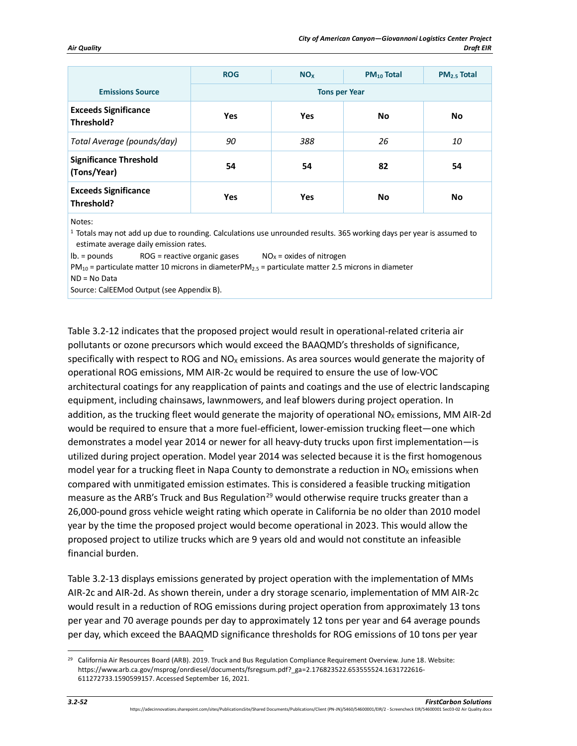| Emissions Source | ROG | $NO_X$ | $PM_{10}$ Total | $PM_{2.5}$ Total |
|---|---|---|---|---|
| | Tons per Year | | | |
| **Exceeds Significance Threshold?** | **Yes** | **Yes** | **No** | **No** |
| *Total Average (pounds/day)* | *90* | *388* | *26* | *10* |
| **Significance Threshold (Tons/Year)** | **54** | **54** | **82** | **54** |
| **Exceeds Significance Threshold?** | **Yes** | **Yes** | **No** | **No** |

Notes:

[1] Totals may not add up due to rounding. Calculations use unrounded results. 365 working days per year is assumed to estimate average daily emission rates.

lb. = pounds ROG = reactive organic gases $NO_X$ = oxides of nitrogen

$PM_{10}$ = particulate matter 10 microns in diameter $PM_{2.5}$ = particulate matter 2.5 microns in diameter

ND = No Data

Source: CalEEMod Output (see Appendix B).

Table 3.2-12 indicates that the proposed project would result in operational-related criteria air pollutants or ozone precursors which would exceed the BAAQMD's thresholds of significance, specifically with respect to ROG and $NO_X$ emissions. As area sources would generate the majority of operational ROG emissions, MM AIR-2c would be required to ensure the use of low-VOC architectural coatings for any reapplication of paints and coatings and the use of electric landscaping equipment, including chainsaws, lawnmowers, and leaf blowers during project operation. In addition, as the trucking fleet would generate the majority of operational $NO_X$ emissions, MM AIR-2d would be required to ensure that a more fuel-efficient, lower-emission trucking fleet—one which demonstrates a model year 2014 or newer for all heavy-duty trucks upon first implementation—is utilized during project operation. Model year 2014 was selected because it is the first homogenous model year for a trucking fleet in Napa County to demonstrate a reduction in $NO_X$ emissions when compared with unmitigated emission estimates. This is considered a feasible trucking mitigation measure as the ARB's Truck and Bus Regulation[29] would otherwise require trucks greater than a 26,000-pound gross vehicle weight rating which operate in California be no older than 2010 model year by the time the proposed project would become operational in 2023. This would allow the proposed project to utilize trucks which are 9 years old and would not constitute an infeasible financial burden.

Table 3.2-13 displays emissions generated by project operation with the implementation of MMs AIR-2c and AIR-2d. As shown therein, under a dry storage scenario, implementation of MM AIR-2c would result in a reduction of ROG emissions during project operation from approximately 13 tons per year and 70 average pounds per day to approximately 12 tons per year and 64 average pounds per day, which exceed the BAAQMD significance thresholds for ROG emissions of 10 tons per year

[29] California Air Resources Board (ARB). 2019. Truck and Bus Regulation Compliance Requirement Overview. June 18. Website: https://www.arb.ca.gov/msprog/onrdiesel/documents/fsregsum.pdf?_ga=2.176823522.653555524.1631722616-611272733.1590599157. Accessed September 16, 2021.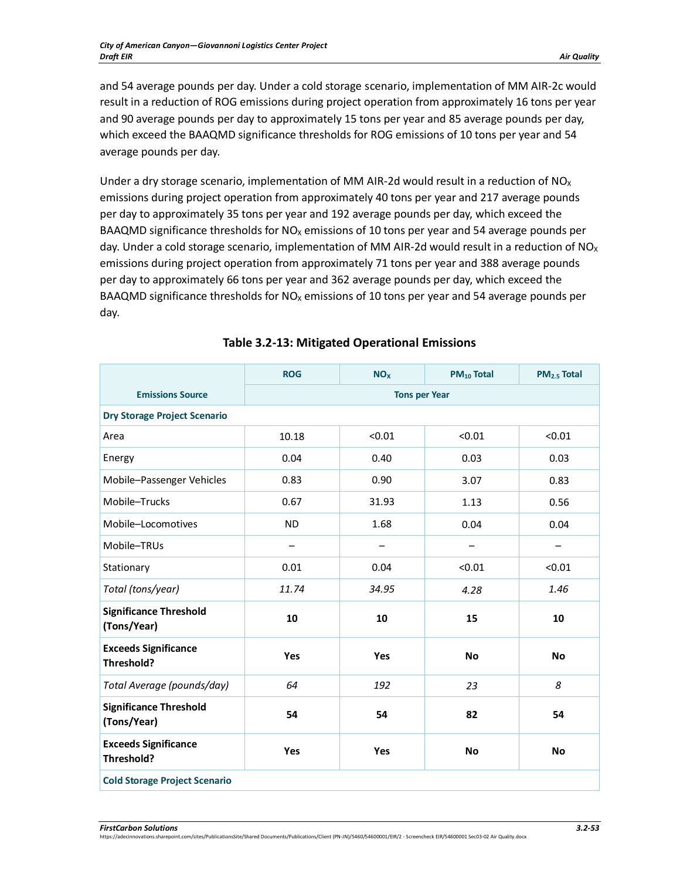and 54 average pounds per day. Under a cold storage scenario, implementation of MM AIR-2c would result in a reduction of ROG emissions during project operation from approximately 16 tons per year and 90 average pounds per day to approximately 15 tons per year and 85 average pounds per day, which exceed the BAAQMD significance thresholds for ROG emissions of 10 tons per year and 54 average pounds per day.

Under a dry storage scenario, implementation of MM AIR-2d would result in a reduction of $NO_X$ emissions during project operation from approximately 40 tons per year and 217 average pounds per day to approximately 35 tons per year and 192 average pounds per day, which exceed the BAAQMD significance thresholds for $NO_X$ emissions of 10 tons per year and 54 average pounds per day. Under a cold storage scenario, implementation of MM AIR-2d would result in a reduction of $NO_X$ emissions during project operation from approximately 71 tons per year and 388 average pounds per day to approximately 66 tons per year and 362 average pounds per day, which exceed the BAAQMD significance thresholds for $NO_X$ emissions of 10 tons per year and 54 average pounds per day.

**Table 3.2-13: Mitigated Operational Emissions**

| Emissions Source | ROG | $NO_X$ | $PM_{10}$ Total | $PM_{2.5}$ Total |
|---|---|---|---|---|
| | Tons per Year | | | |
| **Dry Storage Project Scenario** | | | | |
| Area | 10.18 | <0.01 | <0.01 | <0.01 |
| Energy | 0.04 | 0.40 | 0.03 | 0.03 |
| Mobile–Passenger Vehicles | 0.83 | 0.90 | 3.07 | 0.83 |
| Mobile–Trucks | 0.67 | 31.93 | 1.13 | 0.56 |
| Mobile–Locomotives | ND | 1.68 | 0.04 | 0.04 |
| Mobile–TRUs | – | – | – | – |
| Stationary | 0.01 | 0.04 | <0.01 | <0.01 |
| *Total (tons/year)* | *11.74* | *34.95* | *4.28* | *1.46* |
| **Significance Threshold (Tons/Year)** | **10** | **10** | **15** | **10** |
| **Exceeds Significance Threshold?** | **Yes** | **Yes** | **No** | **No** |
| *Total Average (pounds/day)* | *64* | *192* | *23* | *8* |
| **Significance Threshold (Tons/Year)** | **54** | **54** | **82** | **54** |
| **Exceeds Significance Threshold?** | **Yes** | **Yes** | **No** | **No** |
| **Cold Storage Project Scenario** | | | | |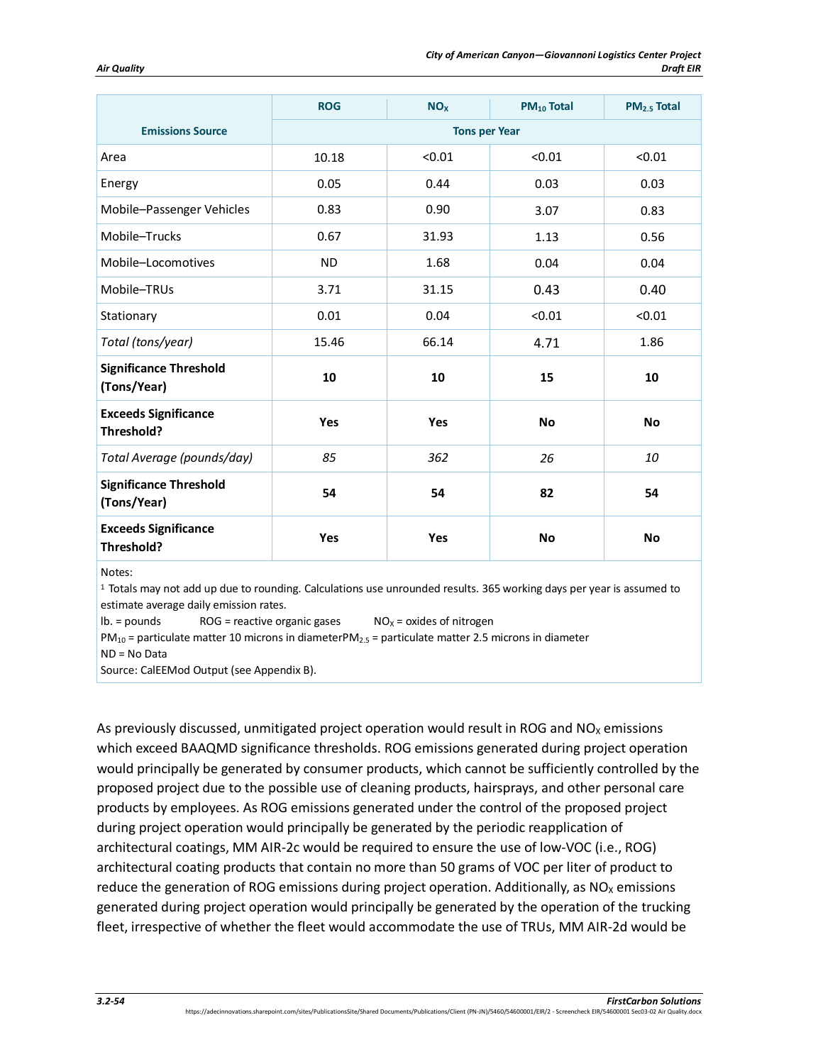| Emissions Source | ROG | $NO_X$ | $PM_{10}$ Total | $PM_{2.5}$ Total |
|---|---|---|---|---|
| | Tons per Year | | | |
| Area | 10.18 | <0.01 | <0.01 | <0.01 |
| Energy | 0.05 | 0.44 | 0.03 | 0.03 |
| Mobile–Passenger Vehicles | 0.83 | 0.90 | 3.07 | 0.83 |
| Mobile–Trucks | 0.67 | 31.93 | 1.13 | 0.56 |
| Mobile–Locomotives | ND | 1.68 | 0.04 | 0.04 |
| Mobile–TRUs | 3.71 | 31.15 | 0.43 | 0.40 |
| Stationary | 0.01 | 0.04 | <0.01 | <0.01 |
| *Total (tons/year)* | 15.46 | 66.14 | 4.71 | 1.86 |
| **Significance Threshold (Tons/Year)** | **10** | **10** | **15** | **10** |
| **Exceeds Significance Threshold?** | **Yes** | **Yes** | **No** | **No** |
| *Total Average (pounds/day)* | *85* | *362* | *26* | *10* |
| **Significance Threshold (Tons/Year)** | **54** | **54** | **82** | **54** |
| **Exceeds Significance Threshold?** | **Yes** | **Yes** | **No** | **No** |

Notes:
[1] Totals may not add up due to rounding. Calculations use unrounded results. 365 working days per year is assumed to estimate average daily emission rates.
lb. = pounds ROG = reactive organic gases $NO_X$ = oxides of nitrogen
$PM_{10}$ = particulate matter 10 microns in diameter $PM_{2.5}$ = particulate matter 2.5 microns in diameter
ND = No Data
Source: CalEEMod Output (see Appendix B).

As previously discussed, unmitigated project operation would result in ROG and $NO_X$ emissions which exceed BAAQMD significance thresholds. ROG emissions generated during project operation would principally be generated by consumer products, which cannot be sufficiently controlled by the proposed project due to the possible use of cleaning products, hairsprays, and other personal care products by employees. As ROG emissions generated under the control of the proposed project during project operation would principally be generated by the periodic reapplication of architectural coatings, MM AIR-2c would be required to ensure the use of low-VOC (i.e., ROG) architectural coating products that contain no more than 50 grams of VOC per liter of product to reduce the generation of ROG emissions during project operation. Additionally, as $NO_X$ emissions generated during project operation would principally be generated by the operation of the trucking fleet, irrespective of whether the fleet would accommodate the use of TRUs, MM AIR-2d would be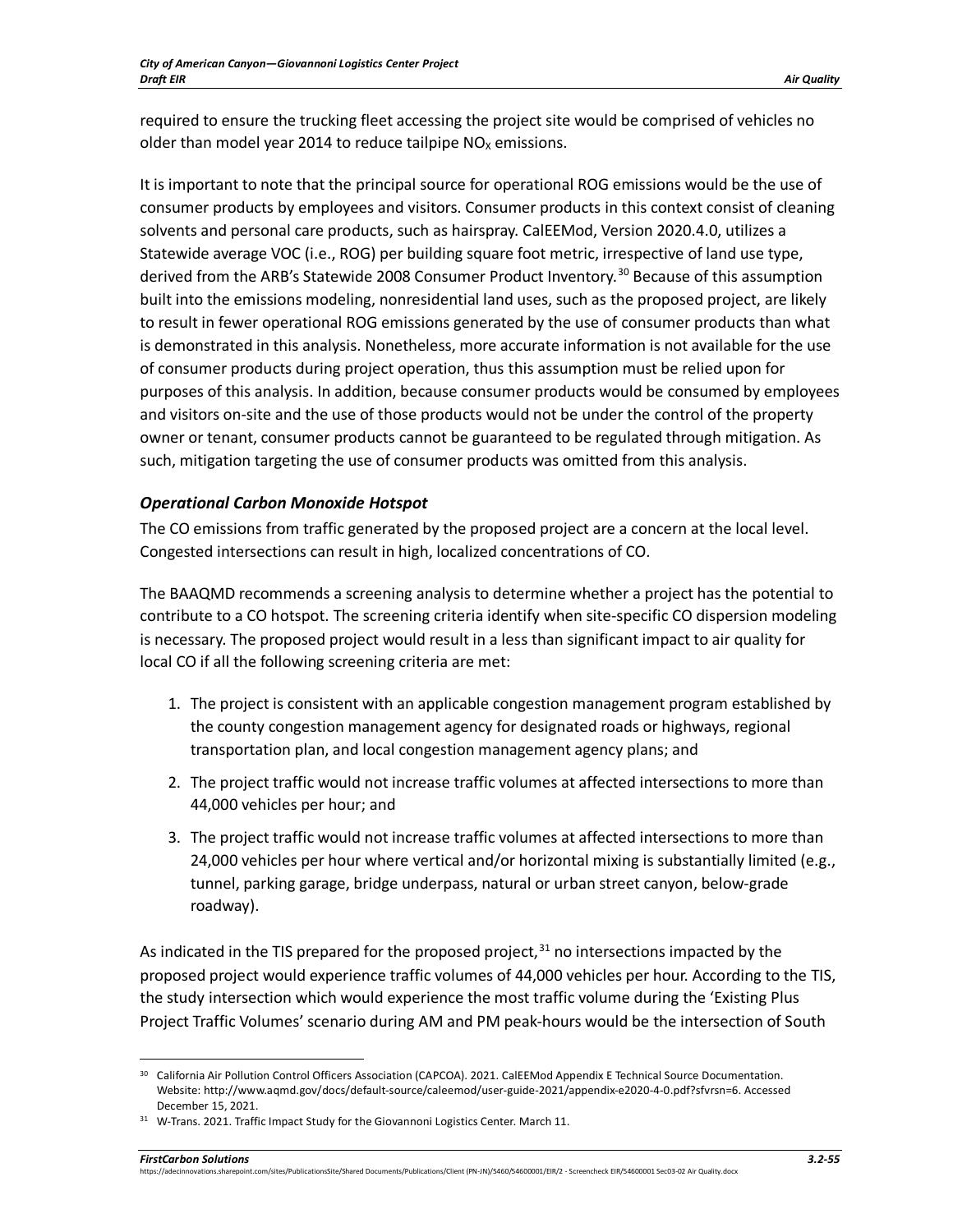required to ensure the trucking fleet accessing the project site would be comprised of vehicles no older than model year 2014 to reduce tailpipe $NO_X$ emissions.

It is important to note that the principal source for operational ROG emissions would be the use of consumer products by employees and visitors. Consumer products in this context consist of cleaning solvents and personal care products, such as hairspray. CalEEMod, Version 2020.4.0, utilizes a Statewide average VOC (i.e., ROG) per building square foot metric, irrespective of land use type, derived from the ARB's Statewide 2008 Consumer Product Inventory.[30] Because of this assumption built into the emissions modeling, nonresidential land uses, such as the proposed project, are likely to result in fewer operational ROG emissions generated by the use of consumer products than what is demonstrated in this analysis. Nonetheless, more accurate information is not available for the use of consumer products during project operation, thus this assumption must be relied upon for purposes of this analysis. In addition, because consumer products would be consumed by employees and visitors on-site and the use of those products would not be under the control of the property owner or tenant, consumer products cannot be guaranteed to be regulated through mitigation. As such, mitigation targeting the use of consumer products was omitted from this analysis.

### *Operational Carbon Monoxide Hotspot*

The CO emissions from traffic generated by the proposed project are a concern at the local level. Congested intersections can result in high, localized concentrations of CO.

The BAAQMD recommends a screening analysis to determine whether a project has the potential to contribute to a CO hotspot. The screening criteria identify when site-specific CO dispersion modeling is necessary. The proposed project would result in a less than significant impact to air quality for local CO if all the following screening criteria are met:

1. The project is consistent with an applicable congestion management program established by the county congestion management agency for designated roads or highways, regional transportation plan, and local congestion management agency plans; and
2. The project traffic would not increase traffic volumes at affected intersections to more than 44,000 vehicles per hour; and
3. The project traffic would not increase traffic volumes at affected intersections to more than 24,000 vehicles per hour where vertical and/or horizontal mixing is substantially limited (e.g., tunnel, parking garage, bridge underpass, natural or urban street canyon, below-grade roadway).

As indicated in the TIS prepared for the proposed project,[31] no intersections impacted by the proposed project would experience traffic volumes of 44,000 vehicles per hour. According to the TIS, the study intersection which would experience the most traffic volume during the 'Existing Plus Project Traffic Volumes' scenario during AM and PM peak-hours would be the intersection of South

---

[30] California Air Pollution Control Officers Association (CAPCOA). 2021. CalEEMod Appendix E Technical Source Documentation. Website: http://www.aqmd.gov/docs/default-source/caleemod/user-guide-2021/appendix-e2020-4-0.pdf?sfvrsn=6. Accessed December 15, 2021.

[31] W-Trans. 2021. Traffic Impact Study for the Giovannoni Logistics Center. March 11.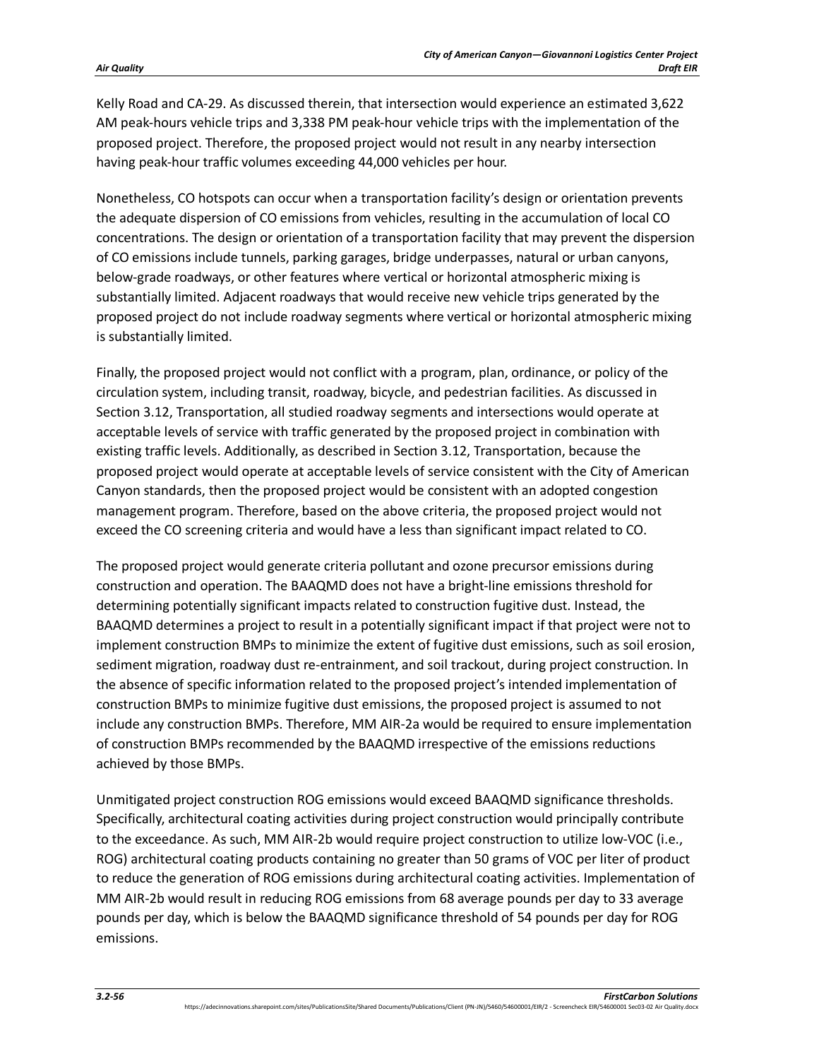Kelly Road and CA-29. As discussed therein, that intersection would experience an estimated 3,622 AM peak-hours vehicle trips and 3,338 PM peak-hour vehicle trips with the implementation of the proposed project. Therefore, the proposed project would not result in any nearby intersection having peak-hour traffic volumes exceeding 44,000 vehicles per hour.

Nonetheless, CO hotspots can occur when a transportation facility's design or orientation prevents the adequate dispersion of CO emissions from vehicles, resulting in the accumulation of local CO concentrations. The design or orientation of a transportation facility that may prevent the dispersion of CO emissions include tunnels, parking garages, bridge underpasses, natural or urban canyons, below-grade roadways, or other features where vertical or horizontal atmospheric mixing is substantially limited. Adjacent roadways that would receive new vehicle trips generated by the proposed project do not include roadway segments where vertical or horizontal atmospheric mixing is substantially limited.

Finally, the proposed project would not conflict with a program, plan, ordinance, or policy of the circulation system, including transit, roadway, bicycle, and pedestrian facilities. As discussed in Section 3.12, Transportation, all studied roadway segments and intersections would operate at acceptable levels of service with traffic generated by the proposed project in combination with existing traffic levels. Additionally, as described in Section 3.12, Transportation, because the proposed project would operate at acceptable levels of service consistent with the City of American Canyon standards, then the proposed project would be consistent with an adopted congestion management program. Therefore, based on the above criteria, the proposed project would not exceed the CO screening criteria and would have a less than significant impact related to CO.

The proposed project would generate criteria pollutant and ozone precursor emissions during construction and operation. The BAAQMD does not have a bright-line emissions threshold for determining potentially significant impacts related to construction fugitive dust. Instead, the BAAQMD determines a project to result in a potentially significant impact if that project were not to implement construction BMPs to minimize the extent of fugitive dust emissions, such as soil erosion, sediment migration, roadway dust re-entrainment, and soil trackout, during project construction. In the absence of specific information related to the proposed project's intended implementation of construction BMPs to minimize fugitive dust emissions, the proposed project is assumed to not include any construction BMPs. Therefore, MM AIR-2a would be required to ensure implementation of construction BMPs recommended by the BAAQMD irrespective of the emissions reductions achieved by those BMPs.

Unmitigated project construction ROG emissions would exceed BAAQMD significance thresholds. Specifically, architectural coating activities during project construction would principally contribute to the exceedance. As such, MM AIR-2b would require project construction to utilize low-VOC (i.e., ROG) architectural coating products containing no greater than 50 grams of VOC per liter of product to reduce the generation of ROG emissions during architectural coating activities. Implementation of MM AIR-2b would result in reducing ROG emissions from 68 average pounds per day to 33 average pounds per day, which is below the BAAQMD significance threshold of 54 pounds per day for ROG emissions.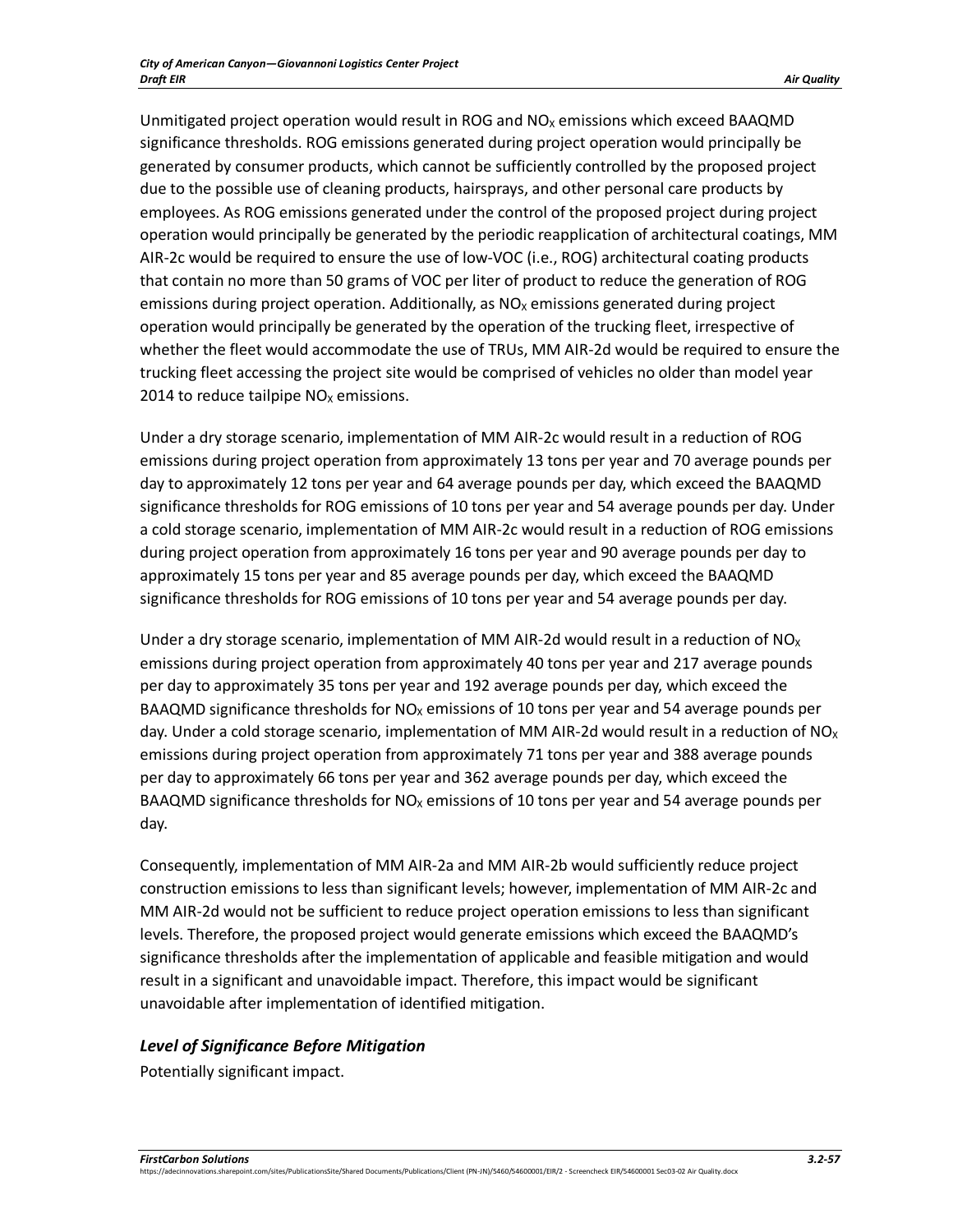Unmitigated project operation would result in ROG and $NO_X$ emissions which exceed BAAQMD significance thresholds. ROG emissions generated during project operation would principally be generated by consumer products, which cannot be sufficiently controlled by the proposed project due to the possible use of cleaning products, hairsprays, and other personal care products by employees. As ROG emissions generated under the control of the proposed project during project operation would principally be generated by the periodic reapplication of architectural coatings, MM AIR-2c would be required to ensure the use of low-VOC (i.e., ROG) architectural coating products that contain no more than 50 grams of VOC per liter of product to reduce the generation of ROG emissions during project operation. Additionally, as $NO_X$ emissions generated during project operation would principally be generated by the operation of the trucking fleet, irrespective of whether the fleet would accommodate the use of TRUs, MM AIR-2d would be required to ensure the trucking fleet accessing the project site would be comprised of vehicles no older than model year 2014 to reduce tailpipe $NO_X$ emissions.

Under a dry storage scenario, implementation of MM AIR-2c would result in a reduction of ROG emissions during project operation from approximately 13 tons per year and 70 average pounds per day to approximately 12 tons per year and 64 average pounds per day, which exceed the BAAQMD significance thresholds for ROG emissions of 10 tons per year and 54 average pounds per day. Under a cold storage scenario, implementation of MM AIR-2c would result in a reduction of ROG emissions during project operation from approximately 16 tons per year and 90 average pounds per day to approximately 15 tons per year and 85 average pounds per day, which exceed the BAAQMD significance thresholds for ROG emissions of 10 tons per year and 54 average pounds per day.

Under a dry storage scenario, implementation of MM AIR-2d would result in a reduction of $NO_X$ emissions during project operation from approximately 40 tons per year and 217 average pounds per day to approximately 35 tons per year and 192 average pounds per day, which exceed the BAAQMD significance thresholds for $NO_X$ emissions of 10 tons per year and 54 average pounds per day. Under a cold storage scenario, implementation of MM AIR-2d would result in a reduction of $NO_X$ emissions during project operation from approximately 71 tons per year and 388 average pounds per day to approximately 66 tons per year and 362 average pounds per day, which exceed the BAAQMD significance thresholds for $NO_X$ emissions of 10 tons per year and 54 average pounds per day.

Consequently, implementation of MM AIR-2a and MM AIR-2b would sufficiently reduce project construction emissions to less than significant levels; however, implementation of MM AIR-2c and MM AIR-2d would not be sufficient to reduce project operation emissions to less than significant levels. Therefore, the proposed project would generate emissions which exceed the BAAQMD's significance thresholds after the implementation of applicable and feasible mitigation and would result in a significant and unavoidable impact. Therefore, this impact would be significant unavoidable after implementation of identified mitigation.

### *Level of Significance Before Mitigation*

Potentially significant impact.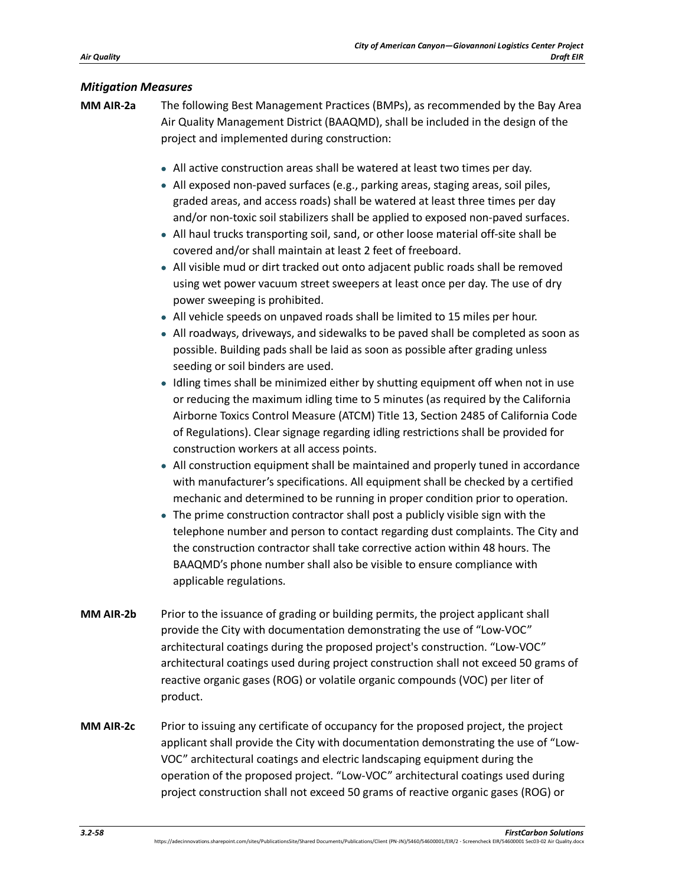### *Mitigation Measures*

**MM AIR-2a** The following Best Management Practices (BMPs), as recommended by the Bay Area Air Quality Management District (BAAQMD), shall be included in the design of the project and implemented during construction:

- All active construction areas shall be watered at least two times per day.
- All exposed non-paved surfaces (e.g., parking areas, staging areas, soil piles, graded areas, and access roads) shall be watered at least three times per day and/or non-toxic soil stabilizers shall be applied to exposed non-paved surfaces.
- All haul trucks transporting soil, sand, or other loose material off-site shall be covered and/or shall maintain at least 2 feet of freeboard.
- All visible mud or dirt tracked out onto adjacent public roads shall be removed using wet power vacuum street sweepers at least once per day. The use of dry power sweeping is prohibited.
- All vehicle speeds on unpaved roads shall be limited to 15 miles per hour.
- All roadways, driveways, and sidewalks to be paved shall be completed as soon as possible. Building pads shall be laid as soon as possible after grading unless seeding or soil binders are used.
- Idling times shall be minimized either by shutting equipment off when not in use or reducing the maximum idling time to 5 minutes (as required by the California Airborne Toxics Control Measure (ATCM) Title 13, Section 2485 of California Code of Regulations). Clear signage regarding idling restrictions shall be provided for construction workers at all access points.
- All construction equipment shall be maintained and properly tuned in accordance with manufacturer's specifications. All equipment shall be checked by a certified mechanic and determined to be running in proper condition prior to operation.
- The prime construction contractor shall post a publicly visible sign with the telephone number and person to contact regarding dust complaints. The City and the construction contractor shall take corrective action within 48 hours. The BAAQMD's phone number shall also be visible to ensure compliance with applicable regulations.

**MM AIR-2b** Prior to the issuance of grading or building permits, the project applicant shall provide the City with documentation demonstrating the use of "Low-VOC" architectural coatings during the proposed project's construction. "Low-VOC" architectural coatings used during project construction shall not exceed 50 grams of reactive organic gases (ROG) or volatile organic compounds (VOC) per liter of product.

**MM AIR-2c** Prior to issuing any certificate of occupancy for the proposed project, the project applicant shall provide the City with documentation demonstrating the use of "Low-VOC" architectural coatings and electric landscaping equipment during the operation of the proposed project. "Low-VOC" architectural coatings used during project construction shall not exceed 50 grams of reactive organic gases (ROG) or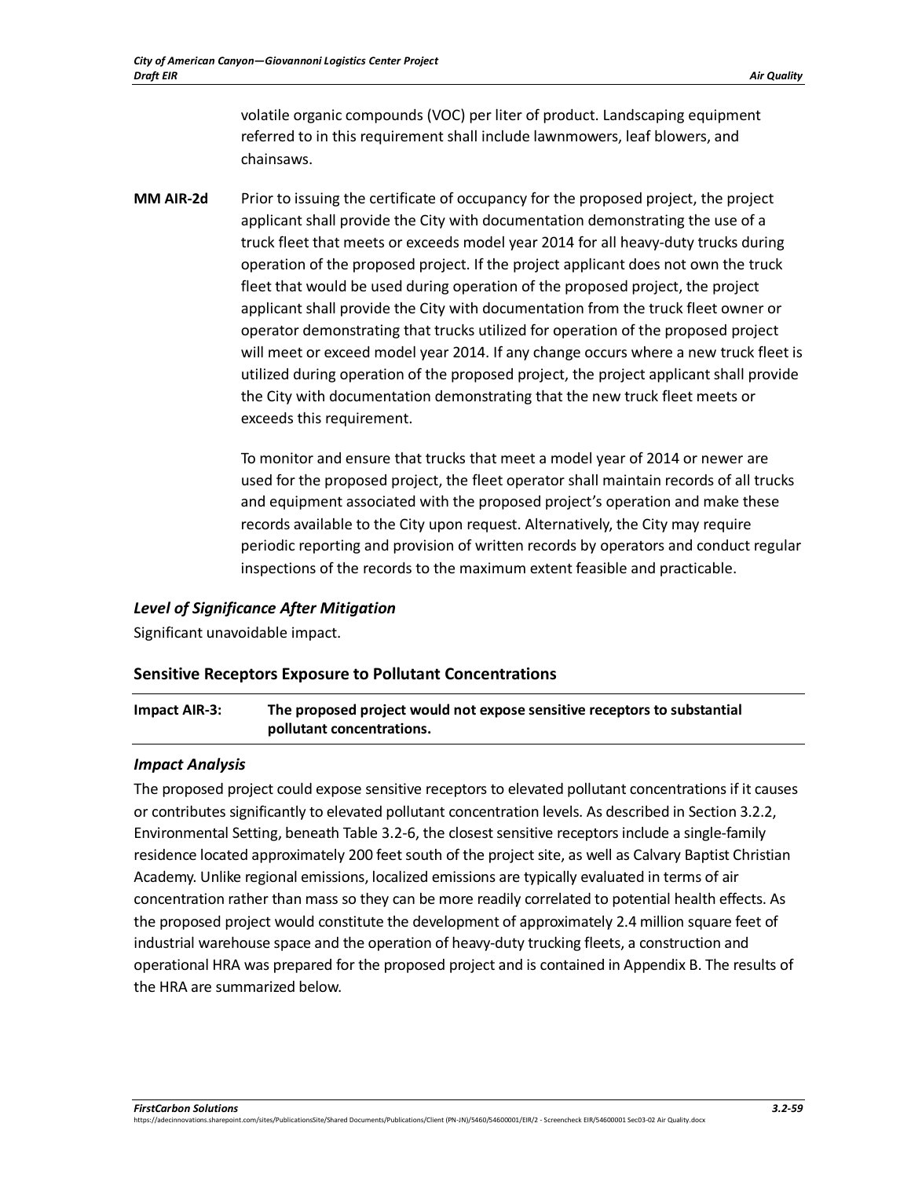volatile organic compounds (VOC) per liter of product. Landscaping equipment referred to in this requirement shall include lawnmowers, leaf blowers, and chainsaws.

**MM AIR-2d** Prior to issuing the certificate of occupancy for the proposed project, the project applicant shall provide the City with documentation demonstrating the use of a truck fleet that meets or exceeds model year 2014 for all heavy-duty trucks during operation of the proposed project. If the project applicant does not own the truck fleet that would be used during operation of the proposed project, the project applicant shall provide the City with documentation from the truck fleet owner or operator demonstrating that trucks utilized for operation of the proposed project will meet or exceed model year 2014. If any change occurs where a new truck fleet is utilized during operation of the proposed project, the project applicant shall provide the City with documentation demonstrating that the new truck fleet meets or exceeds this requirement.

To monitor and ensure that trucks that meet a model year of 2014 or newer are used for the proposed project, the fleet operator shall maintain records of all trucks and equipment associated with the proposed project's operation and make these records available to the City upon request. Alternatively, the City may require periodic reporting and provision of written records by operators and conduct regular inspections of the records to the maximum extent feasible and practicable.

### *Level of Significance After Mitigation*

Significant unavoidable impact.

## Sensitive Receptors Exposure to Pollutant Concentrations

**Impact AIR-3: The proposed project would not expose sensitive receptors to substantial pollutant concentrations.**

### *Impact Analysis*

The proposed project could expose sensitive receptors to elevated pollutant concentrations if it causes or contributes significantly to elevated pollutant concentration levels. As described in Section 3.2.2, Environmental Setting, beneath Table 3.2-6, the closest sensitive receptors include a single-family residence located approximately 200 feet south of the project site, as well as Calvary Baptist Christian Academy. Unlike regional emissions, localized emissions are typically evaluated in terms of air concentration rather than mass so they can be more readily correlated to potential health effects. As the proposed project would constitute the development of approximately 2.4 million square feet of industrial warehouse space and the operation of heavy-duty trucking fleets, a construction and operational HRA was prepared for the proposed project and is contained in Appendix B. The results of the HRA are summarized below.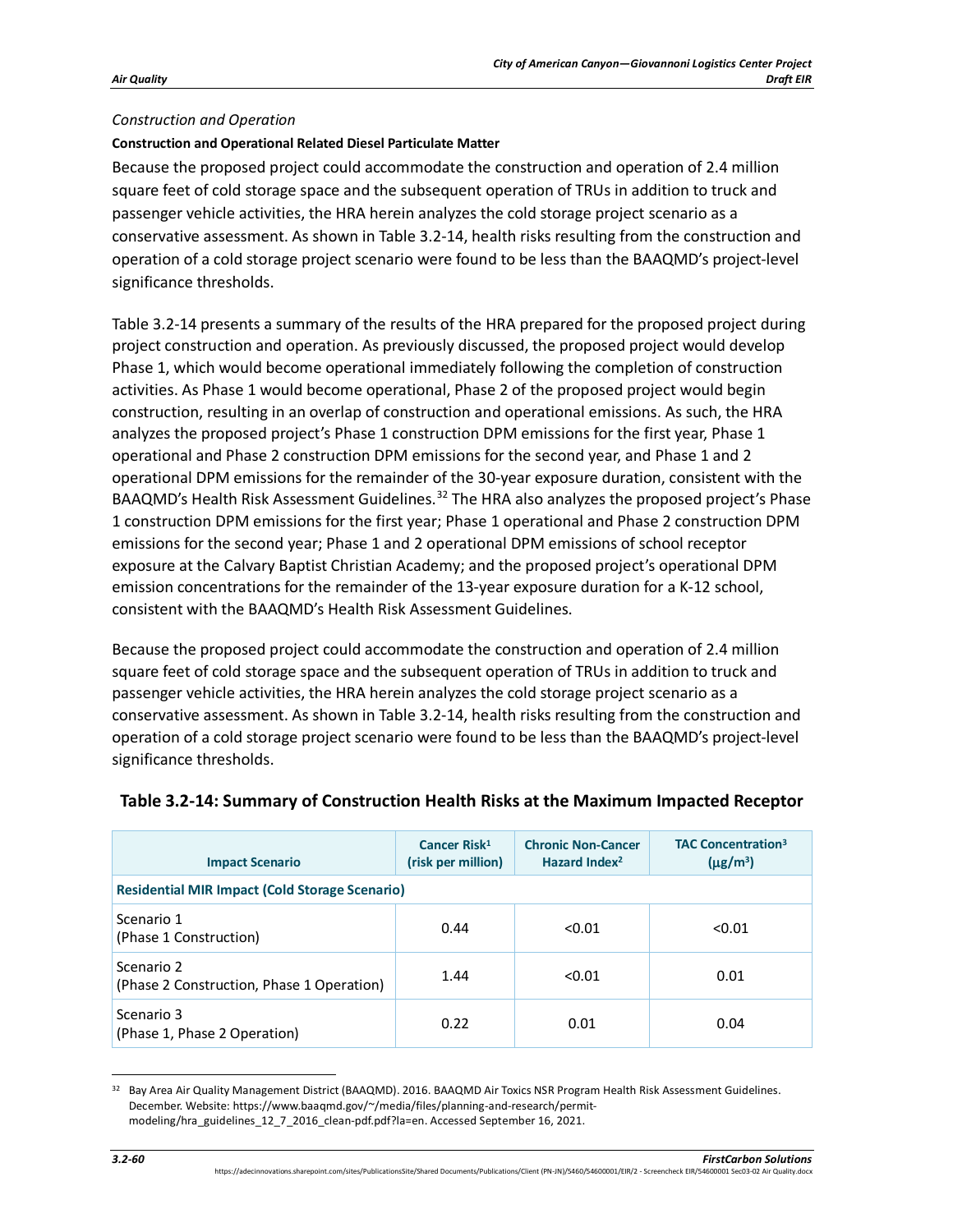*Construction and Operation*

**Construction and Operational Related Diesel Particulate Matter**

Because the proposed project could accommodate the construction and operation of 2.4 million square feet of cold storage space and the subsequent operation of TRUs in addition to truck and passenger vehicle activities, the HRA herein analyzes the cold storage project scenario as a conservative assessment. As shown in Table 3.2-14, health risks resulting from the construction and operation of a cold storage project scenario were found to be less than the BAAQMD's project-level significance thresholds.

Table 3.2-14 presents a summary of the results of the HRA prepared for the proposed project during project construction and operation. As previously discussed, the proposed project would develop Phase 1, which would become operational immediately following the completion of construction activities. As Phase 1 would become operational, Phase 2 of the proposed project would begin construction, resulting in an overlap of construction and operational emissions. As such, the HRA analyzes the proposed project's Phase 1 construction DPM emissions for the first year, Phase 1 operational and Phase 2 construction DPM emissions for the second year, and Phase 1 and 2 operational DPM emissions for the remainder of the 30-year exposure duration, consistent with the BAAQMD's Health Risk Assessment Guidelines.[32] The HRA also analyzes the proposed project's Phase 1 construction DPM emissions for the first year; Phase 1 operational and Phase 2 construction DPM emissions for the second year; Phase 1 and 2 operational DPM emissions of school receptor exposure at the Calvary Baptist Christian Academy; and the proposed project's operational DPM emission concentrations for the remainder of the 13-year exposure duration for a K-12 school, consistent with the BAAQMD's Health Risk Assessment Guidelines.

Because the proposed project could accommodate the construction and operation of 2.4 million square feet of cold storage space and the subsequent operation of TRUs in addition to truck and passenger vehicle activities, the HRA herein analyzes the cold storage project scenario as a conservative assessment. As shown in Table 3.2-14, health risks resulting from the construction and operation of a cold storage project scenario were found to be less than the BAAQMD's project-level significance thresholds.

**Table 3.2-14: Summary of Construction Health Risks at the Maximum Impacted Receptor**

| Impact Scenario | Cancer Risk[1] (risk per million) | Chronic Non-Cancer Hazard Index[2] | TAC Concentration[3] ($\mu g/m^3$) |
|---|---|---|---|
| **Residential MIR Impact (Cold Storage Scenario)** | | | |
| Scenario 1 (Phase 1 Construction) | 0.44 | <0.01 | <0.01 |
| Scenario 2 (Phase 2 Construction, Phase 1 Operation) | 1.44 | <0.01 | 0.01 |
| Scenario 3 (Phase 1, Phase 2 Operation) | 0.22 | 0.01 | 0.04 |

[32] Bay Area Air Quality Management District (BAAQMD). 2016. BAAQMD Air Toxics NSR Program Health Risk Assessment Guidelines. December. Website: https://www.baaqmd.gov/~/media/files/planning-and-research/permit-modeling/hra_guidelines_12_7_2016_clean-pdf.pdf?la=en. Accessed September 16, 2021.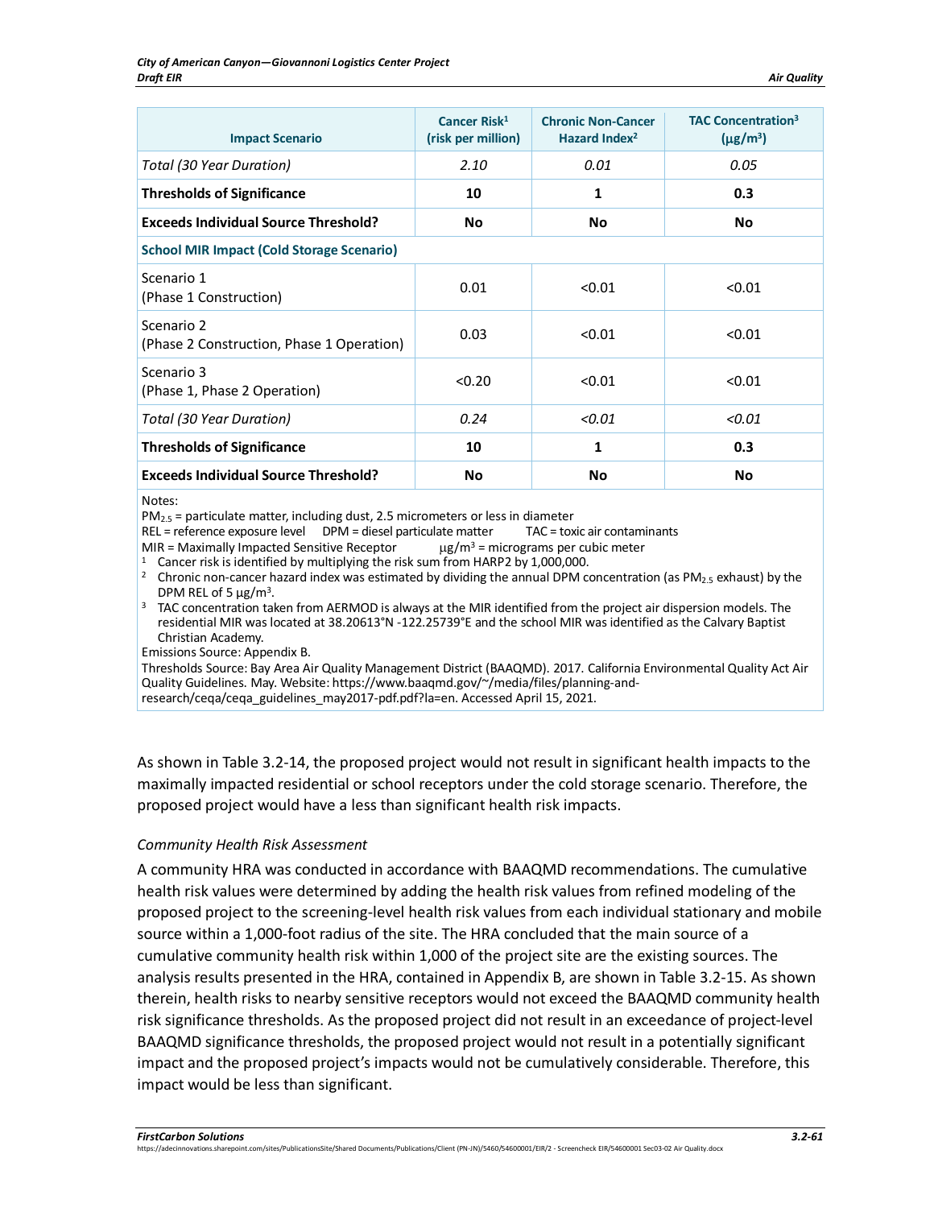| Impact Scenario | Cancer Risk[1] (risk per million) | Chronic Non-Cancer Hazard Index[2] | TAC Concentration[3] ($\mu g/m^3$) |
|---|---|---|---|
| *Total (30 Year Duration)* | *2.10* | *0.01* | *0.05* |
| **Thresholds of Significance** | **10** | **1** | **0.3** |
| **Exceeds Individual Source Threshold?** | **No** | **No** | **No** |
| **School MIR Impact (Cold Storage Scenario)** | | | |
| Scenario 1 (Phase 1 Construction) | 0.01 | <0.01 | <0.01 |
| Scenario 2 (Phase 2 Construction, Phase 1 Operation) | 0.03 | <0.01 | <0.01 |
| Scenario 3 (Phase 1, Phase 2 Operation) | <0.20 | <0.01 | <0.01 |
| *Total (30 Year Duration)* | *0.24* | *<0.01* | *<0.01* |
| **Thresholds of Significance** | **10** | **1** | **0.3** |
| **Exceeds Individual Source Threshold?** | **No** | **No** | **No** |

Notes:
$PM_{2.5}$ = particulate matter, including dust, 2.5 micrometers or less in diameter
REL = reference exposure level DPM = diesel particulate matter TAC = toxic air contaminants
MIR = Maximally Impacted Sensitive Receptor $\mu g/m^3$ = micrograms per cubic meter
[1] Cancer risk is identified by multiplying the risk sum from HARP2 by 1,000,000.
[2] Chronic non-cancer hazard index was estimated by dividing the annual DPM concentration (as $PM_{2.5}$ exhaust) by the DPM REL of 5 $\mu g/m^3$.
[3] TAC concentration taken from AERMOD is always at the MIR identified from the project air dispersion models. The residential MIR was located at 38.20613°N -122.25739°E and the school MIR was identified as the Calvary Baptist Christian Academy.
Emissions Source: Appendix B.
Thresholds Source: Bay Area Air Quality Management District (BAAQMD). 2017. California Environmental Quality Act Air Quality Guidelines. May. Website: https://www.baaqmd.gov/~/media/files/planning-and-research/ceqa/ceqa_guidelines_may2017-pdf.pdf?la=en. Accessed April 15, 2021.

As shown in Table 3.2-14, the proposed project would not result in significant health impacts to the maximally impacted residential or school receptors under the cold storage scenario. Therefore, the proposed project would have a less than significant health risk impacts.

*Community Health Risk Assessment*

A community HRA was conducted in accordance with BAAQMD recommendations. The cumulative health risk values were determined by adding the health risk values from refined modeling of the proposed project to the screening-level health risk values from each individual stationary and mobile source within a 1,000-foot radius of the site. The HRA concluded that the main source of a cumulative community health risk within 1,000 of the project site are the existing sources. The analysis results presented in the HRA, contained in Appendix B, are shown in Table 3.2-15. As shown therein, health risks to nearby sensitive receptors would not exceed the BAAQMD community health risk significance thresholds. As the proposed project did not result in an exceedance of project-level BAAQMD significance thresholds, the proposed project would not result in a potentially significant impact and the proposed project's impacts would not be cumulatively considerable. Therefore, this impact would be less than significant.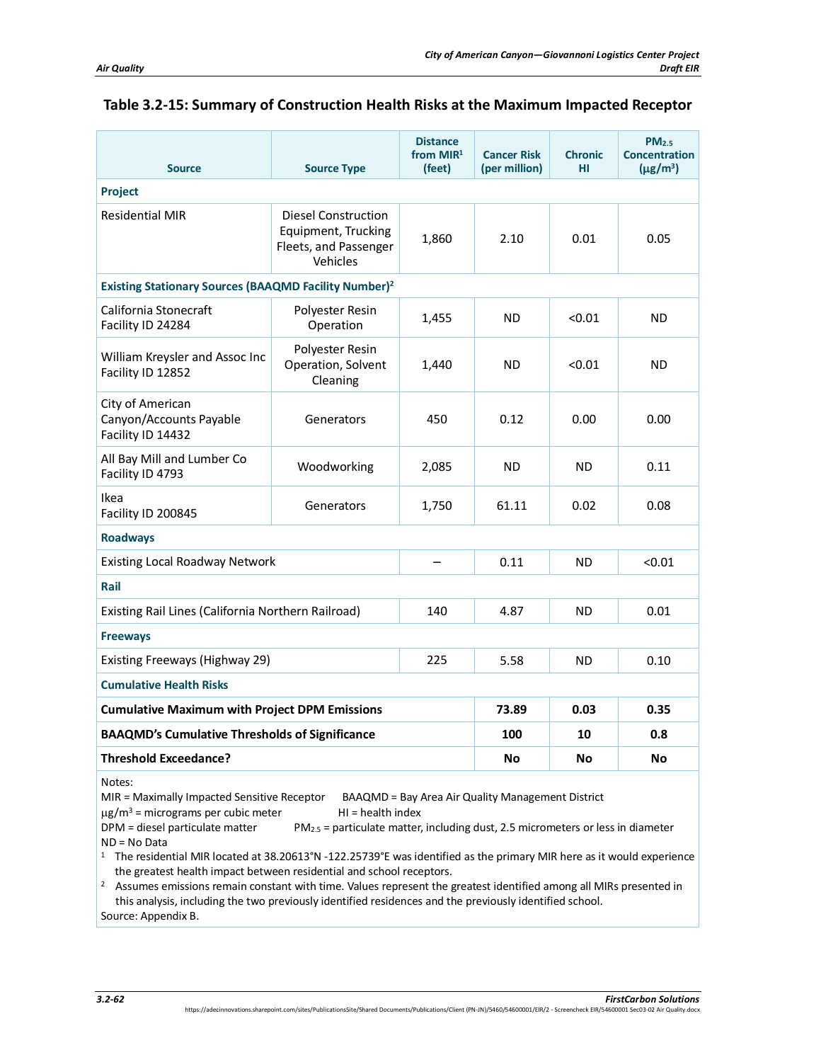## Table 3.2-15: Summary of Construction Health Risks at the Maximum Impacted Receptor

| Source | Source Type | Distance from MIR[1] (feet) | Cancer Risk (per million) | Chronic HI | $PM_{2.5}$ Concentration ($\mu g/m^3$) |
|---|---|---|---|---|---|
| **Project** | | | | | |
| Residential MIR | Diesel Construction Equipment, Trucking Fleets, and Passenger Vehicles | 1,860 | 2.10 | 0.01 | 0.05 |
| **Existing Stationary Sources (BAAQMD Facility Number)[2]** | | | | | |
| California Stonecraft Facility ID 24284 | Polyester Resin Operation | 1,455 | ND | <0.01 | ND |
| William Kreysler and Assoc Inc Facility ID 12852 | Polyester Resin Operation, Solvent Cleaning | 1,440 | ND | <0.01 | ND |
| City of American Canyon/Accounts Payable Facility ID 14432 | Generators | 450 | 0.12 | 0.00 | 0.00 |
| All Bay Mill and Lumber Co Facility ID 4793 | Woodworking | 2,085 | ND | ND | 0.11 |
| Ikea Facility ID 200845 | Generators | 1,750 | 61.11 | 0.02 | 0.08 |
| **Roadways** | | | | | |
| Existing Local Roadway Network | | – | 0.11 | ND | <0.01 |
| **Rail** | | | | | |
| Existing Rail Lines (California Northern Railroad) | | 140 | 4.87 | ND | 0.01 |
| **Freeways** | | | | | |
| Existing Freeways (Highway 29) | | 225 | 5.58 | ND | 0.10 |
| **Cumulative Health Risks** | | | | | |
| **Cumulative Maximum with Project DPM Emissions** | | | **73.89** | **0.03** | **0.35** |
| **BAAQMD's Cumulative Thresholds of Significance** | | | **100** | **10** | **0.8** |
| **Threshold Exceedance?** | | | **No** | **No** | **No** |

Notes:
MIR = Maximally Impacted Sensitive Receptor BAAQMD = Bay Area Air Quality Management District
$\mu g/m^3$ = micrograms per cubic meter HI = health index
DPM = diesel particulate matter $PM_{2.5}$ = particulate matter, including dust, 2.5 micrometers or less in diameter
ND = No Data

[1] The residential MIR located at 38.20613°N -122.25739°E was identified as the primary MIR here as it would experience the greatest health impact between residential and school receptors.

[2] Assumes emissions remain constant with time. Values represent the greatest identified among all MIRs presented in this analysis, including the two previously identified residences and the previously identified school.

Source: Appendix B.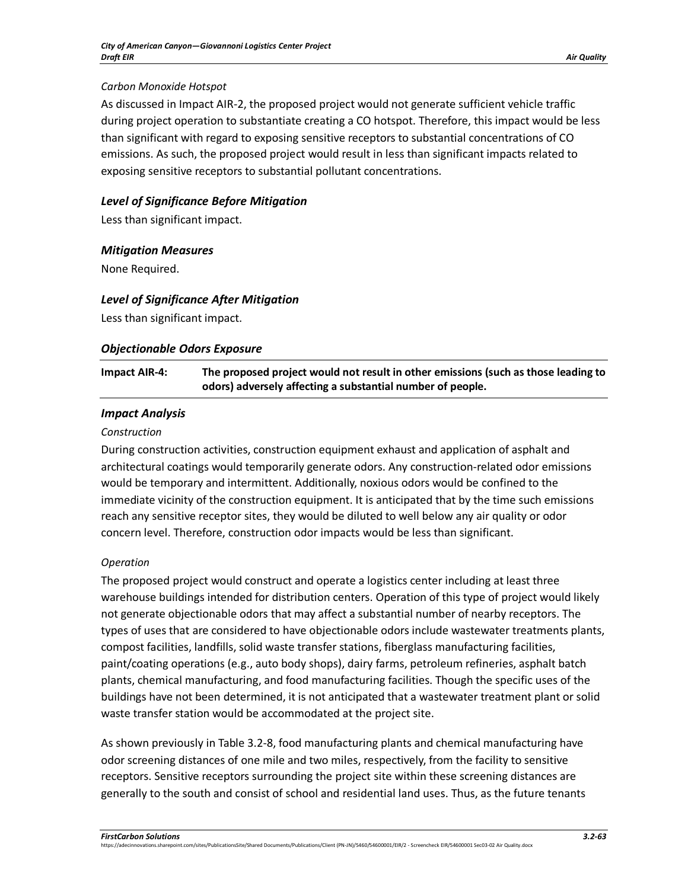*Carbon Monoxide Hotspot*

As discussed in Impact AIR-2, the proposed project would not generate sufficient vehicle traffic during project operation to substantiate creating a CO hotspot. Therefore, this impact would be less than significant with regard to exposing sensitive receptors to substantial concentrations of CO emissions. As such, the proposed project would result in less than significant impacts related to exposing sensitive receptors to substantial pollutant concentrations.

### *Level of Significance Before Mitigation*

Less than significant impact.

### *Mitigation Measures*

None Required.

### *Level of Significance After Mitigation*

Less than significant impact.

### *Objectionable Odors Exposure*

| **Impact AIR-4:** | **The proposed project would not result in other emissions (such as those leading to odors) adversely affecting a substantial number of people.** |
|---|---|

### *Impact Analysis*

*Construction*

During construction activities, construction equipment exhaust and application of asphalt and architectural coatings would temporarily generate odors. Any construction-related odor emissions would be temporary and intermittent. Additionally, noxious odors would be confined to the immediate vicinity of the construction equipment. It is anticipated that by the time such emissions reach any sensitive receptor sites, they would be diluted to well below any air quality or odor concern level. Therefore, construction odor impacts would be less than significant.

*Operation*

The proposed project would construct and operate a logistics center including at least three warehouse buildings intended for distribution centers. Operation of this type of project would likely not generate objectionable odors that may affect a substantial number of nearby receptors. The types of uses that are considered to have objectionable odors include wastewater treatments plants, compost facilities, landfills, solid waste transfer stations, fiberglass manufacturing facilities, paint/coating operations (e.g., auto body shops), dairy farms, petroleum refineries, asphalt batch plants, chemical manufacturing, and food manufacturing facilities. Though the specific uses of the buildings have not been determined, it is not anticipated that a wastewater treatment plant or solid waste transfer station would be accommodated at the project site.

As shown previously in Table 3.2-8, food manufacturing plants and chemical manufacturing have odor screening distances of one mile and two miles, respectively, from the facility to sensitive receptors. Sensitive receptors surrounding the project site within these screening distances are generally to the south and consist of school and residential land uses. Thus, as the future tenants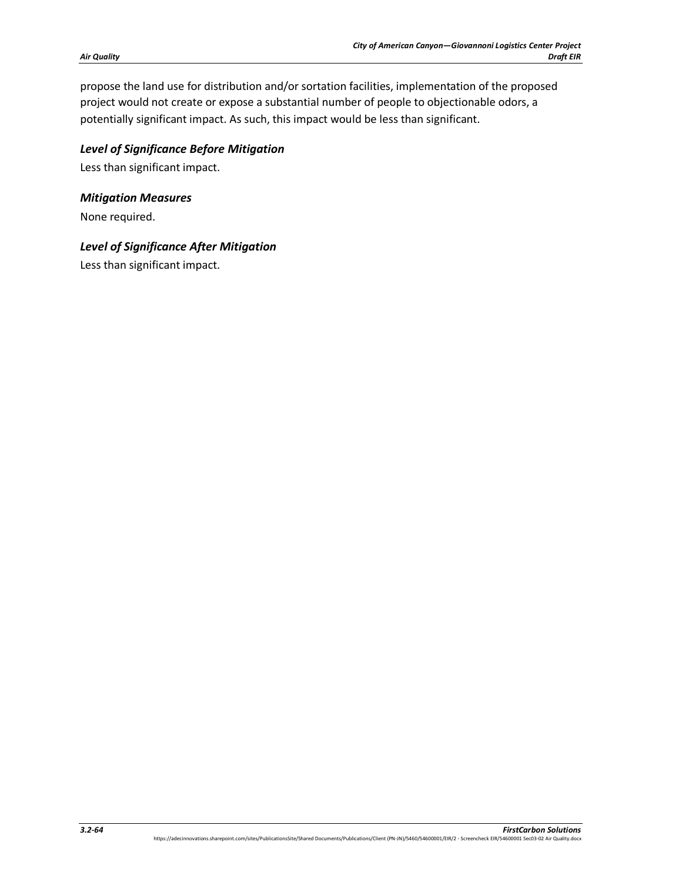propose the land use for distribution and/or sortation facilities, implementation of the proposed project would not create or expose a substantial number of people to objectionable odors, a potentially significant impact. As such, this impact would be less than significant.

### *Level of Significance Before Mitigation*

Less than significant impact.

### *Mitigation Measures*

None required.

### *Level of Significance After Mitigation*

Less than significant impact.